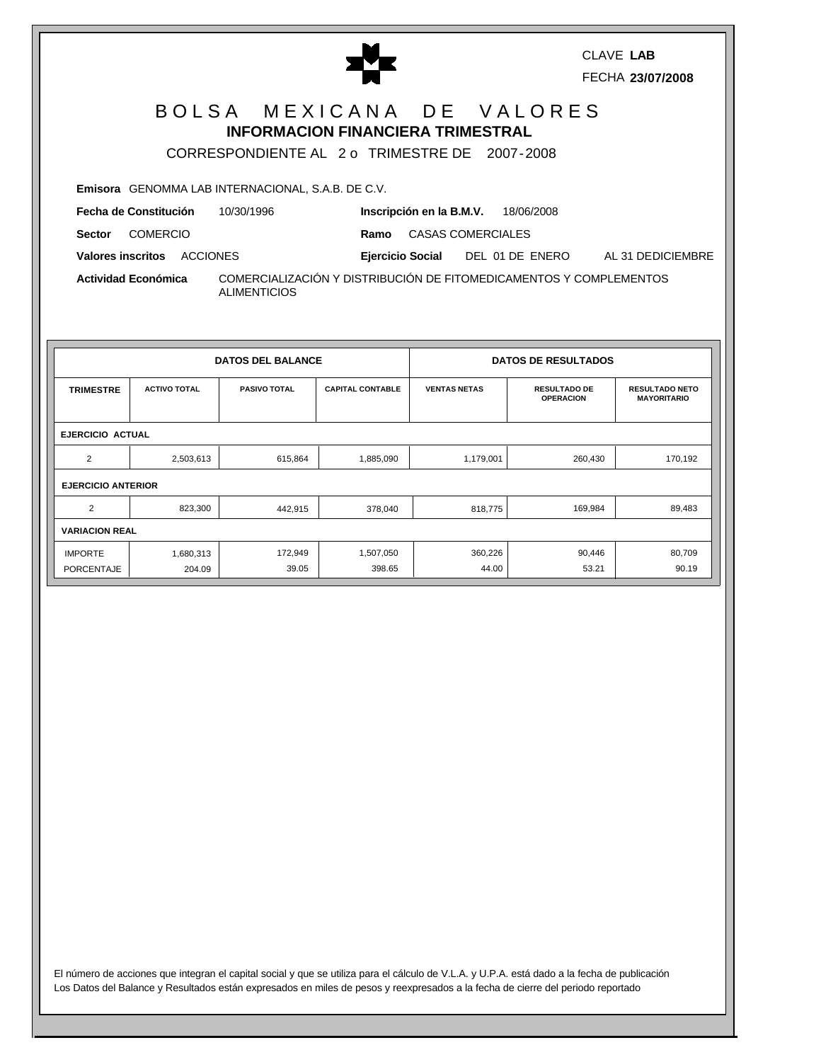CLAVE **LAB**

FECHA **23/07/2008**

# B O L S A   M E X I C A N A   D E   V A L O R E S

## INFORMACION FINANCIERA TRIMESTRAL

CORRESPONDIENTE AL 2 o TRIMESTRE DE 2007 - 2008

**Emisora** GENOMMA LAB INTERNACIONAL, S.A.B. DE C.V.

**Fecha de Constitución** 10/30/1996 **Inscripción en la B.M.V.** 18/06/2008

**Sector** COMERCIO **Ramo** CASAS COMERCIALES

**Valores inscritos** ACCIONES **Ejercicio Social** DEL 01 DE ENERO AL 31 DEDICIEMBRE

**Actividad Económica** COMERCIALIZACIÓN Y DISTRIBUCIÓN DE FITOMEDICAMENTOS Y COMPLEMENTOS ALIMENTICIOS

| | DATOS DEL BALANCE | | | DATOS DE RESULTADOS | | |
|---|---|---|---|---|---|---|
| **TRIMESTRE** | **ACTIVO TOTAL** | **PASIVO TOTAL** | **CAPITAL CONTABLE** | **VENTAS NETAS** | **RESULTADO DE OPERACION** | **RESULTADO NETO MAYORITARIO** |
| **EJERCICIO ACTUAL** | | | | | | |
| 2 | 2,503,613 | 615,864 | 1,885,090 | 1,179,001 | 260,430 | 170,192 |
| **EJERCICIO ANTERIOR** | | | | | | |
| 2 | 823,300 | 442,915 | 378,040 | 818,775 | 169,984 | 89,483 |
| **VARIACION REAL** | | | | | | |
| IMPORTE | 1,680,313 | 172,949 | 1,507,050 | 360,226 | 90,446 | 80,709 |
| PORCENTAJE | 204.09 | 39.05 | 398.65 | 44.00 | 53.21 | 90.19 |

El número de acciones que integran el capital social y que se utiliza para el cálculo de V.L.A. y U.P.A. está dado a la fecha de publicación
Los Datos del Balance y Resultados están expresados en miles de pesos y reexpresados a la fecha de cierre del periodo reportado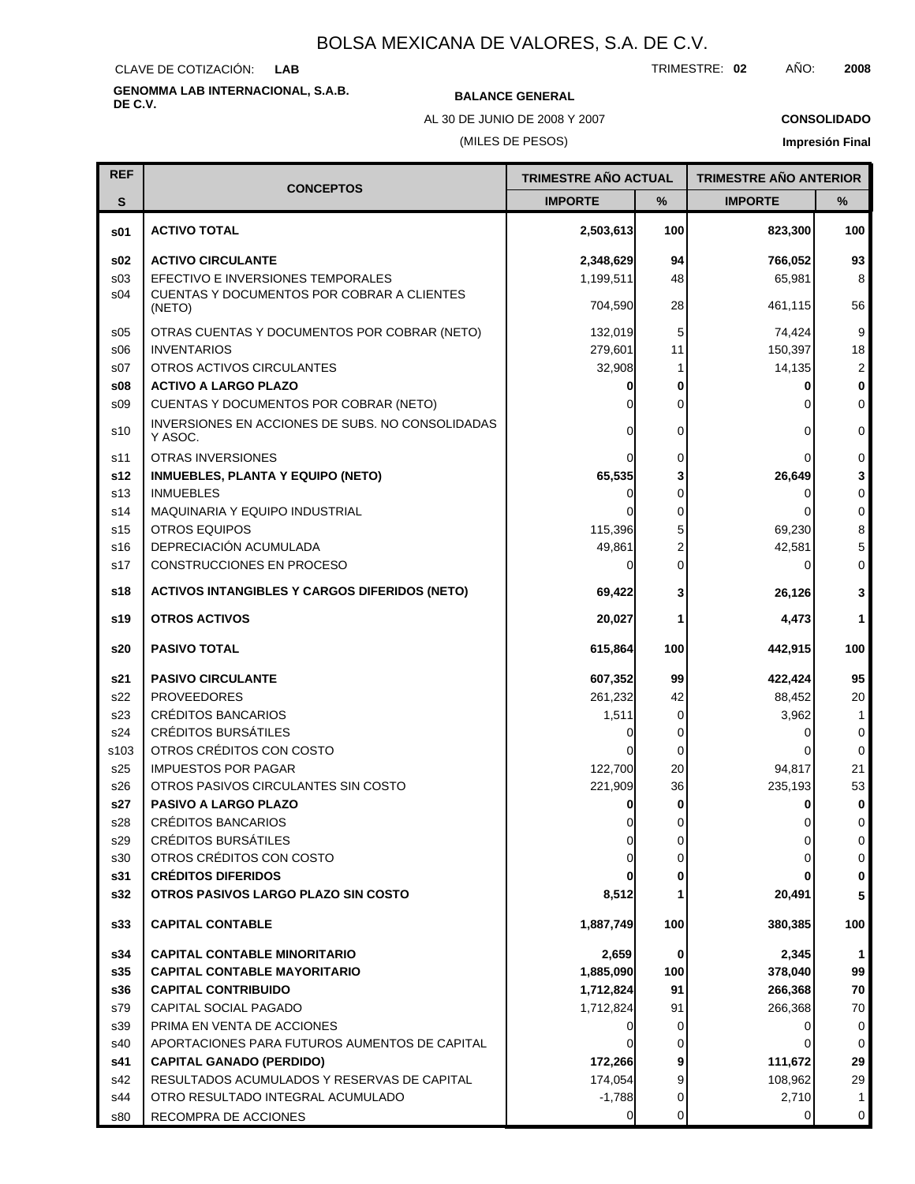# BOLSA MEXICANA DE VALORES, S.A. DE C.V.

CLAVE DE COTIZACIÓN: **LAB**

TRIMESTRE: **02** AÑO: **2008**

**GENOMMA LAB INTERNACIONAL, S.A.B. DE C.V.**

**BALANCE GENERAL**

AL 30 DE JUNIO DE 2008 Y 2007

(MILES DE PESOS)

**CONSOLIDADO**

**Impresión Final**

| REF S | CONCEPTOS | TRIMESTRE AÑO ACTUAL IMPORTE | % | TRIMESTRE AÑO ANTERIOR IMPORTE | % |
|---|---|---|---|---|---|
| **s01** | **ACTIVO TOTAL** | **2,503,613** | **100** | **823,300** | **100** |
| **s02** | **ACTIVO CIRCULANTE** | **2,348,629** | **94** | **766,052** | **93** |
| s03 | EFECTIVO E INVERSIONES TEMPORALES | 1,199,511 | 48 | 65,981 | 8 |
| s04 | CUENTAS Y DOCUMENTOS POR COBRAR A CLIENTES (NETO) | 704,590 | 28 | 461,115 | 56 |
| s05 | OTRAS CUENTAS Y DOCUMENTOS POR COBRAR (NETO) | 132,019 | 5 | 74,424 | 9 |
| s06 | INVENTARIOS | 279,601 | 11 | 150,397 | 18 |
| s07 | OTROS ACTIVOS CIRCULANTES | 32,908 | 1 | 14,135 | 2 |
| **s08** | **ACTIVO A LARGO PLAZO** | **0** | **0** | **0** | **0** |
| s09 | CUENTAS Y DOCUMENTOS POR COBRAR (NETO) | 0 | 0 | 0 | 0 |
| s10 | INVERSIONES EN ACCIONES DE SUBS. NO CONSOLIDADAS Y ASOC. | 0 | 0 | 0 | 0 |
| s11 | OTRAS INVERSIONES | 0 | 0 | 0 | 0 |
| **s12** | **INMUEBLES, PLANTA Y EQUIPO (NETO)** | **65,535** | **3** | **26,649** | **3** |
| s13 | INMUEBLES | 0 | 0 | 0 | 0 |
| s14 | MAQUINARIA Y EQUIPO INDUSTRIAL | 0 | 0 | 0 | 0 |
| s15 | OTROS EQUIPOS | 115,396 | 5 | 69,230 | 8 |
| s16 | DEPRECIACIÓN ACUMULADA | 49,861 | 2 | 42,581 | 5 |
| s17 | CONSTRUCCIONES EN PROCESO | 0 | 0 | 0 | 0 |
| **s18** | **ACTIVOS INTANGIBLES Y CARGOS DIFERIDOS (NETO)** | **69,422** | **3** | **26,126** | **3** |
| **s19** | **OTROS ACTIVOS** | **20,027** | **1** | **4,473** | **1** |
| **s20** | **PASIVO TOTAL** | **615,864** | **100** | **442,915** | **100** |
| **s21** | **PASIVO CIRCULANTE** | **607,352** | **99** | **422,424** | **95** |
| s22 | PROVEEDORES | 261,232 | 42 | 88,452 | 20 |
| s23 | CRÉDITOS BANCARIOS | 1,511 | 0 | 3,962 | 1 |
| s24 | CRÉDITOS BURSÁTILES | 0 | 0 | 0 | 0 |
| s103 | OTROS CRÉDITOS CON COSTO | 0 | 0 | 0 | 0 |
| s25 | IMPUESTOS POR PAGAR | 122,700 | 20 | 94,817 | 21 |
| s26 | OTROS PASIVOS CIRCULANTES SIN COSTO | 221,909 | 36 | 235,193 | 53 |
| **s27** | **PASIVO A LARGO PLAZO** | **0** | **0** | **0** | **0** |
| s28 | CRÉDITOS BANCARIOS | 0 | 0 | 0 | 0 |
| s29 | CRÉDITOS BURSÁTILES | 0 | 0 | 0 | 0 |
| s30 | OTROS CRÉDITOS CON COSTO | 0 | 0 | 0 | 0 |
| **s31** | **CRÉDITOS DIFERIDOS** | **0** | **0** | **0** | **0** |
| **s32** | **OTROS PASIVOS LARGO PLAZO SIN COSTO** | **8,512** | **1** | **20,491** | **5** |
| **s33** | **CAPITAL CONTABLE** | **1,887,749** | **100** | **380,385** | **100** |
| **s34** | **CAPITAL CONTABLE MINORITARIO** | **2,659** | **0** | **2,345** | **1** |
| **s35** | **CAPITAL CONTABLE MAYORITARIO** | **1,885,090** | **100** | **378,040** | **99** |
| **s36** | **CAPITAL CONTRIBUIDO** | **1,712,824** | **91** | **266,368** | **70** |
| s79 | CAPITAL SOCIAL PAGADO | 1,712,824 | 91 | 266,368 | 70 |
| s39 | PRIMA EN VENTA DE ACCIONES | 0 | 0 | 0 | 0 |
| s40 | APORTACIONES PARA FUTUROS AUMENTOS DE CAPITAL | 0 | 0 | 0 | 0 |
| **s41** | **CAPITAL GANADO (PERDIDO)** | **172,266** | **9** | **111,672** | **29** |
| s42 | RESULTADOS ACUMULADOS Y RESERVAS DE CAPITAL | 174,054 | 9 | 108,962 | 29 |
| s44 | OTRO RESULTADO INTEGRAL ACUMULADO | -1,788 | 0 | 2,710 | 1 |
| s80 | RECOMPRA DE ACCIONES | 0 | 0 | 0 | 0 |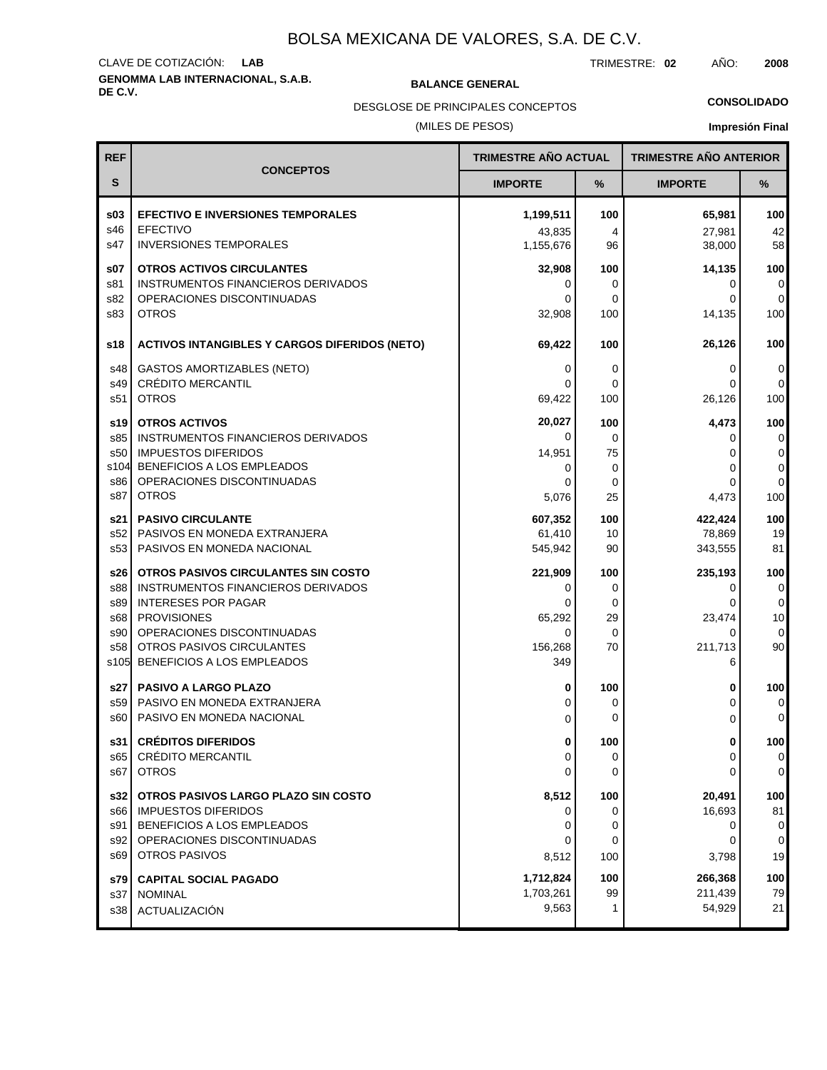# BOLSA MEXICANA DE VALORES, S.A. DE C.V.

CLAVE DE COTIZACIÓN: **LAB**

TRIMESTRE: **02** AÑO: **2008**

**GENOMMA LAB INTERNACIONAL, S.A.B. DE C.V.**

**BALANCE GENERAL**

DESGLOSE DE PRINCIPALES CONCEPTOS

(MILES DE PESOS)

**CONSOLIDADO**

**Impresión Final**

| REF S | CONCEPTOS | TRIMESTRE AÑO ACTUAL IMPORTE | % | TRIMESTRE AÑO ANTERIOR IMPORTE | % |
|---|---|---|---|---|---|
| **s03** | **EFECTIVO E INVERSIONES TEMPORALES** | **1,199,511** | **100** | **65,981** | **100** |
| s46 | EFECTIVO | 43,835 | 4 | 27,981 | 42 |
| s47 | INVERSIONES TEMPORALES | 1,155,676 | 96 | 38,000 | 58 |
| **s07** | **OTROS ACTIVOS CIRCULANTES** | **32,908** | **100** | **14,135** | **100** |
| s81 | INSTRUMENTOS FINANCIEROS DERIVADOS | 0 | 0 | 0 | 0 |
| s82 | OPERACIONES DISCONTINUADAS | 0 | 0 | 0 | 0 |
| s83 | OTROS | 32,908 | 100 | 14,135 | 100 |
| **s18** | **ACTIVOS INTANGIBLES Y CARGOS DIFERIDOS (NETO)** | **69,422** | **100** | **26,126** | **100** |
| s48 | GASTOS AMORTIZABLES (NETO) | 0 | 0 | 0 | 0 |
| s49 | CRÉDITO MERCANTIL | 0 | 0 | 0 | 0 |
| s51 | OTROS | 69,422 | 100 | 26,126 | 100 |
| **s19** | **OTROS ACTIVOS** | **20,027** | **100** | **4,473** | **100** |
| s85 | INSTRUMENTOS FINANCIEROS DERIVADOS | 0 | 0 | 0 | 0 |
| s50 | IMPUESTOS DIFERIDOS | 14,951 | 75 | 0 | 0 |
| s104 | BENEFICIOS A LOS EMPLEADOS | 0 | 0 | 0 | 0 |
| s86 | OPERACIONES DISCONTINUADAS | 0 | 0 | 0 | 0 |
| s87 | OTROS | 5,076 | 25 | 4,473 | 100 |
| **s21** | **PASIVO CIRCULANTE** | **607,352** | **100** | **422,424** | **100** |
| s52 | PASIVOS EN MONEDA EXTRANJERA | 61,410 | 10 | 78,869 | 19 |
| s53 | PASIVOS EN MONEDA NACIONAL | 545,942 | 90 | 343,555 | 81 |
| **s26** | **OTROS PASIVOS CIRCULANTES SIN COSTO** | **221,909** | **100** | **235,193** | **100** |
| s88 | INSTRUMENTOS FINANCIEROS DERIVADOS | 0 | 0 | 0 | 0 |
| s89 | INTERESES POR PAGAR | 0 | 0 | 0 | 0 |
| s68 | PROVISIONES | 65,292 | 29 | 23,474 | 10 |
| s90 | OPERACIONES DISCONTINUADAS | 0 | 0 | 0 | 0 |
| s58 | OTROS PASIVOS CIRCULANTES | 156,268 | 70 | 211,713 | 90 |
| s105 | BENEFICIOS A LOS EMPLEADOS | 349 | | 6 | |
| **s27** | **PASIVO A LARGO PLAZO** | **0** | **100** | **0** | **100** |
| s59 | PASIVO EN MONEDA EXTRANJERA | 0 | 0 | 0 | 0 |
| s60 | PASIVO EN MONEDA NACIONAL | 0 | 0 | 0 | 0 |
| **s31** | **CRÉDITOS DIFERIDOS** | **0** | **100** | **0** | **100** |
| s65 | CRÉDITO MERCANTIL | 0 | 0 | 0 | 0 |
| s67 | OTROS | 0 | 0 | 0 | 0 |
| **s32** | **OTROS PASIVOS LARGO PLAZO SIN COSTO** | **8,512** | **100** | **20,491** | **100** |
| s66 | IMPUESTOS DIFERIDOS | 0 | 0 | 16,693 | 81 |
| s91 | BENEFICIOS A LOS EMPLEADOS | 0 | 0 | 0 | 0 |
| s92 | OPERACIONES DISCONTINUADAS | 0 | 0 | 0 | 0 |
| s69 | OTROS PASIVOS | 8,512 | 100 | 3,798 | 19 |
| **s79** | **CAPITAL SOCIAL PAGADO** | **1,712,824** | **100** | **266,368** | **100** |
| s37 | NOMINAL | 1,703,261 | 99 | 211,439 | 79 |
| s38 | ACTUALIZACIÓN | 9,563 | 1 | 54,929 | 21 |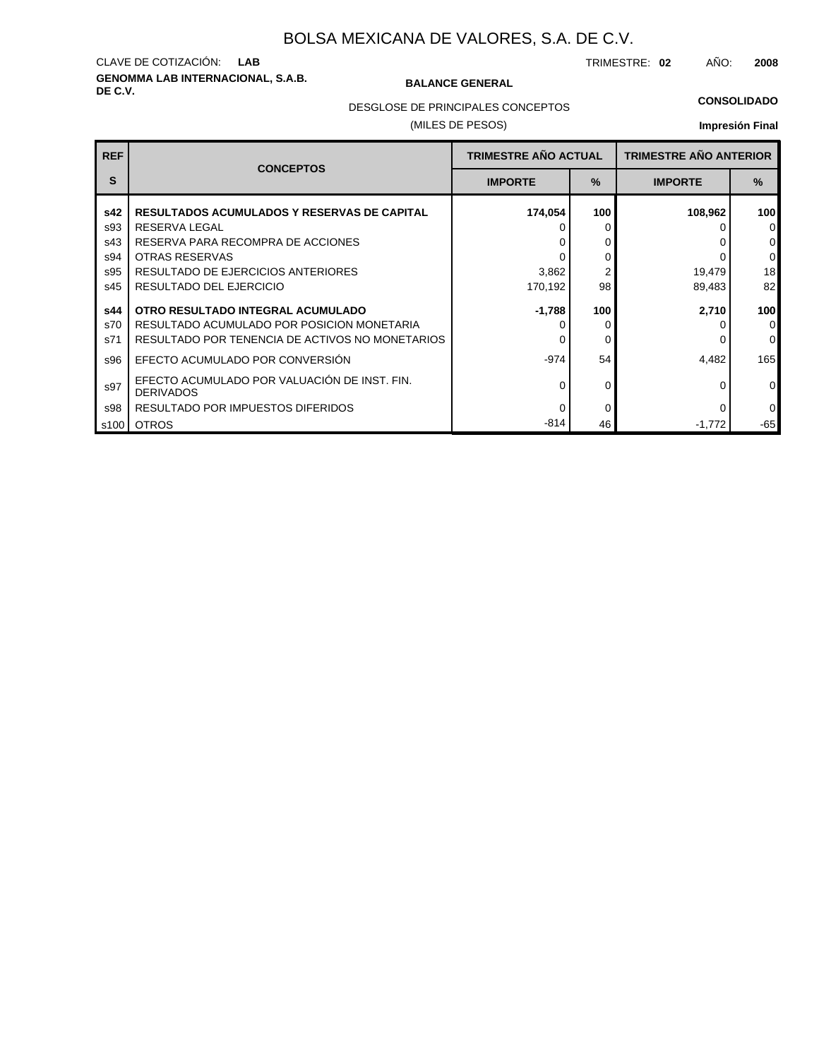# BOLSA MEXICANA DE VALORES, S.A. DE C.V.

CLAVE DE COTIZACIÓN: **LAB**

TRIMESTRE: **02** AÑO: **2008**

**GENOMMA LAB INTERNACIONAL, S.A.B. DE C.V.**

**BALANCE GENERAL**

**CONSOLIDADO**

DESGLOSE DE PRINCIPALES CONCEPTOS

(MILES DE PESOS)

**Impresión Final**

| REF S | CONCEPTOS | TRIMESTRE AÑO ACTUAL | | TRIMESTRE AÑO ANTERIOR | |
|---|---|---|---|---|---|
| | | IMPORTE | % | IMPORTE | % |
| **s42** | **RESULTADOS ACUMULADOS Y RESERVAS DE CAPITAL** | **174,054** | **100** | **108,962** | **100** |
| s93 | RESERVA LEGAL | 0 | 0 | 0 | 0 |
| s43 | RESERVA PARA RECOMPRA DE ACCIONES | 0 | 0 | 0 | 0 |
| s94 | OTRAS RESERVAS | 0 | 0 | 0 | 0 |
| s95 | RESULTADO DE EJERCICIOS ANTERIORES | 3,862 | 2 | 19,479 | 18 |
| s45 | RESULTADO DEL EJERCICIO | 170,192 | 98 | 89,483 | 82 |
| **s44** | **OTRO RESULTADO INTEGRAL ACUMULADO** | **-1,788** | **100** | **2,710** | **100** |
| s70 | RESULTADO ACUMULADO POR POSICION MONETARIA | 0 | 0 | 0 | 0 |
| s71 | RESULTADO POR TENENCIA DE ACTIVOS NO MONETARIOS | 0 | 0 | 0 | 0 |
| s96 | EFECTO ACUMULADO POR CONVERSIÓN | -974 | 54 | 4,482 | 165 |
| s97 | EFECTO ACUMULADO POR VALUACIÓN DE INST. FIN. DERIVADOS | 0 | 0 | 0 | 0 |
| s98 | RESULTADO POR IMPUESTOS DIFERIDOS | 0 | 0 | 0 | 0 |
| s100 | OTROS | -814 | 46 | -1,772 | -65 |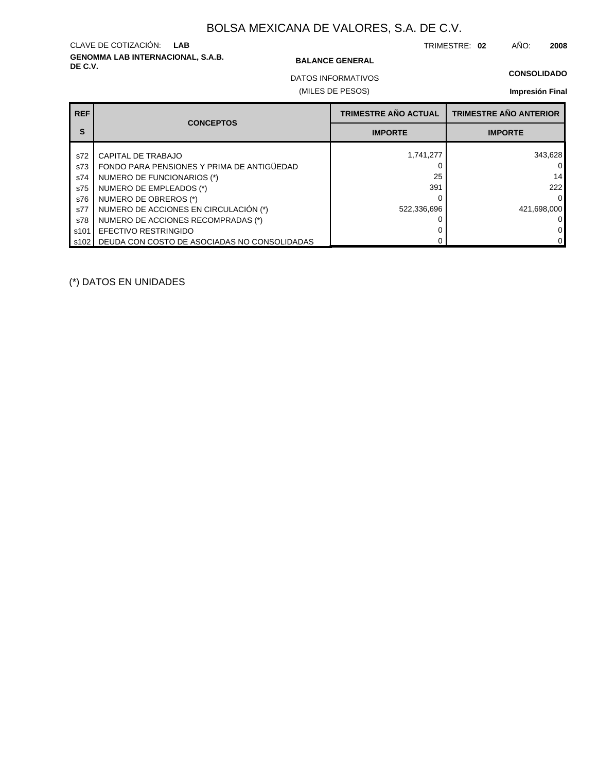# BOLSA MEXICANA DE VALORES, S.A. DE C.V.

CLAVE DE COTIZACIÓN: **LAB**

TRIMESTRE: **02** AÑO: **2008**

**GENOMMA LAB INTERNACIONAL, S.A.B. DE C.V.**

**BALANCE GENERAL**

DATOS INFORMATIVOS

(MILES DE PESOS)

**CONSOLIDADO**

**Impresión Final**

| REF S | CONCEPTOS | TRIMESTRE AÑO ACTUAL IMPORTE | TRIMESTRE AÑO ANTERIOR IMPORTE |
|---|---|---|---|
| s72 | CAPITAL DE TRABAJO | 1,741,277 | 343,628 |
| s73 | FONDO PARA PENSIONES Y PRIMA DE ANTIGÜEDAD | 0 | 0 |
| s74 | NUMERO DE FUNCIONARIOS (*) | 25 | 14 |
| s75 | NUMERO DE EMPLEADOS (*) | 391 | 222 |
| s76 | NUMERO DE OBREROS (*) | 0 | 0 |
| s77 | NUMERO DE ACCIONES EN CIRCULACIÓN (*) | 522,336,696 | 421,698,000 |
| s78 | NUMERO DE ACCIONES RECOMPRADAS (*) | 0 | 0 |
| s101 | EFECTIVO RESTRINGIDO | 0 | 0 |
| s102 | DEUDA CON COSTO DE ASOCIADAS NO CONSOLIDADAS | 0 | 0 |

(*) DATOS EN UNIDADES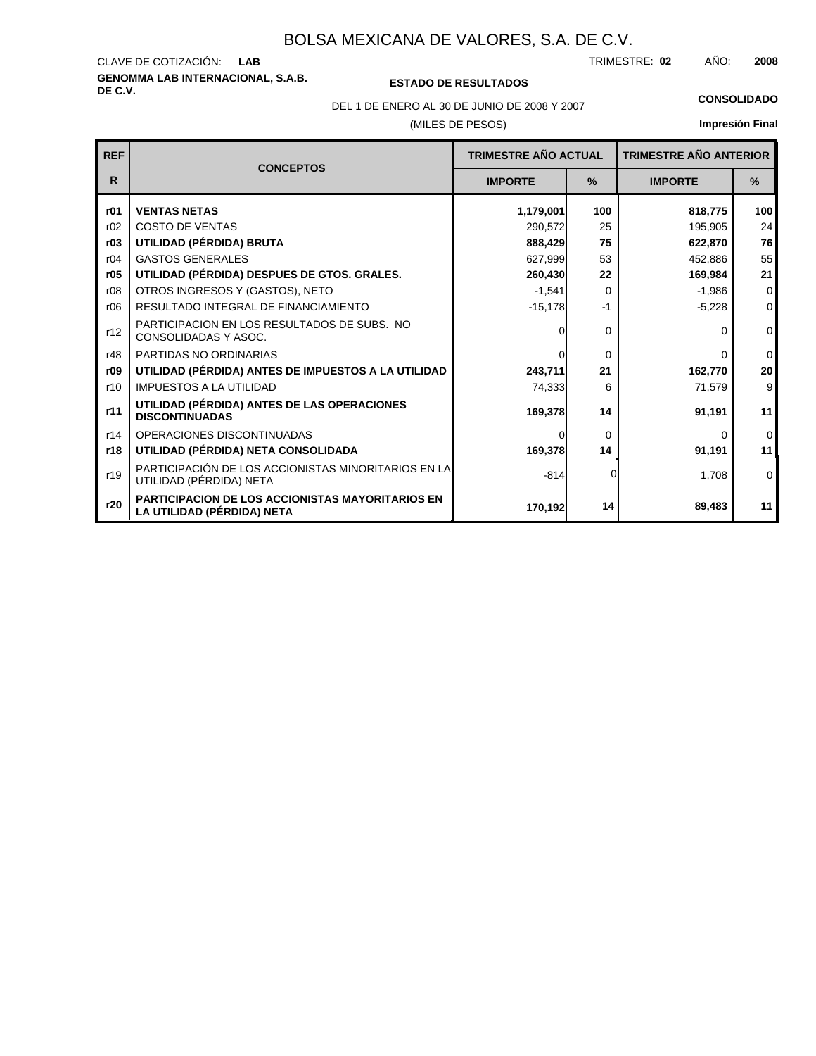# BOLSA MEXICANA DE VALORES, S.A. DE C.V.

CLAVE DE COTIZACIÓN: **LAB**

TRIMESTRE: **02** AÑO: **2008**

**GENOMMA LAB INTERNACIONAL, S.A.B. DE C.V.**

**ESTADO DE RESULTADOS**

DEL 1 DE ENERO AL 30 DE JUNIO DE 2008 Y 2007

(MILES DE PESOS)

**CONSOLIDADO**

**Impresión Final**

| REF R | CONCEPTOS | TRIMESTRE AÑO ACTUAL | | TRIMESTRE AÑO ANTERIOR | |
|---|---|---|---|---|---|
| | | IMPORTE | % | IMPORTE | % |
| **r01** | **VENTAS NETAS** | **1,179,001** | **100** | **818,775** | **100** |
| r02 | COSTO DE VENTAS | 290,572 | 25 | 195,905 | 24 |
| **r03** | **UTILIDAD (PÉRDIDA) BRUTA** | **888,429** | **75** | **622,870** | **76** |
| r04 | GASTOS GENERALES | 627,999 | 53 | 452,886 | 55 |
| **r05** | **UTILIDAD (PÉRDIDA) DESPUES DE GTOS. GRALES.** | **260,430** | **22** | **169,984** | **21** |
| r08 | OTROS INGRESOS Y (GASTOS), NETO | -1,541 | 0 | -1,986 | 0 |
| r06 | RESULTADO INTEGRAL DE FINANCIAMIENTO | -15,178 | -1 | -5,228 | 0 |
| r12 | PARTICIPACION EN LOS RESULTADOS DE SUBS. NO CONSOLIDADAS Y ASOC. | 0 | 0 | 0 | 0 |
| r48 | PARTIDAS NO ORDINARIAS | 0 | 0 | 0 | 0 |
| **r09** | **UTILIDAD (PÉRDIDA) ANTES DE IMPUESTOS A LA UTILIDAD** | **243,711** | **21** | **162,770** | **20** |
| r10 | IMPUESTOS A LA UTILIDAD | 74,333 | 6 | 71,579 | 9 |
| **r11** | **UTILIDAD (PÉRDIDA) ANTES DE LAS OPERACIONES DISCONTINUADAS** | **169,378** | **14** | **91,191** | **11** |
| r14 | OPERACIONES DISCONTINUADAS | 0 | 0 | 0 | 0 |
| **r18** | **UTILIDAD (PÉRDIDA) NETA CONSOLIDADA** | **169,378** | **14** | **91,191** | **11** |
| r19 | PARTICIPACIÓN DE LOS ACCIONISTAS MINORITARIOS EN LA UTILIDAD (PÉRDIDA) NETA | -814 | 0 | 1,708 | 0 |
| **r20** | **PARTICIPACION DE LOS ACCIONISTAS MAYORITARIOS EN LA UTILIDAD (PÉRDIDA) NETA** | **170,192** | **14** | **89,483** | **11** |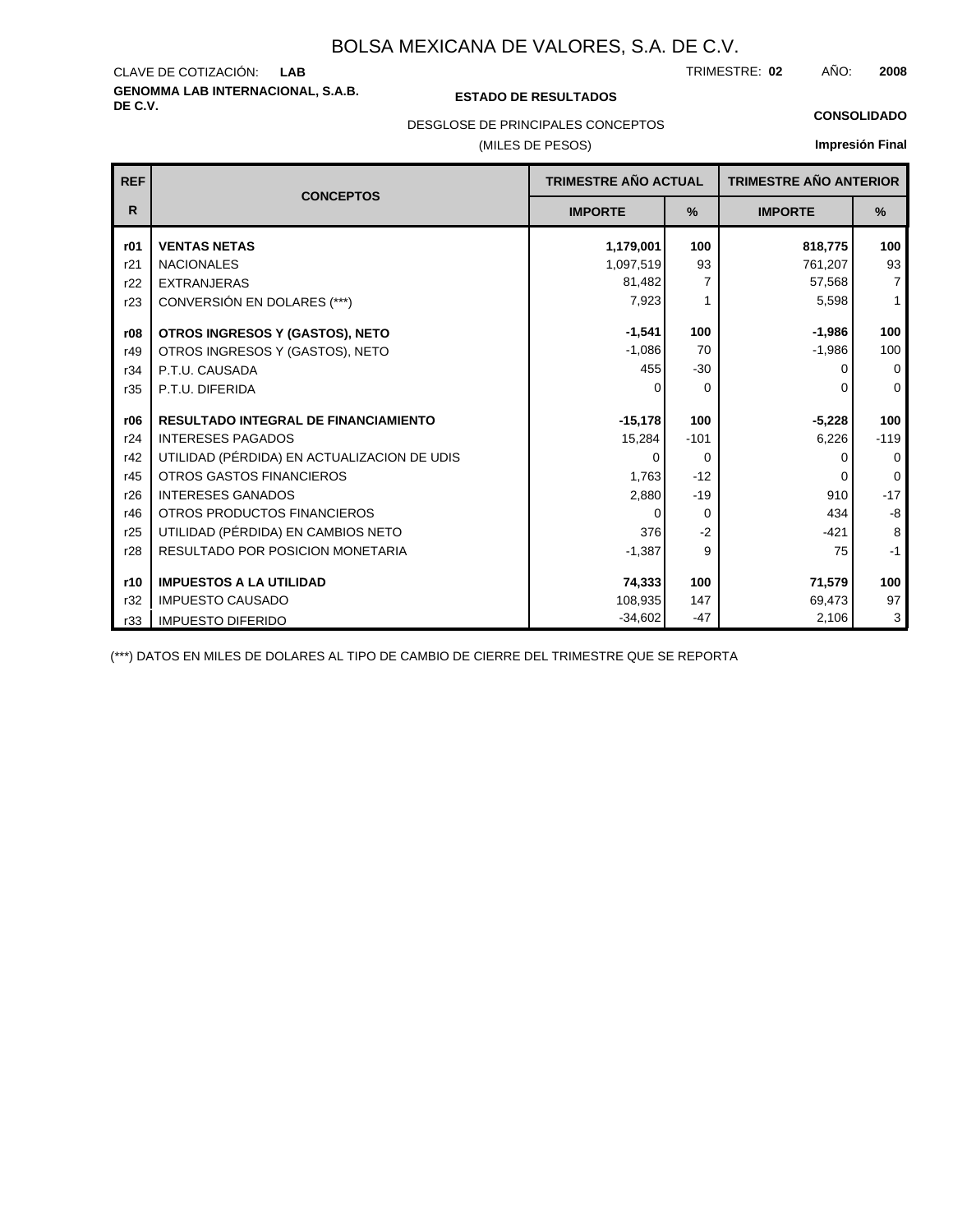# BOLSA MEXICANA DE VALORES, S.A. DE C.V.

CLAVE DE COTIZACIÓN: **LAB**

TRIMESTRE: **02** AÑO: **2008**

**GENOMMA LAB INTERNACIONAL, S.A.B. DE C.V.**

**ESTADO DE RESULTADOS**

**CONSOLIDADO**

DESGLOSE DE PRINCIPALES CONCEPTOS

(MILES DE PESOS)

**Impresión Final**

| REF | CONCEPTOS | TRIMESTRE AÑO ACTUAL | | TRIMESTRE AÑO ANTERIOR | |
|---|---|---|---|---|---|
| R | | IMPORTE | % | IMPORTE | % |
| **r01** | **VENTAS NETAS** | **1,179,001** | **100** | **818,775** | **100** |
| r21 | NACIONALES | 1,097,519 | 93 | 761,207 | 93 |
| r22 | EXTRANJERAS | 81,482 | 7 | 57,568 | 7 |
| r23 | CONVERSIÓN EN DOLARES (***) | 7,923 | 1 | 5,598 | 1 |
| **r08** | **OTROS INGRESOS Y (GASTOS), NETO** | **-1,541** | **100** | **-1,986** | **100** |
| r49 | OTROS INGRESOS Y (GASTOS), NETO | -1,086 | 70 | -1,986 | 100 |
| r34 | P.T.U. CAUSADA | 455 | -30 | 0 | 0 |
| r35 | P.T.U. DIFERIDA | 0 | 0 | 0 | 0 |
| **r06** | **RESULTADO INTEGRAL DE FINANCIAMIENTO** | **-15,178** | **100** | **-5,228** | **100** |
| r24 | INTERESES PAGADOS | 15,284 | -101 | 6,226 | -119 |
| r42 | UTILIDAD (PÉRDIDA) EN ACTUALIZACION DE UDIS | 0 | 0 | 0 | 0 |
| r45 | OTROS GASTOS FINANCIEROS | 1,763 | -12 | 0 | 0 |
| r26 | INTERESES GANADOS | 2,880 | -19 | 910 | -17 |
| r46 | OTROS PRODUCTOS FINANCIEROS | 0 | 0 | 434 | -8 |
| r25 | UTILIDAD (PÉRDIDA) EN CAMBIOS NETO | 376 | -2 | -421 | 8 |
| r28 | RESULTADO POR POSICION MONETARIA | -1,387 | 9 | 75 | -1 |
| **r10** | **IMPUESTOS A LA UTILIDAD** | **74,333** | **100** | **71,579** | **100** |
| r32 | IMPUESTO CAUSADO | 108,935 | 147 | 69,473 | 97 |
| r33 | IMPUESTO DIFERIDO | -34,602 | -47 | 2,106 | 3 |

(***) DATOS EN MILES DE DOLARES AL TIPO DE CAMBIO DE CIERRE DEL TRIMESTRE QUE SE REPORTA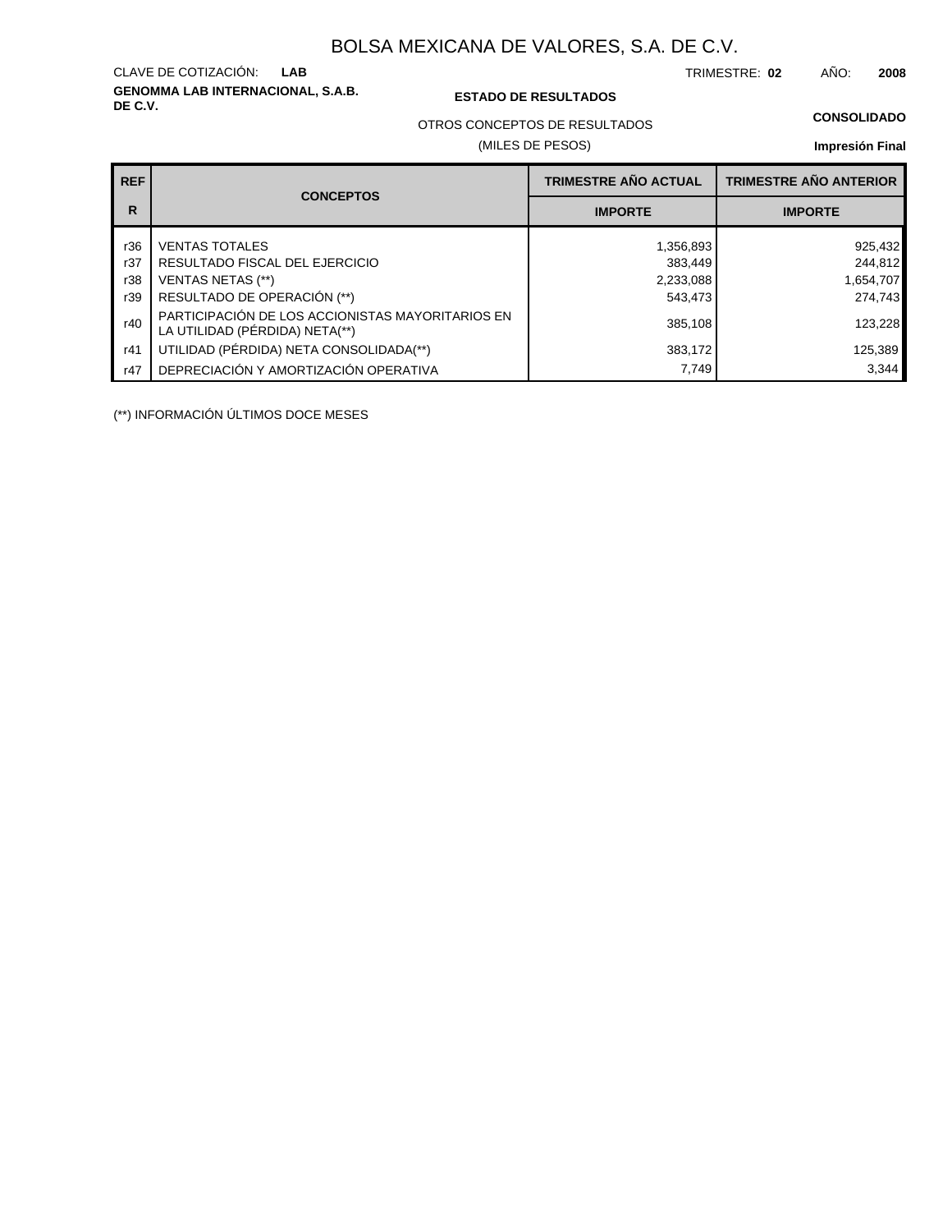# BOLSA MEXICANA DE VALORES, S.A. DE C.V.

CLAVE DE COTIZACIÓN: **LAB**

TRIMESTRE: **02** AÑO: **2008**

**GENOMMA LAB INTERNACIONAL, S.A.B. DE C.V.**

**ESTADO DE RESULTADOS**

**CONSOLIDADO**

OTROS CONCEPTOS DE RESULTADOS

(MILES DE PESOS)

**Impresión Final**

| REF R | CONCEPTOS | TRIMESTRE AÑO ACTUAL IMPORTE | TRIMESTRE AÑO ANTERIOR IMPORTE |
|---|---|---|---|
| r36 | VENTAS TOTALES | 1,356,893 | 925,432 |
| r37 | RESULTADO FISCAL DEL EJERCICIO | 383,449 | 244,812 |
| r38 | VENTAS NETAS (**) | 2,233,088 | 1,654,707 |
| r39 | RESULTADO DE OPERACIÓN (**) | 543,473 | 274,743 |
| r40 | PARTICIPACIÓN DE LOS ACCIONISTAS MAYORITARIOS EN LA UTILIDAD (PÉRDIDA) NETA(**) | 385,108 | 123,228 |
| r41 | UTILIDAD (PÉRDIDA) NETA CONSOLIDADA(**) | 383,172 | 125,389 |
| r47 | DEPRECIACIÓN Y AMORTIZACIÓN OPERATIVA | 7,749 | 3,344 |

(**) INFORMACIÓN ÚLTIMOS DOCE MESES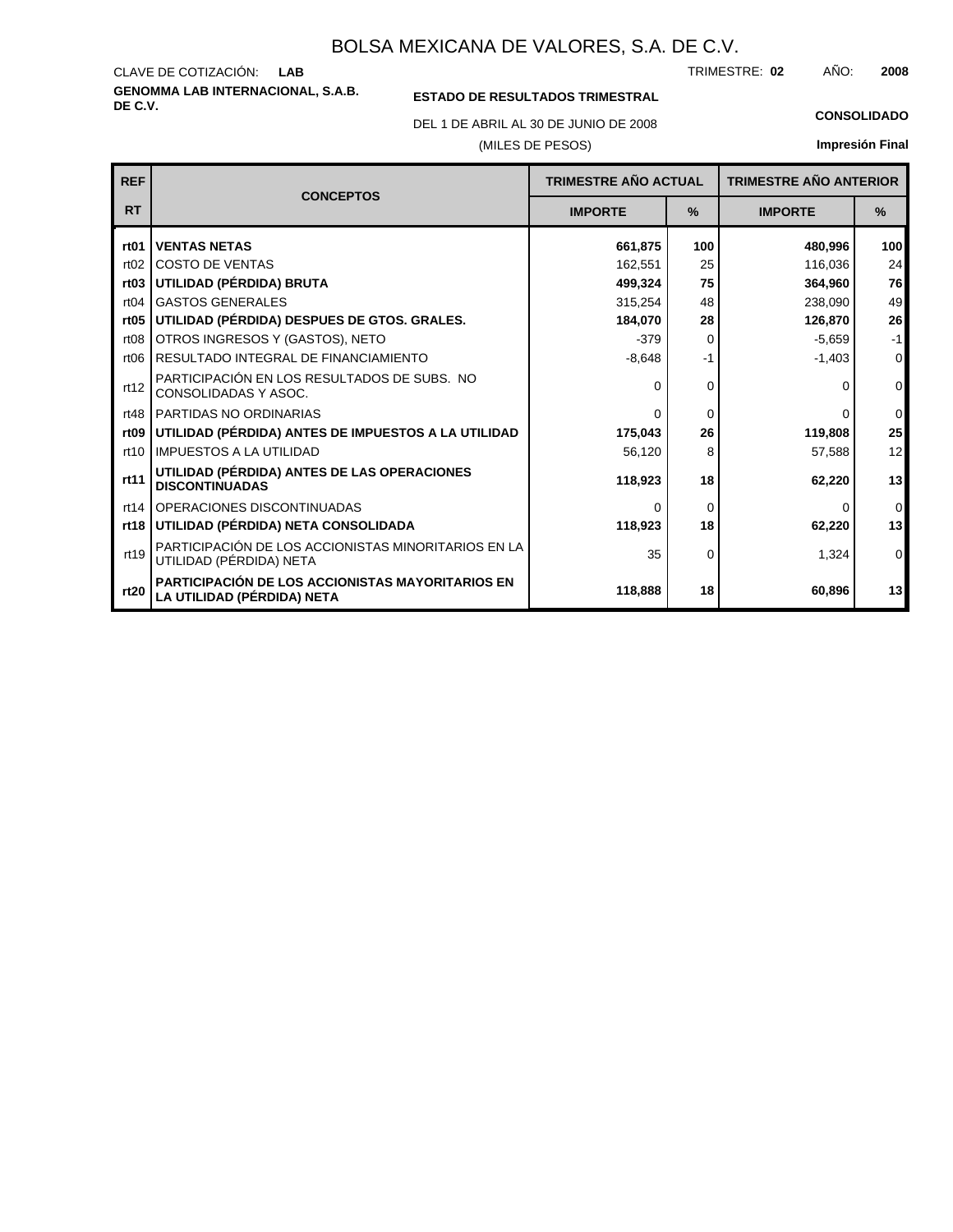# BOLSA MEXICANA DE VALORES, S.A. DE C.V.

CLAVE DE COTIZACIÓN: **LAB**

TRIMESTRE: **02** AÑO: **2008**

**GENOMMA LAB INTERNACIONAL, S.A.B. DE C.V.**

**ESTADO DE RESULTADOS TRIMESTRAL**

DEL 1 DE ABRIL AL 30 DE JUNIO DE 2008

(MILES DE PESOS)

**CONSOLIDADO**

**Impresión Final**

| REF RT | CONCEPTOS | TRIMESTRE AÑO ACTUAL IMPORTE | % | TRIMESTRE AÑO ANTERIOR IMPORTE | % |
|---|---|---|---|---|---|
| **rt01** | **VENTAS NETAS** | **661,875** | **100** | **480,996** | **100** |
| rt02 | COSTO DE VENTAS | 162,551 | 25 | 116,036 | 24 |
| **rt03** | **UTILIDAD (PÉRDIDA) BRUTA** | **499,324** | **75** | **364,960** | **76** |
| rt04 | GASTOS GENERALES | 315,254 | 48 | 238,090 | 49 |
| **rt05** | **UTILIDAD (PÉRDIDA) DESPUES DE GTOS. GRALES.** | **184,070** | **28** | **126,870** | **26** |
| rt08 | OTROS INGRESOS Y (GASTOS), NETO | -379 | 0 | -5,659 | -1 |
| rt06 | RESULTADO INTEGRAL DE FINANCIAMIENTO | -8,648 | -1 | -1,403 | 0 |
| rt12 | PARTICIPACIÓN EN LOS RESULTADOS DE SUBS. NO CONSOLIDADAS Y ASOC. | 0 | 0 | 0 | 0 |
| rt48 | PARTIDAS NO ORDINARIAS | 0 | 0 | 0 | 0 |
| **rt09** | **UTILIDAD (PÉRDIDA) ANTES DE IMPUESTOS A LA UTILIDAD** | **175,043** | **26** | **119,808** | **25** |
| rt10 | IMPUESTOS A LA UTILIDAD | 56,120 | 8 | 57,588 | 12 |
| **rt11** | **UTILIDAD (PÉRDIDA) ANTES DE LAS OPERACIONES DISCONTINUADAS** | **118,923** | **18** | **62,220** | **13** |
| rt14 | OPERACIONES DISCONTINUADAS | 0 | 0 | 0 | 0 |
| **rt18** | **UTILIDAD (PÉRDIDA) NETA CONSOLIDADA** | **118,923** | **18** | **62,220** | **13** |
| rt19 | PARTICIPACIÓN DE LOS ACCIONISTAS MINORITARIOS EN LA UTILIDAD (PÉRDIDA) NETA | 35 | 0 | 1,324 | 0 |
| **rt20** | **PARTICIPACIÓN DE LOS ACCIONISTAS MAYORITARIOS EN LA UTILIDAD (PÉRDIDA) NETA** | **118,888** | **18** | **60,896** | **13** |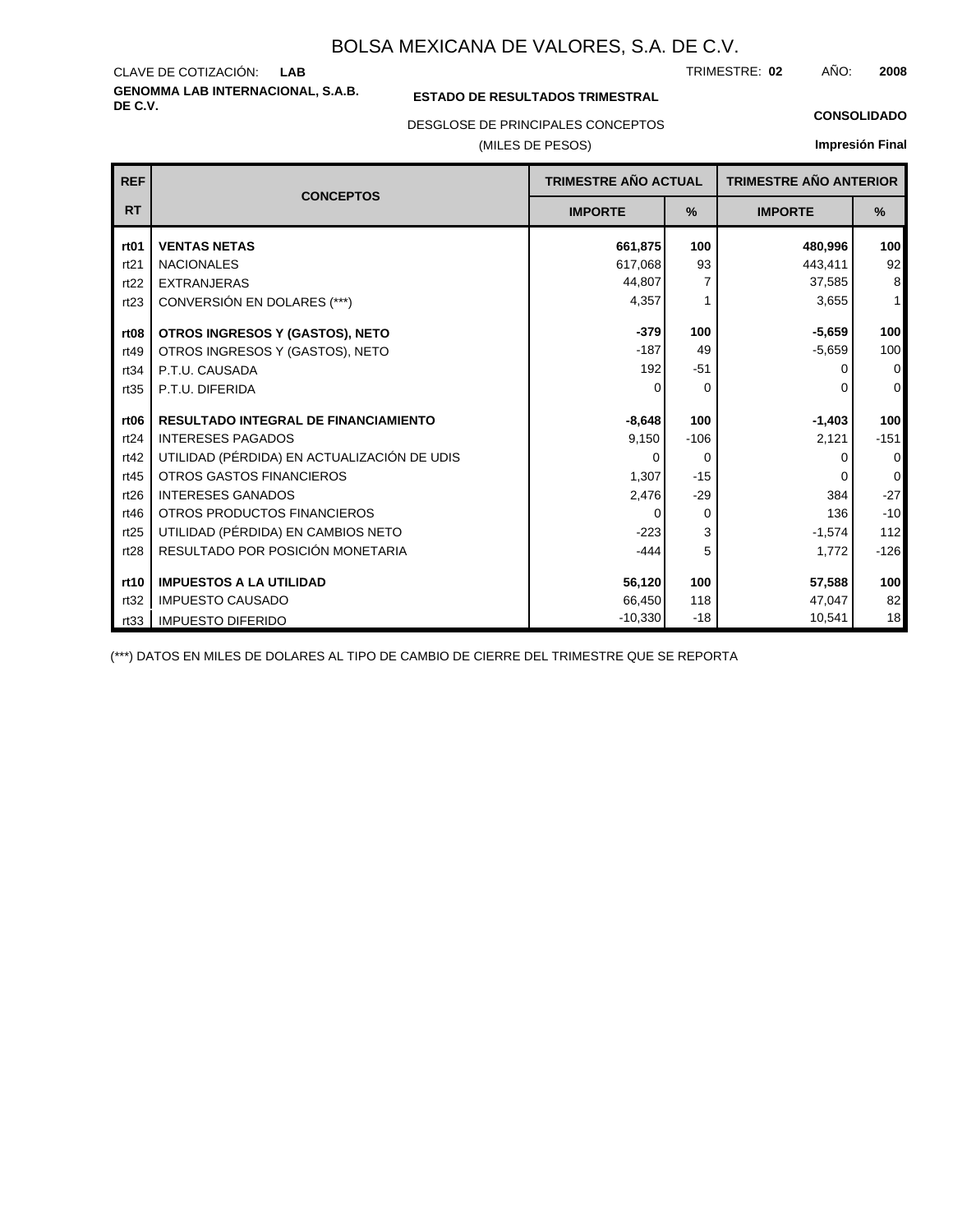# BOLSA MEXICANA DE VALORES, S.A. DE C.V.

CLAVE DE COTIZACIÓN: **LAB**

TRIMESTRE: **02** AÑO: **2008**

**GENOMMA LAB INTERNACIONAL, S.A.B. DE C.V.**

**ESTADO DE RESULTADOS TRIMESTRAL**

**CONSOLIDADO**

DESGLOSE DE PRINCIPALES CONCEPTOS

(MILES DE PESOS)

**Impresión Final**

| REF RT | CONCEPTOS | TRIMESTRE AÑO ACTUAL | | TRIMESTRE AÑO ANTERIOR | |
|---|---|---|---|---|---|
| | | IMPORTE | % | IMPORTE | % |
| **rt01** | **VENTAS NETAS** | **661,875** | **100** | **480,996** | **100** |
| rt21 | NACIONALES | 617,068 | 93 | 443,411 | 92 |
| rt22 | EXTRANJERAS | 44,807 | 7 | 37,585 | 8 |
| rt23 | CONVERSIÓN EN DOLARES (***) | 4,357 | 1 | 3,655 | 1 |
| **rt08** | **OTROS INGRESOS Y (GASTOS), NETO** | **-379** | **100** | **-5,659** | **100** |
| rt49 | OTROS INGRESOS Y (GASTOS), NETO | -187 | 49 | -5,659 | 100 |
| rt34 | P.T.U. CAUSADA | 192 | -51 | 0 | 0 |
| rt35 | P.T.U. DIFERIDA | 0 | 0 | 0 | 0 |
| **rt06** | **RESULTADO INTEGRAL DE FINANCIAMIENTO** | **-8,648** | **100** | **-1,403** | **100** |
| rt24 | INTERESES PAGADOS | 9,150 | -106 | 2,121 | -151 |
| rt42 | UTILIDAD (PÉRDIDA) EN ACTUALIZACIÓN DE UDIS | 0 | 0 | 0 | 0 |
| rt45 | OTROS GASTOS FINANCIEROS | 1,307 | -15 | 0 | 0 |
| rt26 | INTERESES GANADOS | 2,476 | -29 | 384 | -27 |
| rt46 | OTROS PRODUCTOS FINANCIEROS | 0 | 0 | 136 | -10 |
| rt25 | UTILIDAD (PÉRDIDA) EN CAMBIOS NETO | -223 | 3 | -1,574 | 112 |
| rt28 | RESULTADO POR POSICIÓN MONETARIA | -444 | 5 | 1,772 | -126 |
| **rt10** | **IMPUESTOS A LA UTILIDAD** | **56,120** | **100** | **57,588** | **100** |
| rt32 | IMPUESTO CAUSADO | 66,450 | 118 | 47,047 | 82 |
| rt33 | IMPUESTO DIFERIDO | -10,330 | -18 | 10,541 | 18 |

(***) DATOS EN MILES DE DOLARES AL TIPO DE CAMBIO DE CIERRE DEL TRIMESTRE QUE SE REPORTA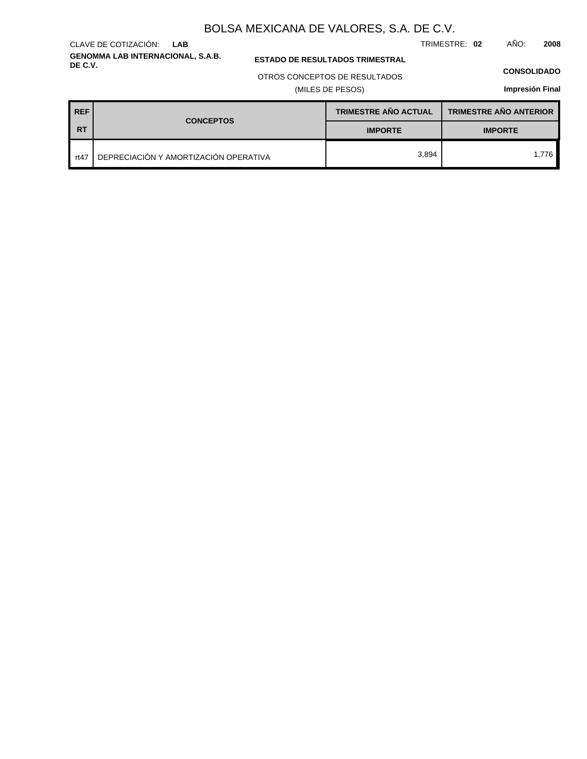# BOLSA MEXICANA DE VALORES, S.A. DE C.V.

CLAVE DE COTIZACIÓN: **LAB**

TRIMESTRE: **02** AÑO: **2008**

**GENOMMA LAB INTERNACIONAL, S.A.B. DE C.V.**

**ESTADO DE RESULTADOS TRIMESTRAL**

OTROS CONCEPTOS DE RESULTADOS

(MILES DE PESOS)

**CONSOLIDADO**

**Impresión Final**

| REF RT | CONCEPTOS | TRIMESTRE AÑO ACTUAL IMPORTE | TRIMESTRE AÑO ANTERIOR IMPORTE |
|---|---|---|---|
| rt47 | DEPRECIACIÓN Y AMORTIZACIÓN OPERATIVA | 3,894 | 1,776 |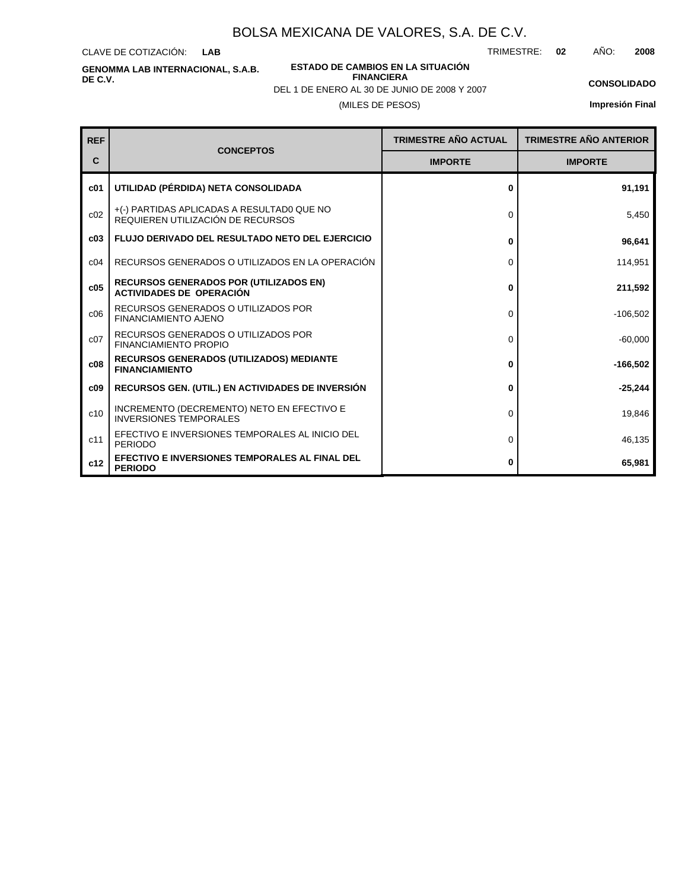# BOLSA MEXICANA DE VALORES, S.A. DE C.V.

CLAVE DE COTIZACIÓN: **LAB**

TRIMESTRE: **02** AÑO: **2008**

**GENOMMA LAB INTERNACIONAL, S.A.B. DE C.V.**

**ESTADO DE CAMBIOS EN LA SITUACIÓN FINANCIERA**

DEL 1 DE ENERO AL 30 DE JUNIO DE 2008 Y 2007

(MILES DE PESOS)

**CONSOLIDADO**

**Impresión Final**

| REF C | CONCEPTOS | TRIMESTRE AÑO ACTUAL IMPORTE | TRIMESTRE AÑO ANTERIOR IMPORTE |
|---|---|---|---|
| **c01** | **UTILIDAD (PÉRDIDA) NETA CONSOLIDADA** | **0** | **91,191** |
| c02 | +(-) PARTIDAS APLICADAS A RESULTAD0 QUE NO REQUIEREN UTILIZACIÓN DE RECURSOS | 0 | 5,450 |
| **c03** | **FLUJO DERIVADO DEL RESULTADO NETO DEL EJERCICIO** | **0** | **96,641** |
| c04 | RECURSOS GENERADOS O UTILIZADOS EN LA OPERACIÓN | 0 | 114,951 |
| **c05** | **RECURSOS GENERADOS POR (UTILIZADOS EN) ACTIVIDADES DE OPERACIÓN** | **0** | **211,592** |
| c06 | RECURSOS GENERADOS O UTILIZADOS POR FINANCIAMIENTO AJENO | 0 | -106,502 |
| c07 | RECURSOS GENERADOS O UTILIZADOS POR FINANCIAMIENTO PROPIO | 0 | -60,000 |
| **c08** | **RECURSOS GENERADOS (UTILIZADOS) MEDIANTE FINANCIAMIENTO** | **0** | **-166,502** |
| **c09** | **RECURSOS GEN. (UTIL.) EN ACTIVIDADES DE INVERSIÓN** | **0** | **-25,244** |
| c10 | INCREMENTO (DECREMENTO) NETO EN EFECTIVO E INVERSIONES TEMPORALES | 0 | 19,846 |
| c11 | EFECTIVO E INVERSIONES TEMPORALES AL INICIO DEL PERIODO | 0 | 46,135 |
| **c12** | **EFECTIVO E INVERSIONES TEMPORALES AL FINAL DEL PERIODO** | **0** | **65,981** |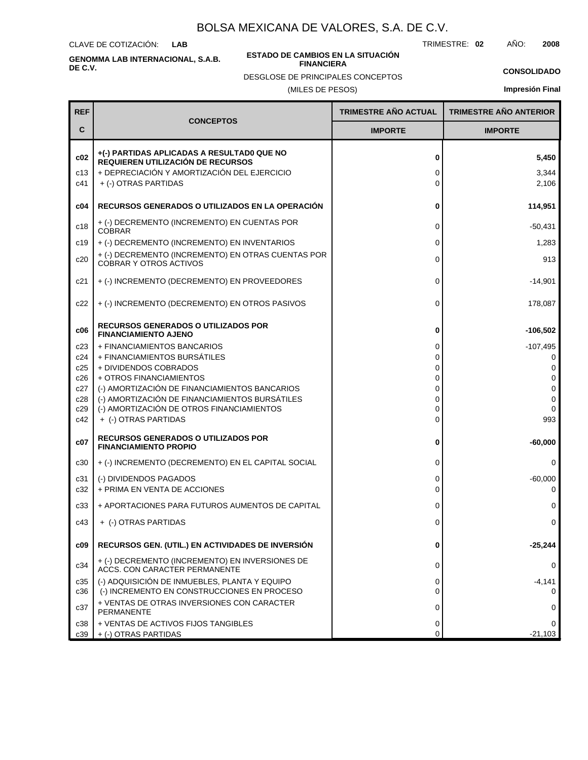# BOLSA MEXICANA DE VALORES, S.A. DE C.V.

CLAVE DE COTIZACIÓN: **LAB**

TRIMESTRE: **02** AÑO: **2008**

**GENOMMA LAB INTERNACIONAL, S.A.B. DE C.V.**

**ESTADO DE CAMBIOS EN LA SITUACIÓN FINANCIERA**

DESGLOSE DE PRINCIPALES CONCEPTOS

(MILES DE PESOS)

**CONSOLIDADO**

**Impresión Final**

| REF C | CONCEPTOS | TRIMESTRE AÑO ACTUAL IMPORTE | TRIMESTRE AÑO ANTERIOR IMPORTE |
|---|---|---|---|
| **c02** | **+(-) PARTIDAS APLICADAS A RESULTAD0 QUE NO REQUIEREN UTILIZACIÓN DE RECURSOS** | **0** | **5,450** |
| c13 | + DEPRECIACIÓN Y AMORTIZACIÓN DEL EJERCICIO | 0 | 3,344 |
| c41 | + (-) OTRAS PARTIDAS | 0 | 2,106 |
| **c04** | **RECURSOS GENERADOS O UTILIZADOS EN LA OPERACIÓN** | **0** | **114,951** |
| c18 | + (-) DECREMENTO (INCREMENTO) EN CUENTAS POR COBRAR | 0 | -50,431 |
| c19 | + (-) DECREMENTO (INCREMENTO) EN INVENTARIOS | 0 | 1,283 |
| c20 | + (-) DECREMENTO (INCREMENTO) EN OTRAS CUENTAS POR COBRAR Y OTROS ACTIVOS | 0 | 913 |
| c21 | + (-) INCREMENTO (DECREMENTO) EN PROVEEDORES | 0 | -14,901 |
| c22 | + (-) INCREMENTO (DECREMENTO) EN OTROS PASIVOS | 0 | 178,087 |
| **c06** | **RECURSOS GENERADOS O UTILIZADOS POR FINANCIAMIENTO AJENO** | **0** | **-106,502** |
| c23 | + FINANCIAMIENTOS BANCARIOS | 0 | -107,495 |
| c24 | + FINANCIAMIENTOS BURSÁTILES | 0 | 0 |
| c25 | + DIVIDENDOS COBRADOS | 0 | 0 |
| c26 | + OTROS FINANCIAMIENTOS | 0 | 0 |
| c27 | (-) AMORTIZACIÓN DE FINANCIAMIENTOS BANCARIOS | 0 | 0 |
| c28 | (-) AMORTIZACIÓN DE FINANCIAMIENTOS BURSÁTILES | 0 | 0 |
| c29 | (-) AMORTIZACIÓN DE OTROS FINANCIAMIENTOS | 0 | 0 |
| c42 | + (-) OTRAS PARTIDAS | 0 | 993 |
| **c07** | **RECURSOS GENERADOS O UTILIZADOS POR FINANCIAMIENTO PROPIO** | **0** | **-60,000** |
| c30 | + (-) INCREMENTO (DECREMENTO) EN EL CAPITAL SOCIAL | 0 | 0 |
| c31 | (-) DIVIDENDOS PAGADOS | 0 | -60,000 |
| c32 | + PRIMA EN VENTA DE ACCIONES | 0 | 0 |
| c33 | + APORTACIONES PARA FUTUROS AUMENTOS DE CAPITAL | 0 | 0 |
| c43 | + (-) OTRAS PARTIDAS | 0 | 0 |
| **c09** | **RECURSOS GEN. (UTIL.) EN ACTIVIDADES DE INVERSIÓN** | **0** | **-25,244** |
| c34 | + (-) DECREMENTO (INCREMENTO) EN INVERSIONES DE ACCS. CON CARACTER PERMANENTE | 0 | 0 |
| c35 | (-) ADQUISICIÓN DE INMUEBLES, PLANTA Y EQUIPO | 0 | -4,141 |
| c36 | (-) INCREMENTO EN CONSTRUCCIONES EN PROCESO | 0 | 0 |
| c37 | + VENTAS DE OTRAS INVERSIONES CON CARACTER PERMANENTE | 0 | 0 |
| c38 | + VENTAS DE ACTIVOS FIJOS TANGIBLES | 0 | 0 |
| c39 | + (-) OTRAS PARTIDAS | 0 | -21,103 |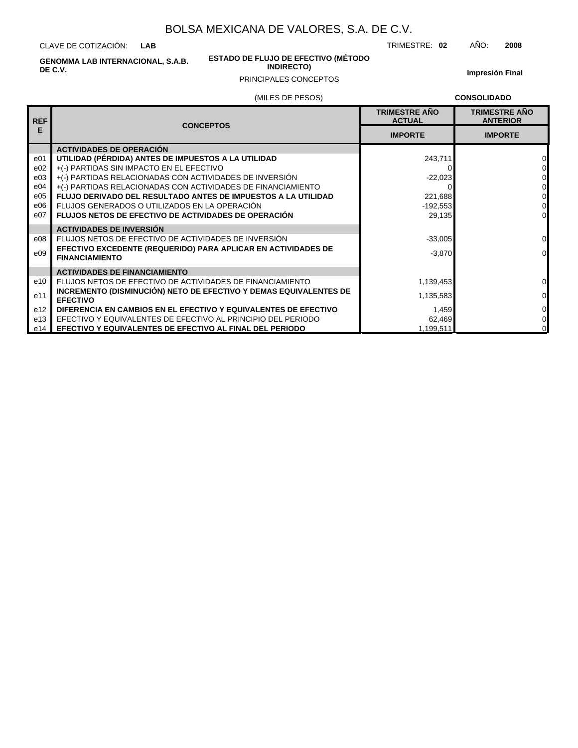# BOLSA MEXICANA DE VALORES, S.A. DE C.V.

CLAVE DE COTIZACIÓN: **LAB**

TRIMESTRE: **02** AÑO: **2008**

**GENOMMA LAB INTERNACIONAL, S.A.B. DE C.V.**

**ESTADO DE FLUJO DE EFECTIVO (MÉTODO INDIRECTO)**

PRINCIPALES CONCEPTOS

**Impresión Final**

(MILES DE PESOS)

**CONSOLIDADO**

| REF E | CONCEPTOS | TRIMESTRE AÑO ACTUAL | TRIMESTRE AÑO ANTERIOR |
|---|---|---|---|
| | | IMPORTE | IMPORTE |
| | **ACTIVIDADES DE OPERACIÓN** | | |
| e01 | **UTILIDAD (PÉRDIDA) ANTES DE IMPUESTOS A LA UTILIDAD** | 243,711 | 0 |
| e02 | +(-) PARTIDAS SIN IMPACTO EN EL EFECTIVO | 0 | 0 |
| e03 | +(-) PARTIDAS RELACIONADAS CON ACTIVIDADES DE INVERSIÓN | -22,023 | 0 |
| e04 | +(-) PARTIDAS RELACIONADAS CON ACTIVIDADES DE FINANCIAMIENTO | 0 | 0 |
| e05 | **FLUJO DERIVADO DEL RESULTADO ANTES DE IMPUESTOS A LA UTILIDAD** | 221,688 | 0 |
| e06 | FLUJOS GENERADOS O UTILIZADOS EN LA OPERACIÓN | -192,553 | 0 |
| e07 | **FLUJOS NETOS DE EFECTIVO DE ACTIVIDADES DE OPERACIÓN** | 29,135 | 0 |
| | **ACTIVIDADES DE INVERSIÓN** | | |
| e08 | FLUJOS NETOS DE EFECTIVO DE ACTIVIDADES DE INVERSIÓN | -33,005 | 0 |
| e09 | **EFECTIVO EXCEDENTE (REQUERIDO) PARA APLICAR EN ACTIVIDADES DE FINANCIAMIENTO** | -3,870 | 0 |
| | **ACTIVIDADES DE FINANCIAMIENTO** | | |
| e10 | FLUJOS NETOS DE EFECTIVO DE ACTIVIDADES DE FINANCIAMIENTO | 1,139,453 | 0 |
| e11 | **INCREMENTO (DISMINUCIÓN) NETO DE EFECTIVO Y DEMAS EQUIVALENTES DE EFECTIVO** | 1,135,583 | 0 |
| e12 | **DIFERENCIA EN CAMBIOS EN EL EFECTIVO Y EQUIVALENTES DE EFECTIVO** | 1,459 | 0 |
| e13 | EFECTIVO Y EQUIVALENTES DE EFECTIVO AL PRINCIPIO DEL PERIODO | 62,469 | 0 |
| e14 | **EFECTIVO Y EQUIVALENTES DE EFECTIVO AL FINAL DEL PERIODO** | 1,199,511 | 0 |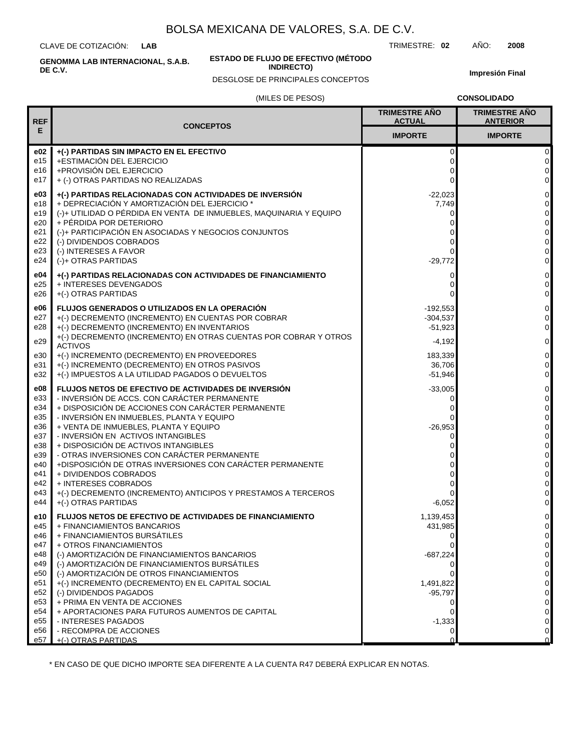# BOLSA MEXICANA DE VALORES, S.A. DE C.V.

CLAVE DE COTIZACIÓN: **LAB** TRIMESTRE: **02** AÑO: **2008**

**GENOMMA LAB INTERNACIONAL, S.A.B. DE C.V.**

**ESTADO DE FLUJO DE EFECTIVO (MÉTODO INDIRECTO)**

DESGLOSE DE PRINCIPALES CONCEPTOS

**Impresión Final**

(MILES DE PESOS) **CONSOLIDADO**

| REF E | CONCEPTOS | TRIMESTRE AÑO ACTUAL | TRIMESTRE AÑO ANTERIOR |
|---|---|---|---|
| | | IMPORTE | IMPORTE |
| **e02** | **+(-) PARTIDAS SIN IMPACTO EN EL EFECTIVO** | 0 | 0 |
| e15 | +ESTIMACIÓN DEL EJERCICIO | 0 | 0 |
| e16 | +PROVISIÓN DEL EJERCICIO | 0 | 0 |
| e17 | + (-) OTRAS PARTIDAS NO REALIZADAS | 0 | 0 |
| **e03** | **+(-) PARTIDAS RELACIONADAS CON ACTIVIDADES DE INVERSIÓN** | -22,023 | 0 |
| e18 | + DEPRECIACIÓN Y AMORTIZACIÓN DEL EJERCICIO * | 7,749 | 0 |
| e19 | (-)+ UTILIDAD O PÉRDIDA EN VENTA DE INMUEBLES, MAQUINARIA Y EQUIPO | 0 | 0 |
| e20 | + PÉRDIDA POR DETERIORO | 0 | 0 |
| e21 | (-)+ PARTICIPACIÓN EN ASOCIADAS Y NEGOCIOS CONJUNTOS | 0 | 0 |
| e22 | (-) DIVIDENDOS COBRADOS | 0 | 0 |
| e23 | (-) INTERESES A FAVOR | 0 | 0 |
| e24 | (-)+ OTRAS PARTIDAS | -29,772 | 0 |
| **e04** | **+(-) PARTIDAS RELACIONADAS CON ACTIVIDADES DE FINANCIAMIENTO** | 0 | 0 |
| e25 | + INTERESES DEVENGADOS | 0 | 0 |
| e26 | +(-) OTRAS PARTIDAS | 0 | 0 |
| **e06** | **FLUJOS GENERADOS O UTILIZADOS EN LA OPERACIÓN** | -192,553 | 0 |
| e27 | +(-) DECREMENTO (INCREMENTO) EN CUENTAS POR COBRAR | -304,537 | 0 |
| e28 | +(-) DECREMENTO (INCREMENTO) EN INVENTARIOS | -51,923 | 0 |
| e29 | +(-) DECREMENTO (INCREMENTO) EN OTRAS CUENTAS POR COBRAR Y OTROS ACTIVOS | -4,192 | 0 |
| e30 | +(-) INCREMENTO (DECREMENTO) EN PROVEEDORES | 183,339 | 0 |
| e31 | +(-) INCREMENTO (DECREMENTO) EN OTROS PASIVOS | 36,706 | 0 |
| e32 | +(-) IMPUESTOS A LA UTILIDAD PAGADOS O DEVUELTOS | -51,946 | 0 |
| **e08** | **FLUJOS NETOS DE EFECTIVO DE ACTIVIDADES DE INVERSIÓN** | -33,005 | 0 |
| e33 | - INVERSIÓN DE ACCS. CON CARÁCTER PERMANENTE | 0 | 0 |
| e34 | + DISPOSICIÓN DE ACCIONES CON CARÁCTER PERMANENTE | 0 | 0 |
| e35 | - INVERSIÓN EN INMUEBLES, PLANTA Y EQUIPO | 0 | 0 |
| e36 | + VENTA DE INMUEBLES, PLANTA Y EQUIPO | -26,953 | 0 |
| e37 | - INVERSIÓN EN ACTIVOS INTANGIBLES | 0 | 0 |
| e38 | + DISPOSICIÓN DE ACTIVOS INTANGIBLES | 0 | 0 |
| e39 | - OTRAS INVERSIONES CON CARÁCTER PERMANENTE | 0 | 0 |
| e40 | +DISPOSICIÓN DE OTRAS INVERSIONES CON CARÁCTER PERMANENTE | 0 | 0 |
| e41 | + DIVIDENDOS COBRADOS | 0 | 0 |
| e42 | + INTERESES COBRADOS | 0 | 0 |
| e43 | +(-) DECREMENTO (INCREMENTO) ANTICIPOS Y PRESTAMOS A TERCEROS | 0 | 0 |
| e44 | +(-) OTRAS PARTIDAS | -6,052 | 0 |
| **e10** | **FLUJOS NETOS DE EFECTIVO DE ACTIVIDADES DE FINANCIAMIENTO** | 1,139,453 | 0 |
| e45 | + FINANCIAMIENTOS BANCARIOS | 431,985 | 0 |
| e46 | + FINANCIAMIENTOS BURSÁTILES | 0 | 0 |
| e47 | + OTROS FINANCIAMIENTOS | 0 | 0 |
| e48 | (-) AMORTIZACIÓN DE FINANCIAMIENTOS BANCARIOS | -687,224 | 0 |
| e49 | (-) AMORTIZACIÓN DE FINANCIAMIENTOS BURSÁTILES | 0 | 0 |
| e50 | (-) AMORTIZACIÓN DE OTROS FINANCIAMIENTOS | 0 | 0 |
| e51 | +(-) INCREMENTO (DECREMENTO) EN EL CAPITAL SOCIAL | 1,491,822 | 0 |
| e52 | (-) DIVIDENDOS PAGADOS | -95,797 | 0 |
| e53 | + PRIMA EN VENTA DE ACCIONES | 0 | 0 |
| e54 | + APORTACIONES PARA FUTUROS AUMENTOS DE CAPITAL | 0 | 0 |
| e55 | - INTERESES PAGADOS | -1,333 | 0 |
| e56 | - RECOMPRA DE ACCIONES | 0 | 0 |
| e57 | +(-) OTRAS PARTIDAS | 0 | 0 |

* EN CASO DE QUE DICHO IMPORTE SEA DIFERENTE A LA CUENTA R47 DEBERÁ EXPLICAR EN NOTAS.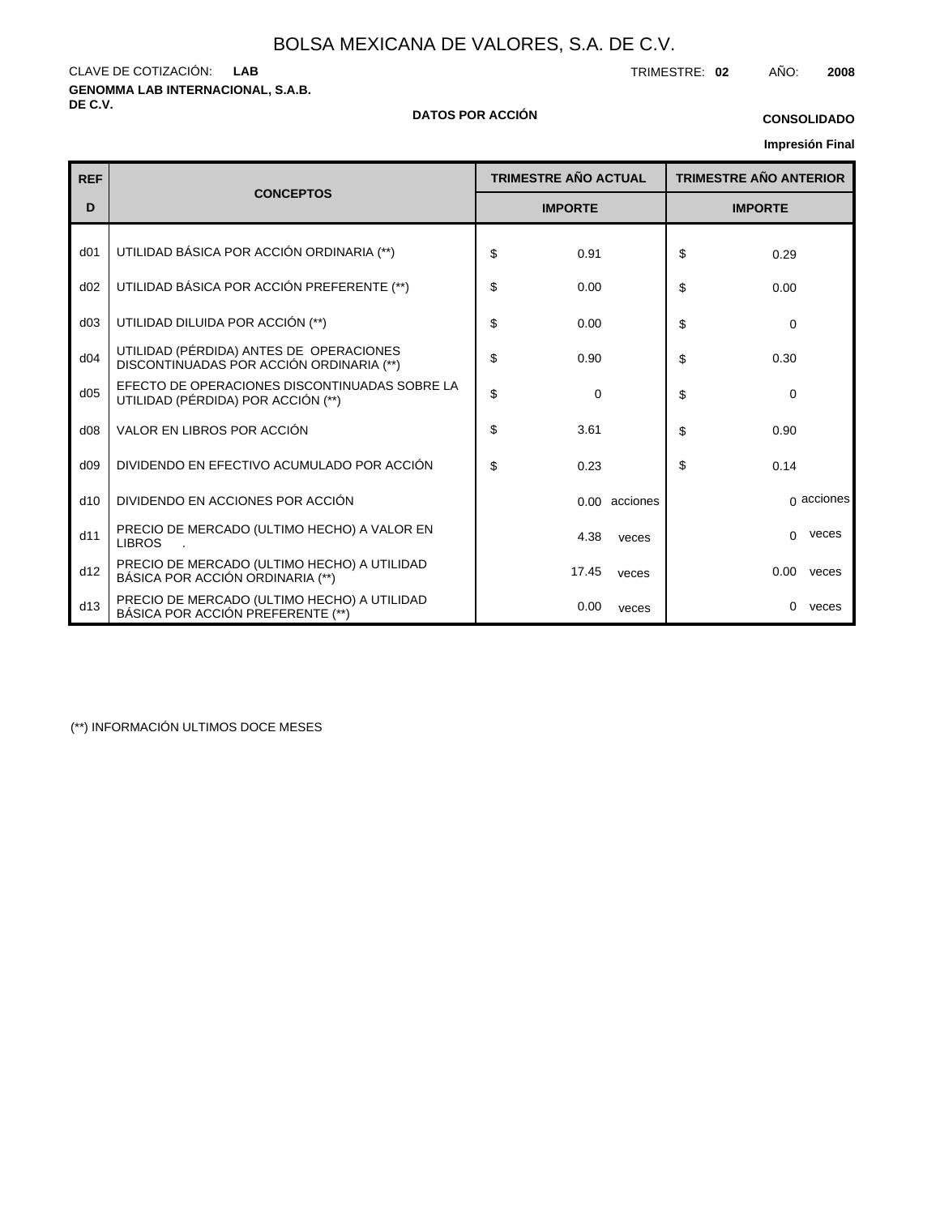# BOLSA MEXICANA DE VALORES, S.A. DE C.V.

CLAVE DE COTIZACIÓN: **LAB**

TRIMESTRE: **02** AÑO: **2008**

**GENOMMA LAB INTERNACIONAL, S.A.B. DE C.V.**

**DATOS POR ACCIÓN**

**CONSOLIDADO**

**Impresión Final**

| REF D | CONCEPTOS | TRIMESTRE AÑO ACTUAL IMPORTE | TRIMESTRE AÑO ANTERIOR IMPORTE |
|---|---|---|---|
| d01 | UTILIDAD BÁSICA POR ACCIÓN ORDINARIA (**) | $ 0.91 | $ 0.29 |
| d02 | UTILIDAD BÁSICA POR ACCIÓN PREFERENTE (**) | $ 0.00 | $ 0.00 |
| d03 | UTILIDAD DILUIDA POR ACCIÓN (**) | $ 0.00 | $ 0 |
| d04 | UTILIDAD (PÉRDIDA) ANTES DE OPERACIONES DISCONTINUADAS POR ACCIÓN ORDINARIA (**) | $ 0.90 | $ 0.30 |
| d05 | EFECTO DE OPERACIONES DISCONTINUADAS SOBRE LA UTILIDAD (PÉRDIDA) POR ACCIÓN (**) | $ 0 | $ 0 |
| d08 | VALOR EN LIBROS POR ACCIÓN | $ 3.61 | $ 0.90 |
| d09 | DIVIDENDO EN EFECTIVO ACUMULADO POR ACCIÓN | $ 0.23 | $ 0.14 |
| d10 | DIVIDENDO EN ACCIONES POR ACCIÓN | 0.00 acciones | 0 acciones |
| d11 | PRECIO DE MERCADO (ULTIMO HECHO) A VALOR EN LIBROS . | 4.38 veces | 0 veces |
| d12 | PRECIO DE MERCADO (ULTIMO HECHO) A UTILIDAD BÁSICA POR ACCIÓN ORDINARIA (**) | 17.45 veces | 0.00 veces |
| d13 | PRECIO DE MERCADO (ULTIMO HECHO) A UTILIDAD BÁSICA POR ACCIÓN PREFERENTE (**) | 0.00 veces | 0 veces |

(**) INFORMACIÓN ULTIMOS DOCE MESES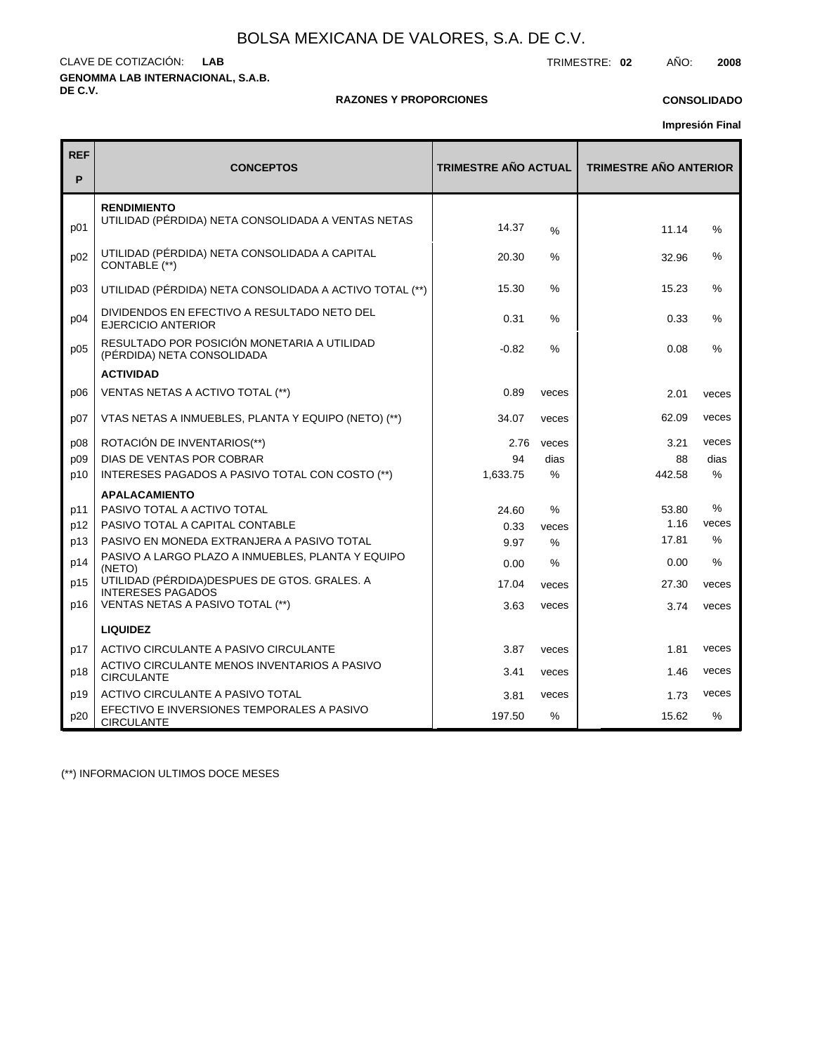# BOLSA MEXICANA DE VALORES, S.A. DE C.V.

CLAVE DE COTIZACIÓN: **LAB**

TRIMESTRE: **02** AÑO: **2008**

**GENOMMA LAB INTERNACIONAL, S.A.B. DE C.V.**

**RAZONES Y PROPORCIONES**

**CONSOLIDADO**

**Impresión Final**

| REF P | CONCEPTOS | TRIMESTRE AÑO ACTUAL | | TRIMESTRE AÑO ANTERIOR | |
|---|---|---|---|---|---|
| | **RENDIMIENTO** | | | | |
| p01 | UTILIDAD (PÉRDIDA) NETA CONSOLIDADA A VENTAS NETAS | 14.37 | % | 11.14 | % |
| p02 | UTILIDAD (PÉRDIDA) NETA CONSOLIDADA A CAPITAL CONTABLE (**) | 20.30 | % | 32.96 | % |
| p03 | UTILIDAD (PÉRDIDA) NETA CONSOLIDADA A ACTIVO TOTAL (**) | 15.30 | % | 15.23 | % |
| p04 | DIVIDENDOS EN EFECTIVO A RESULTADO NETO DEL EJERCICIO ANTERIOR | 0.31 | % | 0.33 | % |
| p05 | RESULTADO POR POSICIÓN MONETARIA A UTILIDAD (PÉRDIDA) NETA CONSOLIDADA | -0.82 | % | 0.08 | % |
| | **ACTIVIDAD** | | | | |
| p06 | VENTAS NETAS A ACTIVO TOTAL (**) | 0.89 | veces | 2.01 | veces |
| p07 | VTAS NETAS A INMUEBLES, PLANTA Y EQUIPO (NETO) (**) | 34.07 | veces | 62.09 | veces |
| p08 | ROTACIÓN DE INVENTARIOS(**) | 2.76 | veces | 3.21 | veces |
| p09 | DIAS DE VENTAS POR COBRAR | 94 | dias | 88 | dias |
| p10 | INTERESES PAGADOS A PASIVO TOTAL CON COSTO (**) | 1,633.75 | % | 442.58 | % |
| | **APALACAMIENTO** | | | | |
| p11 | PASIVO TOTAL A ACTIVO TOTAL | 24.60 | % | 53.80 | % |
| p12 | PASIVO TOTAL A CAPITAL CONTABLE | 0.33 | veces | 1.16 | veces |
| p13 | PASIVO EN MONEDA EXTRANJERA A PASIVO TOTAL | 9.97 | % | 17.81 | % |
| p14 | PASIVO A LARGO PLAZO A INMUEBLES, PLANTA Y EQUIPO (NETO) | 0.00 | % | 0.00 | % |
| p15 | UTILIDAD (PÉRDIDA)DESPUES DE GTOS. GRALES. A INTERESES PAGADOS | 17.04 | veces | 27.30 | veces |
| p16 | VENTAS NETAS A PASIVO TOTAL (**) | 3.63 | veces | 3.74 | veces |
| | **LIQUIDEZ** | | | | |
| p17 | ACTIVO CIRCULANTE A PASIVO CIRCULANTE | 3.87 | veces | 1.81 | veces |
| p18 | ACTIVO CIRCULANTE MENOS INVENTARIOS A PASIVO CIRCULANTE | 3.41 | veces | 1.46 | veces |
| p19 | ACTIVO CIRCULANTE A PASIVO TOTAL | 3.81 | veces | 1.73 | veces |
| p20 | EFECTIVO E INVERSIONES TEMPORALES A PASIVO CIRCULANTE | 197.50 | % | 15.62 | % |

(**) INFORMACION ULTIMOS DOCE MESES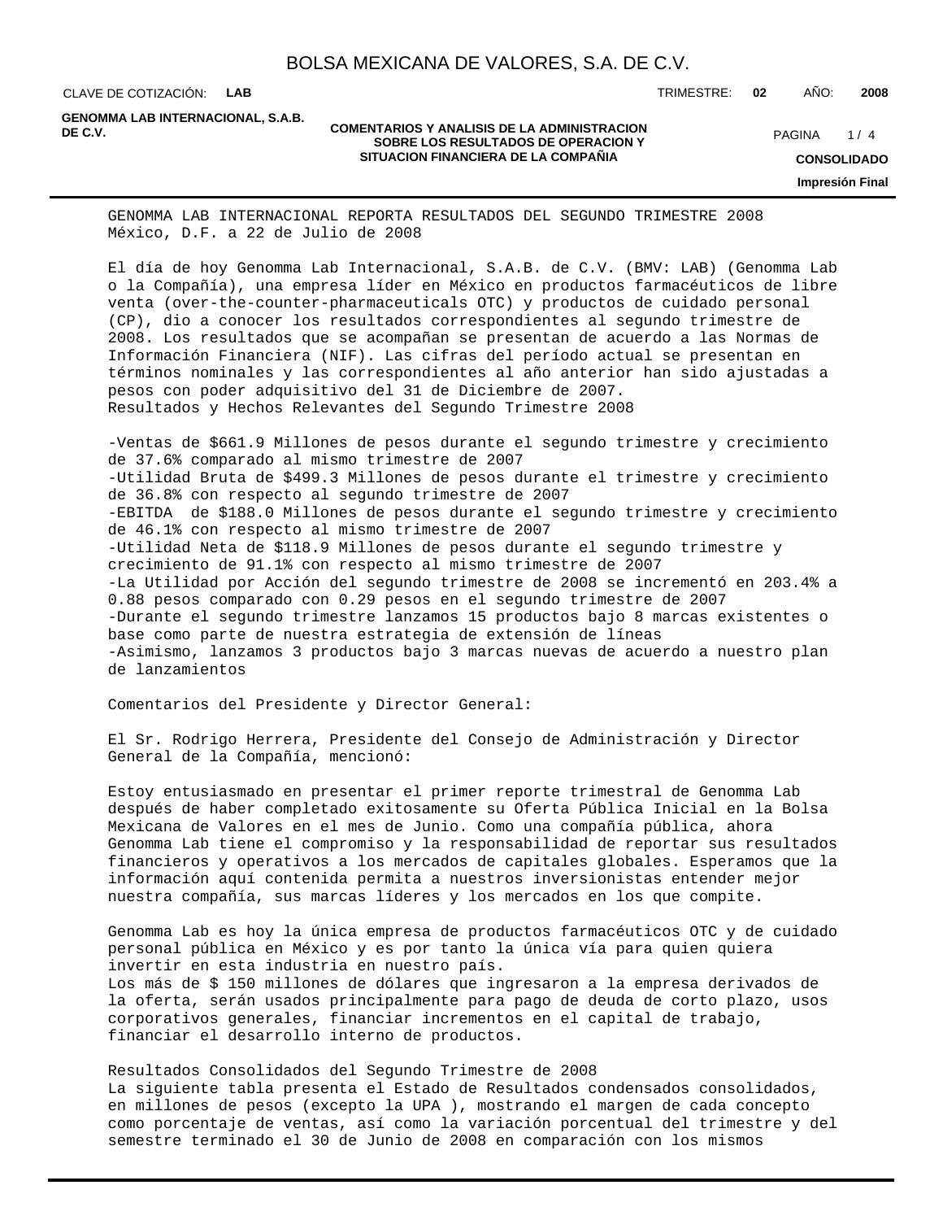GENOMMA LAB INTERNACIONAL REPORTA RESULTADOS DEL SEGUNDO TRIMESTRE 2008
México, D.F. a 22 de Julio de 2008

El día de hoy Genomma Lab Internacional, S.A.B. de C.V. (BMV: LAB) (Genomma Lab o la Compañía), una empresa líder en México en productos farmacéuticos de libre venta (over-the-counter-pharmaceuticals OTC) y productos de cuidado personal (CP), dio a conocer los resultados correspondientes al segundo trimestre de 2008. Los resultados que se acompañan se presentan de acuerdo a las Normas de Información Financiera (NIF). Las cifras del período actual se presentan en términos nominales y las correspondientes al año anterior han sido ajustadas a pesos con poder adquisitivo del 31 de Diciembre de 2007.
Resultados y Hechos Relevantes del Segundo Trimestre 2008

-Ventas de $661.9 Millones de pesos durante el segundo trimestre y crecimiento de 37.6% comparado al mismo trimestre de 2007
-Utilidad Bruta de $499.3 Millones de pesos durante el trimestre y crecimiento de 36.8% con respecto al segundo trimestre de 2007
-EBITDA de $188.0 Millones de pesos durante el segundo trimestre y crecimiento de 46.1% con respecto al mismo trimestre de 2007
-Utilidad Neta de $118.9 Millones de pesos durante el segundo trimestre y crecimiento de 91.1% con respecto al mismo trimestre de 2007
-La Utilidad por Acción del segundo trimestre de 2008 se incrementó en 203.4% a 0.88 pesos comparado con 0.29 pesos en el segundo trimestre de 2007
-Durante el segundo trimestre lanzamos 15 productos bajo 8 marcas existentes o base como parte de nuestra estrategia de extensión de líneas
-Asimismo, lanzamos 3 productos bajo 3 marcas nuevas de acuerdo a nuestro plan de lanzamientos

Comentarios del Presidente y Director General:

El Sr. Rodrigo Herrera, Presidente del Consejo de Administración y Director General de la Compañía, mencionó:

Estoy entusiasmado en presentar el primer reporte trimestral de Genomma Lab después de haber completado exitosamente su Oferta Pública Inicial en la Bolsa Mexicana de Valores en el mes de Junio. Como una compañía pública, ahora Genomma Lab tiene el compromiso y la responsabilidad de reportar sus resultados financieros y operativos a los mercados de capitales globales. Esperamos que la información aquí contenida permita a nuestros inversionistas entender mejor nuestra compañía, sus marcas líderes y los mercados en los que compite.

Genomma Lab es hoy la única empresa de productos farmacéuticos OTC y de cuidado personal pública en México y es por tanto la única vía para quien quiera invertir en esta industria en nuestro país.
Los más de $ 150 millones de dólares que ingresaron a la empresa derivados de la oferta, serán usados principalmente para pago de deuda de corto plazo, usos corporativos generales, financiar incrementos en el capital de trabajo, financiar el desarrollo interno de productos.

Resultados Consolidados del Segundo Trimestre de 2008
La siguiente tabla presenta el Estado de Resultados condensados consolidados, en millones de pesos (excepto la UPA ), mostrando el margen de cada concepto como porcentaje de ventas, así como la variación porcentual del trimestre y del semestre terminado el 30 de Junio de 2008 en comparación con los mismos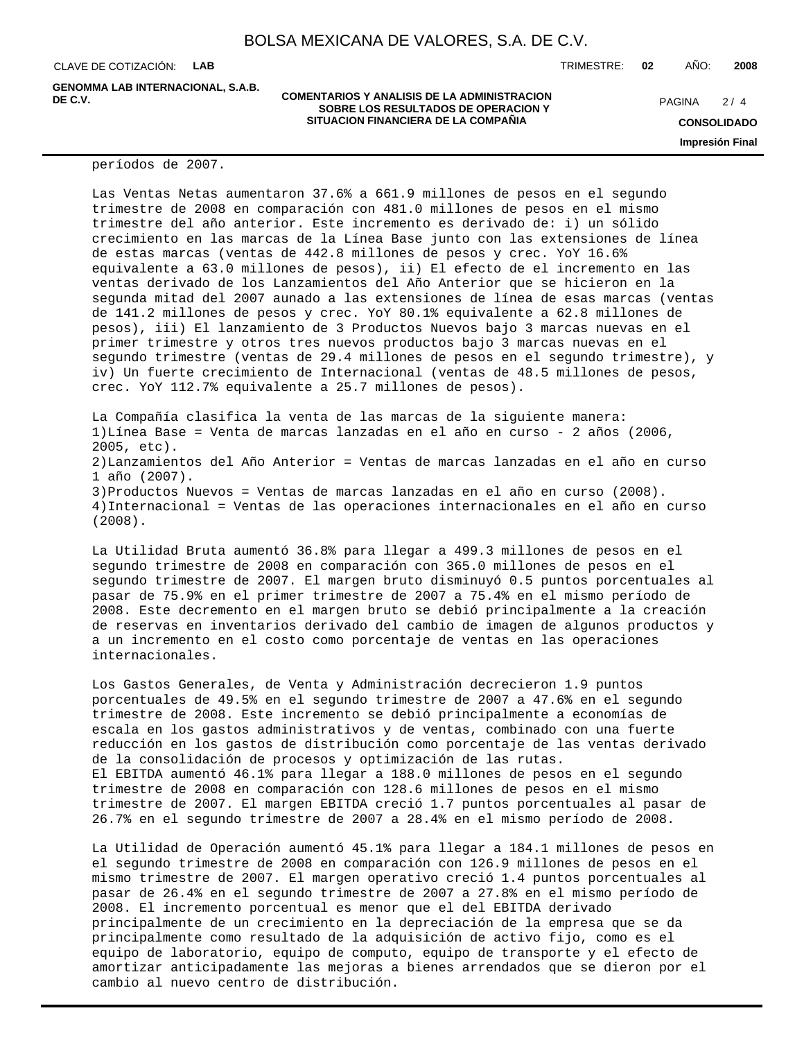períodos de 2007.

Las Ventas Netas aumentaron 37.6% a 661.9 millones de pesos en el segundo trimestre de 2008 en comparación con 481.0 millones de pesos en el mismo trimestre del año anterior. Este incremento es derivado de: i) un sólido crecimiento en las marcas de la Línea Base junto con las extensiones de línea de estas marcas (ventas de 442.8 millones de pesos y crec. YoY 16.6% equivalente a 63.0 millones de pesos), ii) El efecto de el incremento en las ventas derivado de los Lanzamientos del Año Anterior que se hicieron en la segunda mitad del 2007 aunado a las extensiones de línea de esas marcas (ventas de 141.2 millones de pesos y crec. YoY 80.1% equivalente a 62.8 millones de pesos), iii) El lanzamiento de 3 Productos Nuevos bajo 3 marcas nuevas en el primer trimestre y otros tres nuevos productos bajo 3 marcas nuevas en el segundo trimestre (ventas de 29.4 millones de pesos en el segundo trimestre), y iv) Un fuerte crecimiento de Internacional (ventas de 48.5 millones de pesos, crec. YoY 112.7% equivalente a 25.7 millones de pesos).

La Compañía clasifica la venta de las marcas de la siguiente manera:
1)Línea Base = Venta de marcas lanzadas en el año en curso - 2 años (2006, 2005, etc).
2)Lanzamientos del Año Anterior = Ventas de marcas lanzadas en el año en curso 1 año (2007).
3)Productos Nuevos = Ventas de marcas lanzadas en el año en curso (2008).
4)Internacional = Ventas de las operaciones internacionales en el año en curso (2008).

La Utilidad Bruta aumentó 36.8% para llegar a 499.3 millones de pesos en el segundo trimestre de 2008 en comparación con 365.0 millones de pesos en el segundo trimestre de 2007. El margen bruto disminuyó 0.5 puntos porcentuales al pasar de 75.9% en el primer trimestre de 2007 a 75.4% en el mismo período de 2008. Este decremento en el margen bruto se debió principalmente a la creación de reservas en inventarios derivado del cambio de imagen de algunos productos y a un incremento en el costo como porcentaje de ventas en las operaciones internacionales.

Los Gastos Generales, de Venta y Administración decrecieron 1.9 puntos porcentuales de 49.5% en el segundo trimestre de 2007 a 47.6% en el segundo trimestre de 2008. Este incremento se debió principalmente a economías de escala en los gastos administrativos y de ventas, combinado con una fuerte reducción en los gastos de distribución como porcentaje de las ventas derivado de la consolidación de procesos y optimización de las rutas.
El EBITDA aumentó 46.1% para llegar a 188.0 millones de pesos en el segundo trimestre de 2008 en comparación con 128.6 millones de pesos en el mismo trimestre de 2007. El margen EBITDA creció 1.7 puntos porcentuales al pasar de 26.7% en el segundo trimestre de 2007 a 28.4% en el mismo período de 2008.

La Utilidad de Operación aumentó 45.1% para llegar a 184.1 millones de pesos en el segundo trimestre de 2008 en comparación con 126.9 millones de pesos en el mismo trimestre de 2007. El margen operativo creció 1.4 puntos porcentuales al pasar de 26.4% en el segundo trimestre de 2007 a 27.8% en el mismo período de 2008. El incremento porcentual es menor que el del EBITDA derivado principalmente de un crecimiento en la depreciación de la empresa que se da principalmente como resultado de la adquisición de activo fijo, como es el equipo de laboratorio, equipo de computo, equipo de transporte y el efecto de amortizar anticipadamente las mejoras a bienes arrendados que se dieron por el cambio al nuevo centro de distribución.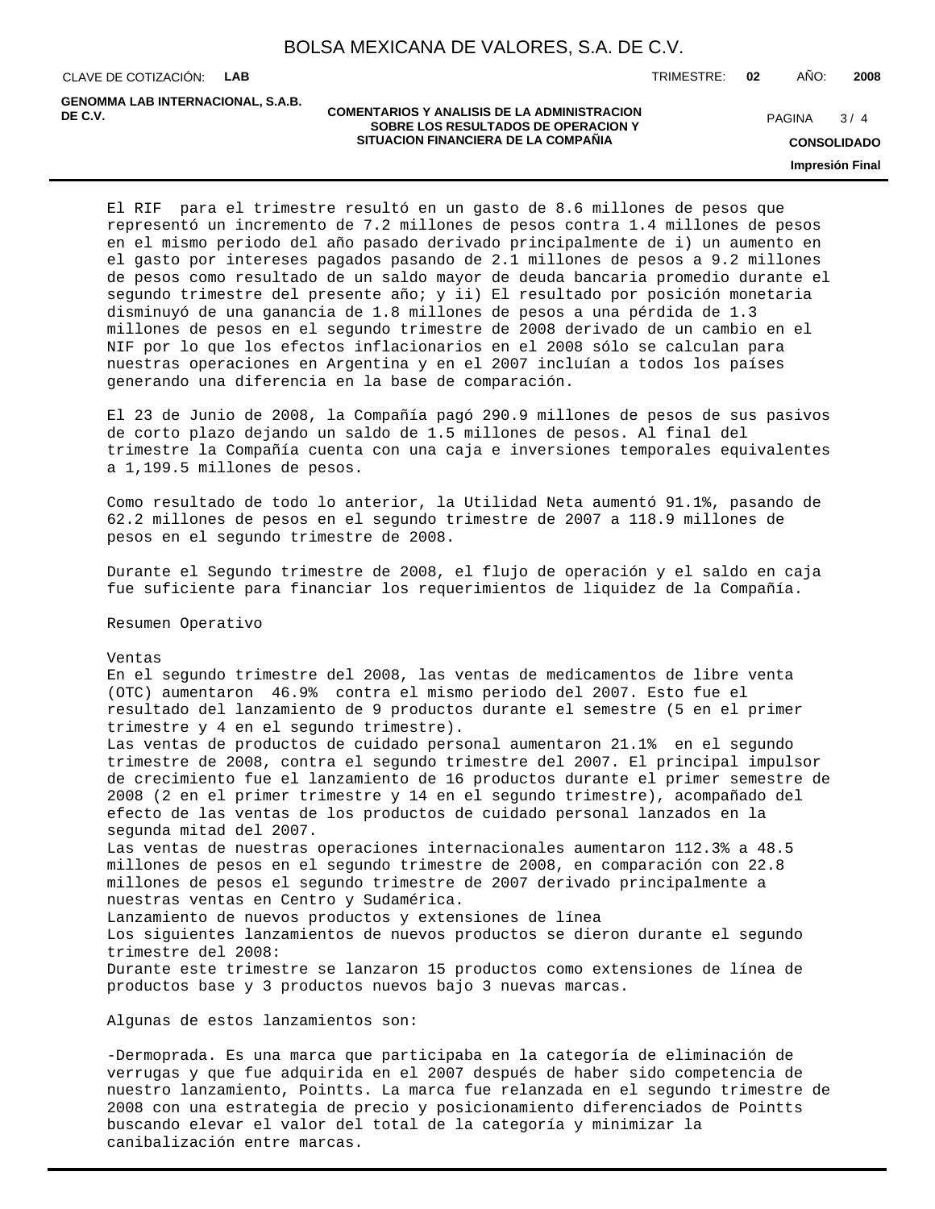El RIF para el trimestre resultó en un gasto de 8.6 millones de pesos que representó un incremento de 7.2 millones de pesos contra 1.4 millones de pesos en el mismo periodo del año pasado derivado principalmente de i) un aumento en el gasto por intereses pagados pasando de 2.1 millones de pesos a 9.2 millones de pesos como resultado de un saldo mayor de deuda bancaria promedio durante el segundo trimestre del presente año; y ii) El resultado por posición monetaria disminuyó de una ganancia de 1.8 millones de pesos a una pérdida de 1.3 millones de pesos en el segundo trimestre de 2008 derivado de un cambio en el NIF por lo que los efectos inflacionarios en el 2008 sólo se calculan para nuestras operaciones en Argentina y en el 2007 incluían a todos los países generando una diferencia en la base de comparación.

El 23 de Junio de 2008, la Compañía pagó 290.9 millones de pesos de sus pasivos de corto plazo dejando un saldo de 1.5 millones de pesos. Al final del trimestre la Compañía cuenta con una caja e inversiones temporales equivalentes a 1,199.5 millones de pesos.

Como resultado de todo lo anterior, la Utilidad Neta aumentó 91.1%, pasando de 62.2 millones de pesos en el segundo trimestre de 2007 a 118.9 millones de pesos en el segundo trimestre de 2008.

Durante el Segundo trimestre de 2008, el flujo de operación y el saldo en caja fue suficiente para financiar los requerimientos de liquidez de la Compañía.

Resumen Operativo

Ventas

En el segundo trimestre del 2008, las ventas de medicamentos de libre venta (OTC) aumentaron 46.9% contra el mismo periodo del 2007. Esto fue el resultado del lanzamiento de 9 productos durante el semestre (5 en el primer trimestre y 4 en el segundo trimestre).

Las ventas de productos de cuidado personal aumentaron 21.1% en el segundo trimestre de 2008, contra el segundo trimestre del 2007. El principal impulsor de crecimiento fue el lanzamiento de 16 productos durante el primer semestre de 2008 (2 en el primer trimestre y 14 en el segundo trimestre), acompañado del efecto de las ventas de los productos de cuidado personal lanzados en la segunda mitad del 2007.

Las ventas de nuestras operaciones internacionales aumentaron 112.3% a 48.5 millones de pesos en el segundo trimestre de 2008, en comparación con 22.8 millones de pesos el segundo trimestre de 2007 derivado principalmente a nuestras ventas en Centro y Sudamérica.

Lanzamiento de nuevos productos y extensiones de línea

Los siguientes lanzamientos de nuevos productos se dieron durante el segundo trimestre del 2008:

Durante este trimestre se lanzaron 15 productos como extensiones de línea de productos base y 3 productos nuevos bajo 3 nuevas marcas.

Algunas de estos lanzamientos son:

-Dermoprada. Es una marca que participaba en la categoría de eliminación de verrugas y que fue adquirida en el 2007 después de haber sido competencia de nuestro lanzamiento, Pointts. La marca fue relanzada en el segundo trimestre de 2008 con una estrategia de precio y posicionamiento diferenciados de Pointts buscando elevar el valor del total de la categoría y minimizar la canibalización entre marcas.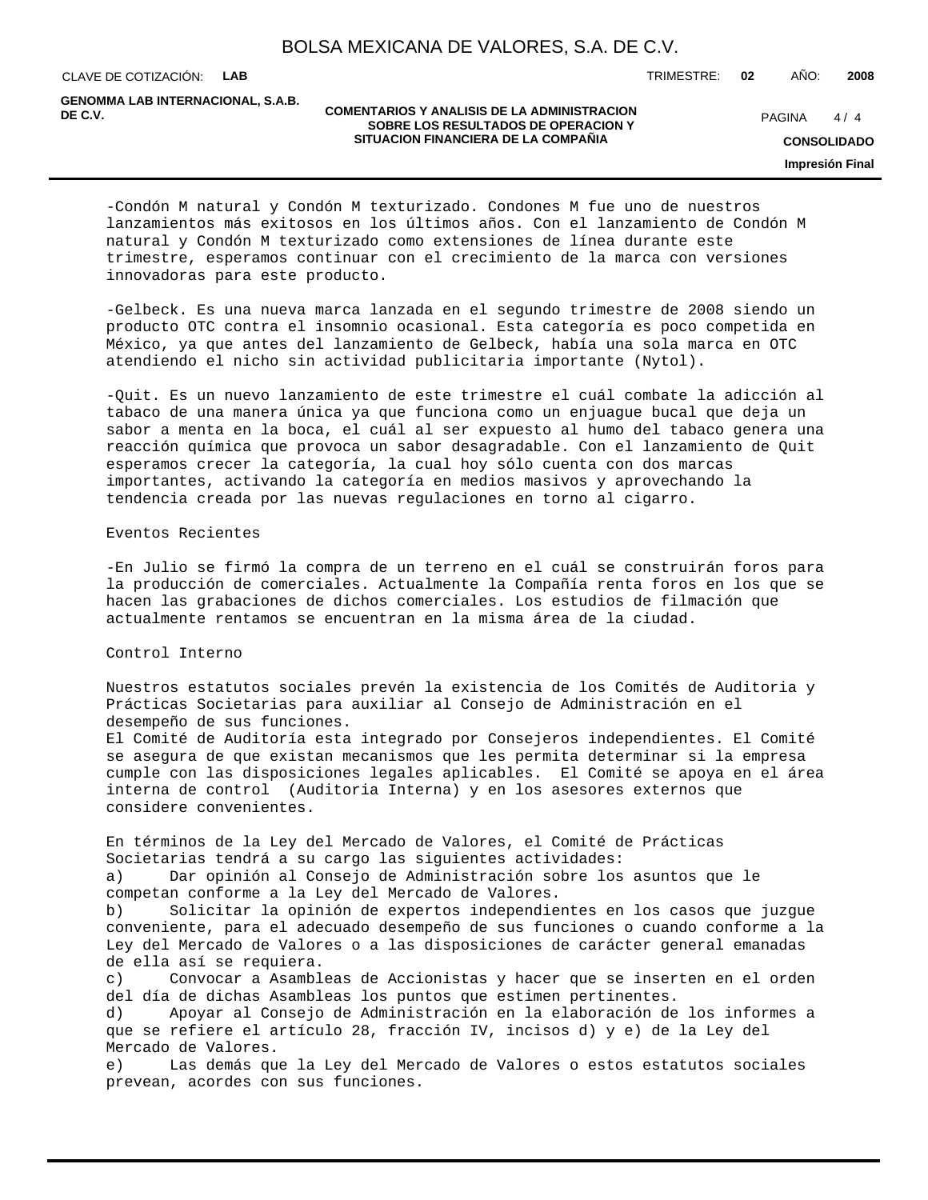-Condón M natural y Condón M texturizado. Condones M fue uno de nuestros lanzamientos más exitosos en los últimos años. Con el lanzamiento de Condón M natural y Condón M texturizado como extensiones de línea durante este trimestre, esperamos continuar con el crecimiento de la marca con versiones innovadoras para este producto.

-Gelbeck. Es una nueva marca lanzada en el segundo trimestre de 2008 siendo un producto OTC contra el insomnio ocasional. Esta categoría es poco competida en México, ya que antes del lanzamiento de Gelbeck, había una sola marca en OTC atendiendo el nicho sin actividad publicitaria importante (Nytol).

-Quit. Es un nuevo lanzamiento de este trimestre el cuál combate la adicción al tabaco de una manera única ya que funciona como un enjuague bucal que deja un sabor a menta en la boca, el cuál al ser expuesto al humo del tabaco genera una reacción química que provoca un sabor desagradable. Con el lanzamiento de Quit esperamos crecer la categoría, la cual hoy sólo cuenta con dos marcas importantes, activando la categoría en medios masivos y aprovechando la tendencia creada por las nuevas regulaciones en torno al cigarro.

Eventos Recientes

-En Julio se firmó la compra de un terreno en el cuál se construirán foros para la producción de comerciales. Actualmente la Compañía renta foros en los que se hacen las grabaciones de dichos comerciales. Los estudios de filmación que actualmente rentamos se encuentran en la misma área de la ciudad.

Control Interno

Nuestros estatutos sociales prevén la existencia de los Comités de Auditoria y Prácticas Societarias para auxiliar al Consejo de Administración en el desempeño de sus funciones.
El Comité de Auditoría esta integrado por Consejeros independientes. El Comité se asegura de que existan mecanismos que les permita determinar si la empresa cumple con las disposiciones legales aplicables. El Comité se apoya en el área interna de control (Auditoria Interna) y en los asesores externos que considere convenientes.

En términos de la Ley del Mercado de Valores, el Comité de Prácticas Societarias tendrá a su cargo las siguientes actividades:
a) Dar opinión al Consejo de Administración sobre los asuntos que le competan conforme a la Ley del Mercado de Valores.
b) Solicitar la opinión de expertos independientes en los casos que juzgue conveniente, para el adecuado desempeño de sus funciones o cuando conforme a la Ley del Mercado de Valores o a las disposiciones de carácter general emanadas de ella así se requiera.
c) Convocar a Asambleas de Accionistas y hacer que se inserten en el orden del día de dichas Asambleas los puntos que estimen pertinentes.
d) Apoyar al Consejo de Administración en la elaboración de los informes a que se refiere el artículo 28, fracción IV, incisos d) y e) de la Ley del Mercado de Valores.
e) Las demás que la Ley del Mercado de Valores o estos estatutos sociales prevean, acordes con sus funciones.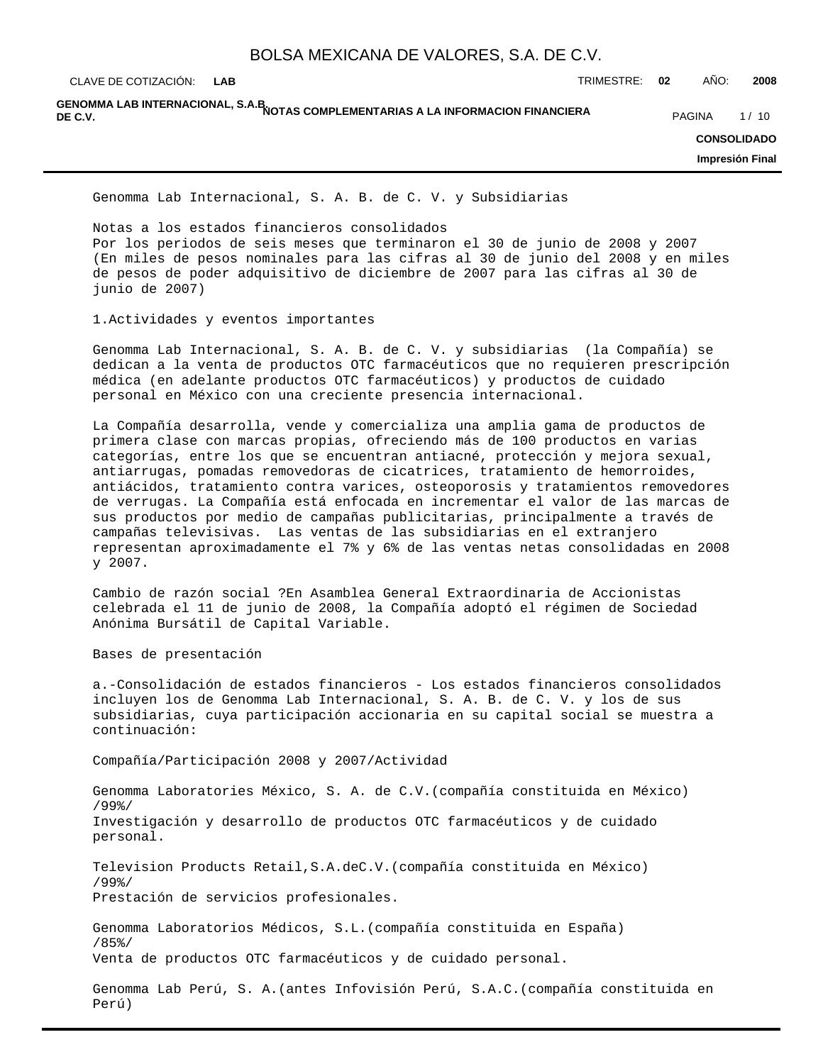Genomma Lab Internacional, S. A. B. de C. V. y Subsidiarias

Notas a los estados financieros consolidados
Por los periodos de seis meses que terminaron el 30 de junio de 2008 y 2007
(En miles de pesos nominales para las cifras al 30 de junio del 2008 y en miles de pesos de poder adquisitivo de diciembre de 2007 para las cifras al 30 de junio de 2007)

1.Actividades y eventos importantes

Genomma Lab Internacional, S. A. B. de C. V. y subsidiarias  (la Compañía) se dedican a la venta de productos OTC farmacéuticos que no requieren prescripción médica (en adelante productos OTC farmacéuticos) y productos de cuidado personal en México con una creciente presencia internacional.

La Compañía desarrolla, vende y comercializa una amplia gama de productos de primera clase con marcas propias, ofreciendo más de 100 productos en varias categorías, entre los que se encuentran antiacné, protección y mejora sexual, antiarrugas, pomadas removedoras de cicatrices, tratamiento de hemorroides, antiácidos, tratamiento contra varices, osteoporosis y tratamientos removedores de verrugas. La Compañía está enfocada en incrementar el valor de las marcas de sus productos por medio de campañas publicitarias, principalmente a través de campañas televisivas.  Las ventas de las subsidiarias en el extranjero representan aproximadamente el 7% y 6% de las ventas netas consolidadas en 2008 y 2007.

Cambio de razón social ?En Asamblea General Extraordinaria de Accionistas celebrada el 11 de junio de 2008, la Compañía adoptó el régimen de Sociedad Anónima Bursátil de Capital Variable.

Bases de presentación

a.-Consolidación de estados financieros - Los estados financieros consolidados incluyen los de Genomma Lab Internacional, S. A. B. de C. V. y los de sus subsidiarias, cuya participación accionaria en su capital social se muestra a continuación:

Compañía/Participación 2008 y 2007/Actividad

Genomma Laboratories México, S. A. de C.V.(compañía constituida en México)
/99%/
Investigación y desarrollo de productos OTC farmacéuticos y de cuidado personal.

Television Products Retail,S.A.deC.V.(compañía constituida en México)
/99%/
Prestación de servicios profesionales.

Genomma Laboratorios Médicos, S.L.(compañía constituida en España)
/85%/
Venta de productos OTC farmacéuticos y de cuidado personal.

Genomma Lab Perú, S. A.(antes Infovisión Perú, S.A.C.(compañía constituida en Perú)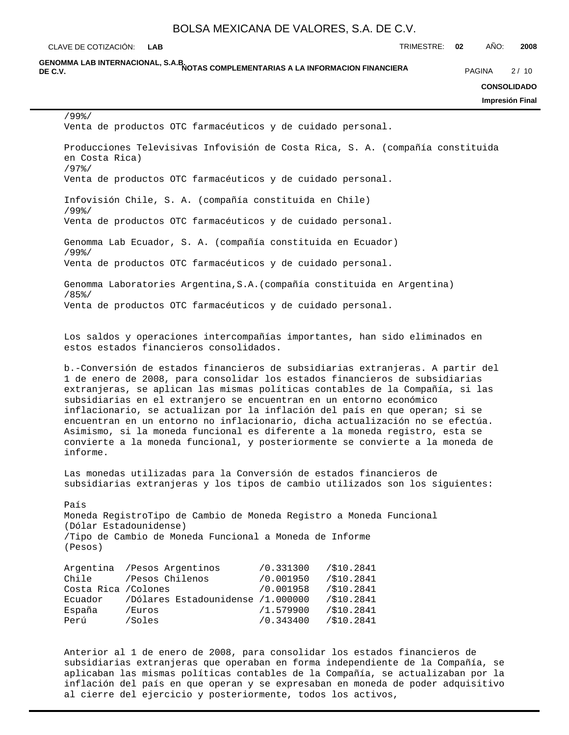/99%/
Venta de productos OTC farmacéuticos y de cuidado personal.

Producciones Televisivas Infovisión de Costa Rica, S. A. (compañía constituida en Costa Rica)
/97%/
Venta de productos OTC farmacéuticos y de cuidado personal.

Infovisión Chile, S. A. (compañía constituida en Chile)
/99%/
Venta de productos OTC farmacéuticos y de cuidado personal.

Genomma Lab Ecuador, S. A. (compañía constituida en Ecuador)
/99%/
Venta de productos OTC farmacéuticos y de cuidado personal.

Genomma Laboratories Argentina,S.A.(compañía constituida en Argentina)
/85%/
Venta de productos OTC farmacéuticos y de cuidado personal.

Los saldos y operaciones intercompañías importantes, han sido eliminados en estos estados financieros consolidados.

b.-Conversión de estados financieros de subsidiarias extranjeras. A partir del 1 de enero de 2008, para consolidar los estados financieros de subsidiarias extranjeras, se aplican las mismas políticas contables de la Compañía, si las subsidiarias en el extranjero se encuentran en un entorno económico inflacionario, se actualizan por la inflación del país en que operan; si se encuentran en un entorno no inflacionario, dicha actualización no se efectúa. Asimismo, si la moneda funcional es diferente a la moneda registro, esta se convierte a la moneda funcional, y posteriormente se convierte a la moneda de informe.

Las monedas utilizadas para la Conversión de estados financieros de subsidiarias extranjeras y los tipos de cambio utilizados son los siguientes:

| País | Moneda Registro | Tipo de Cambio de Moneda Registro a Moneda Funcional (Dólar Estadounidense) | Tipo de Cambio de Moneda Funcional a Moneda de Informe (Pesos) |
|---|---|---|---|
| Argentina | Pesos Argentinos | 0.331300 | $10.2841 |
| Chile | Pesos Chilenos | 0.001950 | $10.2841 |
| Costa Rica | Colones | 0.001958 | $10.2841 |
| Ecuador | Dólares Estadounidense | 1.000000 | $10.2841 |
| España | Euros | 1.579900 | $10.2841 |
| Perú | Soles | 0.343400 | $10.2841 |

Anterior al 1 de enero de 2008, para consolidar los estados financieros de subsidiarias extranjeras que operaban en forma independiente de la Compañía, se aplicaban las mismas políticas contables de la Compañía, se actualizaban por la inflación del país en que operan y se expresaban en moneda de poder adquisitivo al cierre del ejercicio y posteriormente, todos los activos,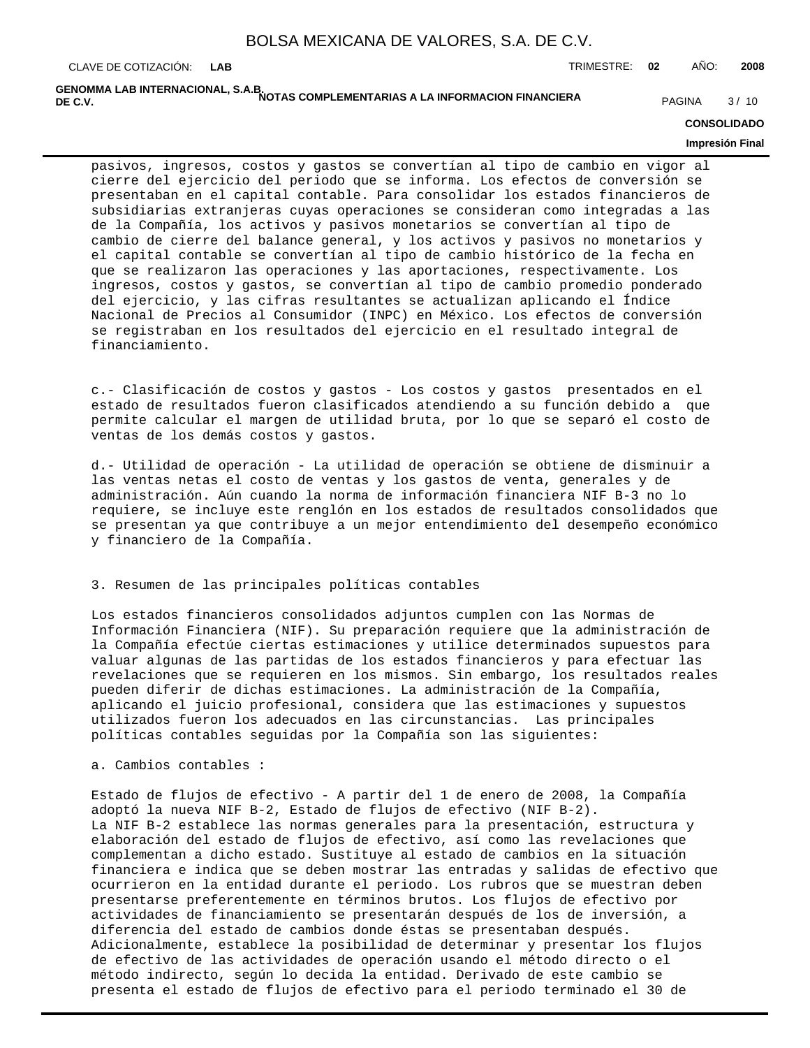pasivos, ingresos, costos y gastos se convertían al tipo de cambio en vigor al cierre del ejercicio del periodo que se informa. Los efectos de conversión se presentaban en el capital contable. Para consolidar los estados financieros de subsidiarias extranjeras cuyas operaciones se consideran como integradas a las de la Compañía, los activos y pasivos monetarios se convertían al tipo de cambio de cierre del balance general, y los activos y pasivos no monetarios y el capital contable se convertían al tipo de cambio histórico de la fecha en que se realizaron las operaciones y las aportaciones, respectivamente. Los ingresos, costos y gastos, se convertían al tipo de cambio promedio ponderado del ejercicio, y las cifras resultantes se actualizan aplicando el Índice Nacional de Precios al Consumidor (INPC) en México. Los efectos de conversión se registraban en los resultados del ejercicio en el resultado integral de financiamiento.

c.- Clasificación de costos y gastos - Los costos y gastos presentados en el estado de resultados fueron clasificados atendiendo a su función debido a que permite calcular el margen de utilidad bruta, por lo que se separó el costo de ventas de los demás costos y gastos.

d.- Utilidad de operación - La utilidad de operación se obtiene de disminuir a las ventas netas el costo de ventas y los gastos de venta, generales y de administración. Aún cuando la norma de información financiera NIF B-3 no lo requiere, se incluye este renglón en los estados de resultados consolidados que se presentan ya que contribuye a un mejor entendimiento del desempeño económico y financiero de la Compañía.

3. Resumen de las principales políticas contables

Los estados financieros consolidados adjuntos cumplen con las Normas de Información Financiera (NIF). Su preparación requiere que la administración de la Compañía efectúe ciertas estimaciones y utilice determinados supuestos para valuar algunas de las partidas de los estados financieros y para efectuar las revelaciones que se requieren en los mismos. Sin embargo, los resultados reales pueden diferir de dichas estimaciones. La administración de la Compañía, aplicando el juicio profesional, considera que las estimaciones y supuestos utilizados fueron los adecuados en las circunstancias. Las principales políticas contables seguidas por la Compañía son las siguientes:

a. Cambios contables :

Estado de flujos de efectivo - A partir del 1 de enero de 2008, la Compañía adoptó la nueva NIF B-2, Estado de flujos de efectivo (NIF B-2).
La NIF B-2 establece las normas generales para la presentación, estructura y elaboración del estado de flujos de efectivo, así como las revelaciones que complementan a dicho estado. Sustituye al estado de cambios en la situación financiera e indica que se deben mostrar las entradas y salidas de efectivo que ocurrieron en la entidad durante el periodo. Los rubros que se muestran deben presentarse preferentemente en términos brutos. Los flujos de efectivo por actividades de financiamiento se presentarán después de los de inversión, a diferencia del estado de cambios donde éstas se presentaban después. Adicionalmente, establece la posibilidad de determinar y presentar los flujos de efectivo de las actividades de operación usando el método directo o el método indirecto, según lo decida la entidad. Derivado de este cambio se presenta el estado de flujos de efectivo para el periodo terminado el 30 de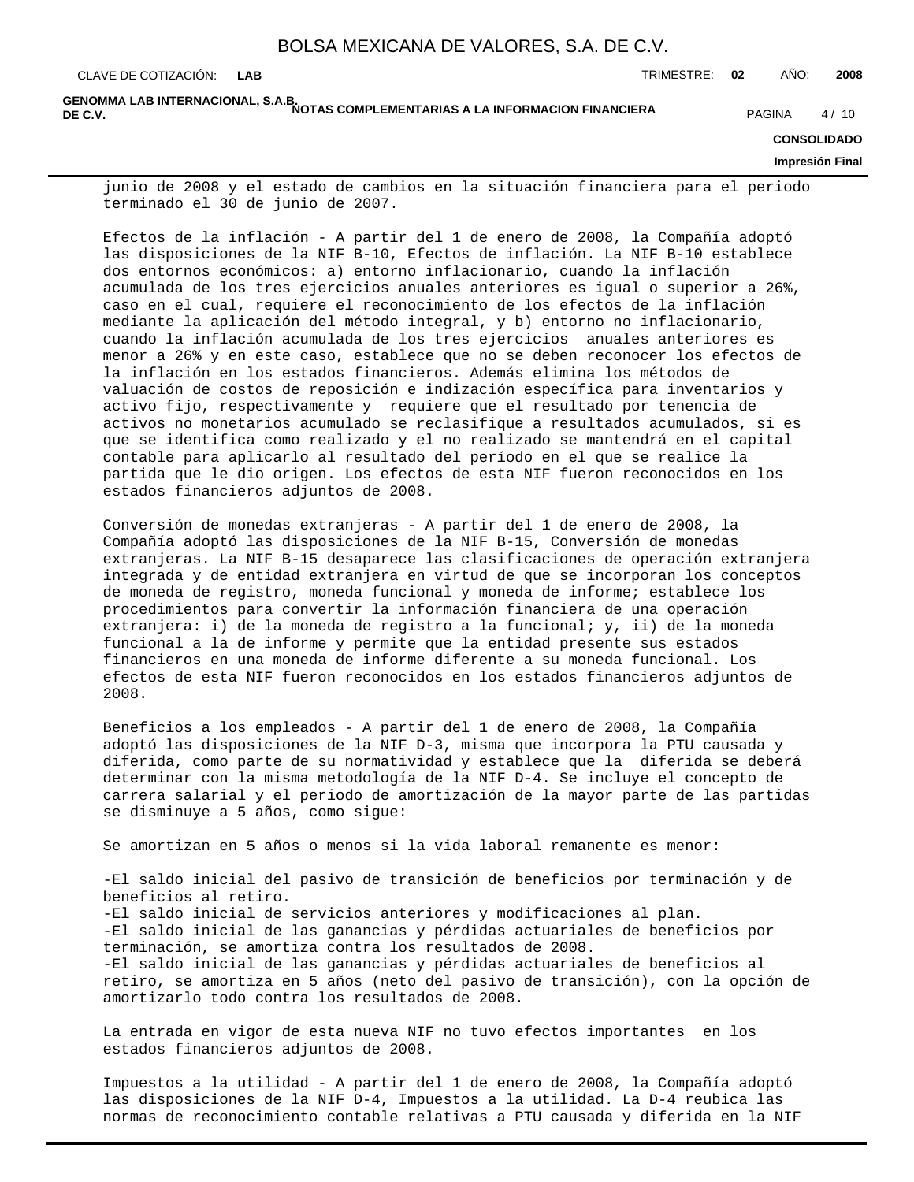junio de 2008 y el estado de cambios en la situación financiera para el periodo terminado el 30 de junio de 2007.

Efectos de la inflación - A partir del 1 de enero de 2008, la Compañía adoptó las disposiciones de la NIF B-10, Efectos de inflación. La NIF B-10 establece dos entornos económicos: a) entorno inflacionario, cuando la inflación acumulada de los tres ejercicios anuales anteriores es igual o superior a 26%, caso en el cual, requiere el reconocimiento de los efectos de la inflación mediante la aplicación del método integral, y b) entorno no inflacionario, cuando la inflación acumulada de los tres ejercicios anuales anteriores es menor a 26% y en este caso, establece que no se deben reconocer los efectos de la inflación en los estados financieros. Además elimina los métodos de valuación de costos de reposición e indización específica para inventarios y activo fijo, respectivamente y requiere que el resultado por tenencia de activos no monetarios acumulado se reclasifique a resultados acumulados, si es que se identifica como realizado y el no realizado se mantendrá en el capital contable para aplicarlo al resultado del período en el que se realice la partida que le dio origen. Los efectos de esta NIF fueron reconocidos en los estados financieros adjuntos de 2008.

Conversión de monedas extranjeras - A partir del 1 de enero de 2008, la Compañía adoptó las disposiciones de la NIF B-15, Conversión de monedas extranjeras. La NIF B-15 desaparece las clasificaciones de operación extranjera integrada y de entidad extranjera en virtud de que se incorporan los conceptos de moneda de registro, moneda funcional y moneda de informe; establece los procedimientos para convertir la información financiera de una operación extranjera: i) de la moneda de registro a la funcional; y, ii) de la moneda funcional a la de informe y permite que la entidad presente sus estados financieros en una moneda de informe diferente a su moneda funcional. Los efectos de esta NIF fueron reconocidos en los estados financieros adjuntos de 2008.

Beneficios a los empleados - A partir del 1 de enero de 2008, la Compañía adoptó las disposiciones de la NIF D-3, misma que incorpora la PTU causada y diferida, como parte de su normatividad y establece que la diferida se deberá determinar con la misma metodología de la NIF D-4. Se incluye el concepto de carrera salarial y el periodo de amortización de la mayor parte de las partidas se disminuye a 5 años, como sigue:

Se amortizan en 5 años o menos si la vida laboral remanente es menor:

-El saldo inicial del pasivo de transición de beneficios por terminación y de beneficios al retiro.
-El saldo inicial de servicios anteriores y modificaciones al plan.
-El saldo inicial de las ganancias y pérdidas actuariales de beneficios por terminación, se amortiza contra los resultados de 2008.
-El saldo inicial de las ganancias y pérdidas actuariales de beneficios al retiro, se amortiza en 5 años (neto del pasivo de transición), con la opción de amortizarlo todo contra los resultados de 2008.

La entrada en vigor de esta nueva NIF no tuvo efectos importantes en los estados financieros adjuntos de 2008.

Impuestos a la utilidad - A partir del 1 de enero de 2008, la Compañía adoptó las disposiciones de la NIF D-4, Impuestos a la utilidad. La D-4 reubica las normas de reconocimiento contable relativas a PTU causada y diferida en la NIF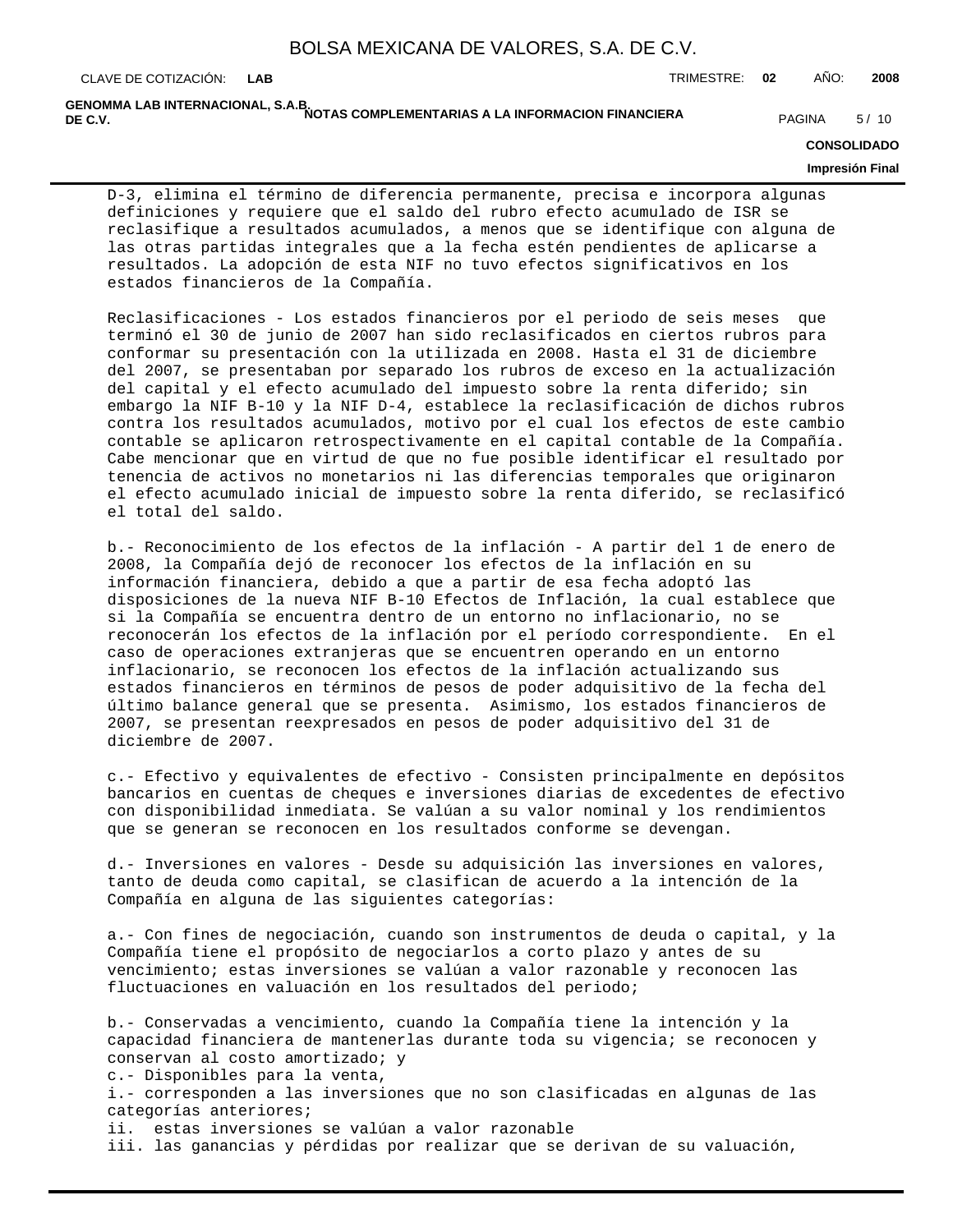D-3, elimina el término de diferencia permanente, precisa e incorpora algunas definiciones y requiere que el saldo del rubro efecto acumulado de ISR se reclasifique a resultados acumulados, a menos que se identifique con alguna de las otras partidas integrales que a la fecha estén pendientes de aplicarse a resultados. La adopción de esta NIF no tuvo efectos significativos en los estados financieros de la Compañía.

Reclasificaciones - Los estados financieros por el periodo de seis meses que terminó el 30 de junio de 2007 han sido reclasificados en ciertos rubros para conformar su presentación con la utilizada en 2008. Hasta el 31 de diciembre del 2007, se presentaban por separado los rubros de exceso en la actualización del capital y el efecto acumulado del impuesto sobre la renta diferido; sin embargo la NIF B-10 y la NIF D-4, establece la reclasificación de dichos rubros contra los resultados acumulados, motivo por el cual los efectos de este cambio contable se aplicaron retrospectivamente en el capital contable de la Compañía. Cabe mencionar que en virtud de que no fue posible identificar el resultado por tenencia de activos no monetarios ni las diferencias temporales que originaron el efecto acumulado inicial de impuesto sobre la renta diferido, se reclasificó el total del saldo.

b.- Reconocimiento de los efectos de la inflación - A partir del 1 de enero de 2008, la Compañía dejó de reconocer los efectos de la inflación en su información financiera, debido a que a partir de esa fecha adoptó las disposiciones de la nueva NIF B-10 Efectos de Inflación, la cual establece que si la Compañía se encuentra dentro de un entorno no inflacionario, no se reconocerán los efectos de la inflación por el período correspondiente. En el caso de operaciones extranjeras que se encuentren operando en un entorno inflacionario, se reconocen los efectos de la inflación actualizando sus estados financieros en términos de pesos de poder adquisitivo de la fecha del último balance general que se presenta. Asimismo, los estados financieros de 2007, se presentan reexpresados en pesos de poder adquisitivo del 31 de diciembre de 2007.

c.- Efectivo y equivalentes de efectivo - Consisten principalmente en depósitos bancarios en cuentas de cheques e inversiones diarias de excedentes de efectivo con disponibilidad inmediata. Se valúan a su valor nominal y los rendimientos que se generan se reconocen en los resultados conforme se devengan.

d.- Inversiones en valores - Desde su adquisición las inversiones en valores, tanto de deuda como capital, se clasifican de acuerdo a la intención de la Compañía en alguna de las siguientes categorías:

a.- Con fines de negociación, cuando son instrumentos de deuda o capital, y la Compañía tiene el propósito de negociarlos a corto plazo y antes de su vencimiento; estas inversiones se valúan a valor razonable y reconocen las fluctuaciones en valuación en los resultados del periodo;

b.- Conservadas a vencimiento, cuando la Compañía tiene la intención y la capacidad financiera de mantenerlas durante toda su vigencia; se reconocen y conservan al costo amortizado; y
c.- Disponibles para la venta,
i.- corresponden a las inversiones que no son clasificadas en algunas de las categorías anteriores;
ii. estas inversiones se valúan a valor razonable
iii. las ganancias y pérdidas por realizar que se derivan de su valuación,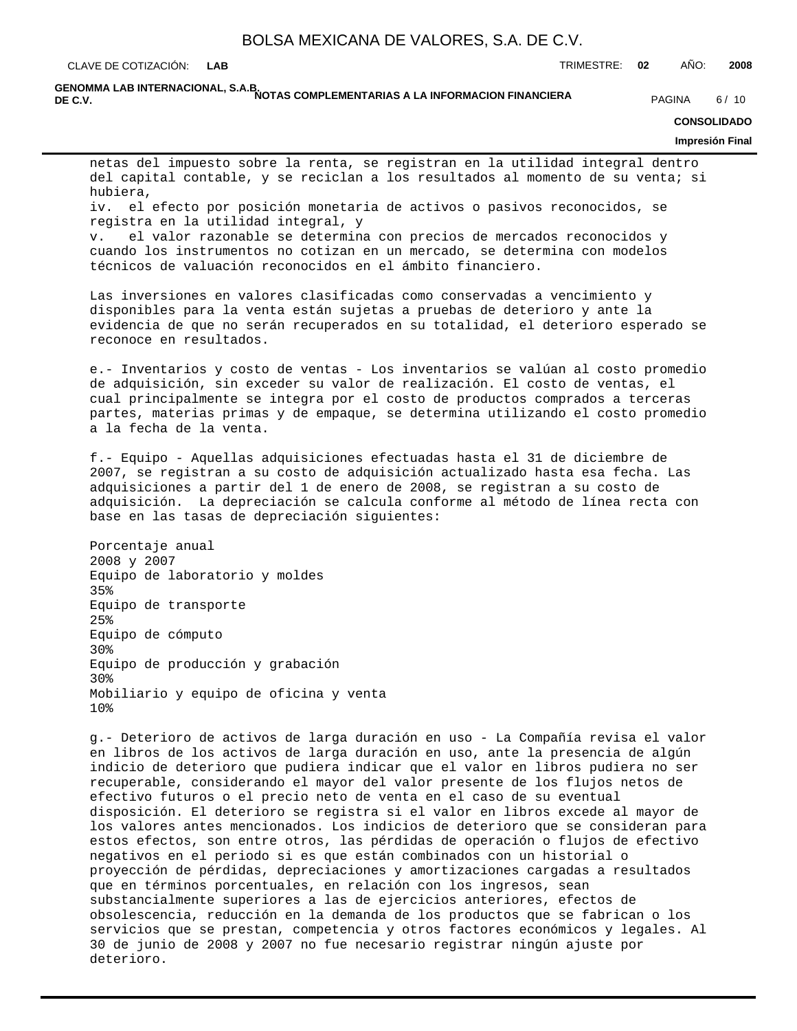netas del impuesto sobre la renta, se registran en la utilidad integral dentro del capital contable, y se reciclan a los resultados al momento de su venta; si hubiera,

iv. el efecto por posición monetaria de activos o pasivos reconocidos, se registra en la utilidad integral, y

v. el valor razonable se determina con precios de mercados reconocidos y cuando los instrumentos no cotizan en un mercado, se determina con modelos técnicos de valuación reconocidos en el ámbito financiero.

Las inversiones en valores clasificadas como conservadas a vencimiento y disponibles para la venta están sujetas a pruebas de deterioro y ante la evidencia de que no serán recuperados en su totalidad, el deterioro esperado se reconoce en resultados.

e.- Inventarios y costo de ventas - Los inventarios se valúan al costo promedio de adquisición, sin exceder su valor de realización. El costo de ventas, el cual principalmente se integra por el costo de productos comprados a terceras partes, materias primas y de empaque, se determina utilizando el costo promedio a la fecha de la venta.

f.- Equipo - Aquellas adquisiciones efectuadas hasta el 31 de diciembre de 2007, se registran a su costo de adquisición actualizado hasta esa fecha. Las adquisiciones a partir del 1 de enero de 2008, se registran a su costo de adquisición. La depreciación se calcula conforme al método de línea recta con base en las tasas de depreciación siguientes:

| | Porcentaje anual 2008 y 2007 |
|---|---|
| Equipo de laboratorio y moldes | 35% |
| Equipo de transporte | 25% |
| Equipo de cómputo | 30% |
| Equipo de producción y grabación | 30% |
| Mobiliario y equipo de oficina y venta | 10% |

g.- Deterioro de activos de larga duración en uso - La Compañía revisa el valor en libros de los activos de larga duración en uso, ante la presencia de algún indicio de deterioro que pudiera indicar que el valor en libros pudiera no ser recuperable, considerando el mayor del valor presente de los flujos netos de efectivo futuros o el precio neto de venta en el caso de su eventual disposición. El deterioro se registra si el valor en libros excede al mayor de los valores antes mencionados. Los indicios de deterioro que se consideran para estos efectos, son entre otros, las pérdidas de operación o flujos de efectivo negativos en el periodo si es que están combinados con un historial o proyección de pérdidas, depreciaciones y amortizaciones cargadas a resultados que en términos porcentuales, en relación con los ingresos, sean substancialmente superiores a las de ejercicios anteriores, efectos de obsolescencia, reducción en la demanda de los productos que se fabrican o los servicios que se prestan, competencia y otros factores económicos y legales. Al 30 de junio de 2008 y 2007 no fue necesario registrar ningún ajuste por deterioro.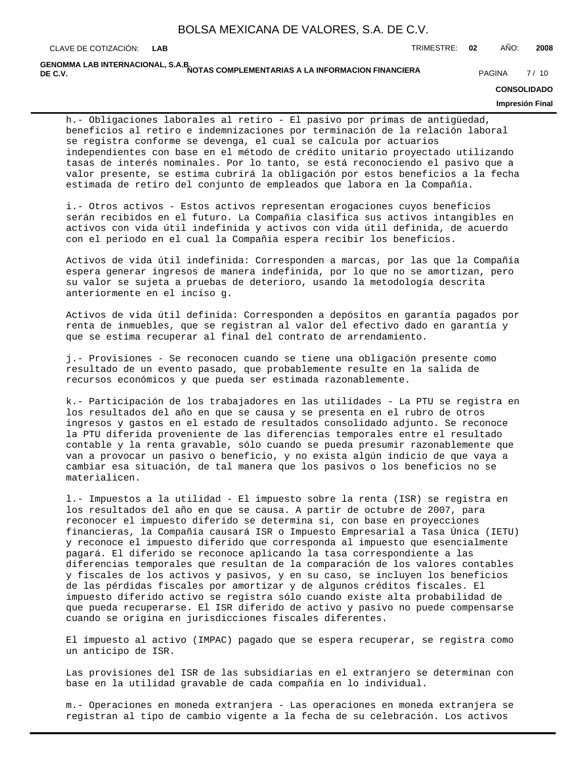h.- Obligaciones laborales al retiro - El pasivo por primas de antigüedad, beneficios al retiro e indemnizaciones por terminación de la relación laboral se registra conforme se devenga, el cual se calcula por actuarios independientes con base en el método de crédito unitario proyectado utilizando tasas de interés nominales. Por lo tanto, se está reconociendo el pasivo que a valor presente, se estima cubrirá la obligación por estos beneficios a la fecha estimada de retiro del conjunto de empleados que labora en la Compañía.

i.- Otros activos - Estos activos representan erogaciones cuyos beneficios serán recibidos en el futuro. La Compañía clasifica sus activos intangibles en activos con vida útil indefinida y activos con vida útil definida, de acuerdo con el periodo en el cual la Compañía espera recibir los beneficios.

Activos de vida útil indefinida: Corresponden a marcas, por las que la Compañía espera generar ingresos de manera indefinida, por lo que no se amortizan, pero su valor se sujeta a pruebas de deterioro, usando la metodología descrita anteriormente en el inciso g.

Activos de vida útil definida: Corresponden a depósitos en garantía pagados por renta de inmuebles, que se registran al valor del efectivo dado en garantía y que se estima recuperar al final del contrato de arrendamiento.

j.- Provisiones - Se reconocen cuando se tiene una obligación presente como resultado de un evento pasado, que probablemente resulte en la salida de recursos económicos y que pueda ser estimada razonablemente.

k.- Participación de los trabajadores en las utilidades - La PTU se registra en los resultados del año en que se causa y se presenta en el rubro de otros ingresos y gastos en el estado de resultados consolidado adjunto. Se reconoce la PTU diferida proveniente de las diferencias temporales entre el resultado contable y la renta gravable, sólo cuando se pueda presumir razonablemente que van a provocar un pasivo o beneficio, y no exista algún indicio de que vaya a cambiar esa situación, de tal manera que los pasivos o los beneficios no se materialicen.

l.- Impuestos a la utilidad - El impuesto sobre la renta (ISR) se registra en los resultados del año en que se causa. A partir de octubre de 2007, para reconocer el impuesto diferido se determina si, con base en proyecciones financieras, la Compañía causará ISR o Impuesto Empresarial a Tasa Única (IETU) y reconoce el impuesto diferido que corresponda al impuesto que esencialmente pagará. El diferido se reconoce aplicando la tasa correspondiente a las diferencias temporales que resultan de la comparación de los valores contables y fiscales de los activos y pasivos, y en su caso, se incluyen los beneficios de las pérdidas fiscales por amortizar y de algunos créditos fiscales. El impuesto diferido activo se registra sólo cuando existe alta probabilidad de que pueda recuperarse. El ISR diferido de activo y pasivo no puede compensarse cuando se origina en jurisdicciones fiscales diferentes.

El impuesto al activo (IMPAC) pagado que se espera recuperar, se registra como un anticipo de ISR.

Las provisiones del ISR de las subsidiarias en el extranjero se determinan con base en la utilidad gravable de cada compañía en lo individual.

m.- Operaciones en moneda extranjera - Las operaciones en moneda extranjera se registran al tipo de cambio vigente a la fecha de su celebración. Los activos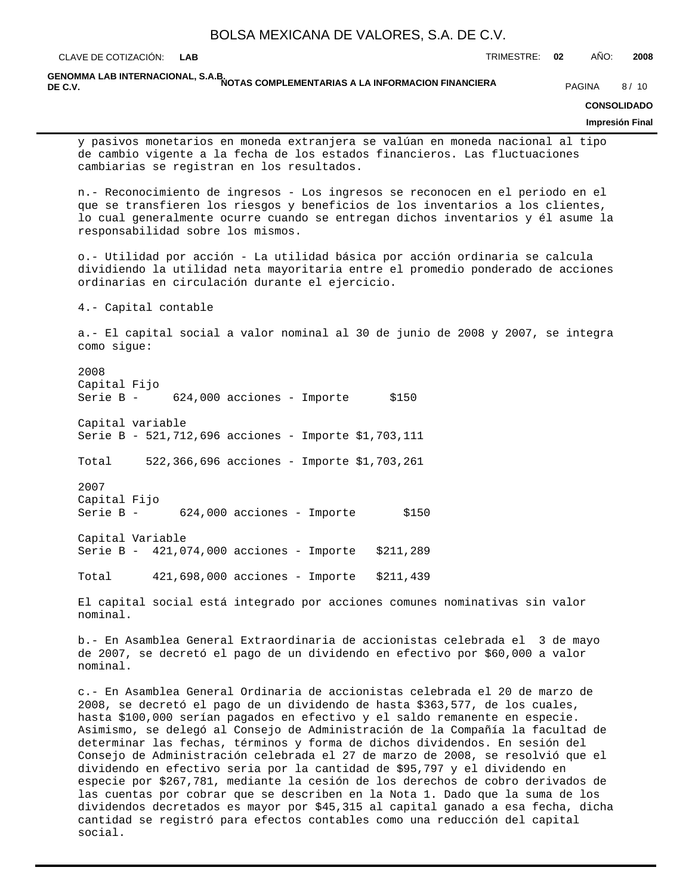y pasivos monetarios en moneda extranjera se valúan en moneda nacional al tipo de cambio vigente a la fecha de los estados financieros. Las fluctuaciones cambiarias se registran en los resultados.

n.- Reconocimiento de ingresos - Los ingresos se reconocen en el periodo en el que se transfieren los riesgos y beneficios de los inventarios a los clientes, lo cual generalmente ocurre cuando se entregan dichos inventarios y él asume la responsabilidad sobre los mismos.

o.- Utilidad por acción - La utilidad básica por acción ordinaria se calcula dividiendo la utilidad neta mayoritaria entre el promedio ponderado de acciones ordinarias en circulación durante el ejercicio.

4.- Capital contable

a.- El capital social a valor nominal al 30 de junio de 2008 y 2007, se integra como sigue:

2008

| | | | | |
|---|---|---|---|---|
| Capital Fijo | | | | |
| Serie B - | 624,000 | acciones - Importe | | $150 |
| Capital variable | | | | |
| Serie B - | 521,712,696 | acciones - Importe | | $1,703,111 |
| Total | 522,366,696 | acciones - Importe | | $1,703,261 |

2007

| | | | | |
|---|---|---|---|---|
| Capital Fijo | | | | |
| Serie B - | 624,000 | acciones - Importe | | $150 |
| Capital Variable | | | | |
| Serie B - | 421,074,000 | acciones - Importe | | $211,289 |
| Total | 421,698,000 | acciones - Importe | | $211,439 |

El capital social está integrado por acciones comunes nominativas sin valor nominal.

b.- En Asamblea General Extraordinaria de accionistas celebrada el 3 de mayo de 2007, se decretó el pago de un dividendo en efectivo por $60,000 a valor nominal.

c.- En Asamblea General Ordinaria de accionistas celebrada el 20 de marzo de 2008, se decretó el pago de un dividendo de hasta $363,577, de los cuales, hasta $100,000 serían pagados en efectivo y el saldo remanente en especie. Asimismo, se delegó al Consejo de Administración de la Compañía la facultad de determinar las fechas, términos y forma de dichos dividendos. En sesión del Consejo de Administración celebrada el 27 de marzo de 2008, se resolvió que el dividendo en efectivo seria por la cantidad de $95,797 y el dividendo en especie por $267,781, mediante la cesión de los derechos de cobro derivados de las cuentas por cobrar que se describen en la Nota 1. Dado que la suma de los dividendos decretados es mayor por $45,315 al capital ganado a esa fecha, dicha cantidad se registró para efectos contables como una reducción del capital social.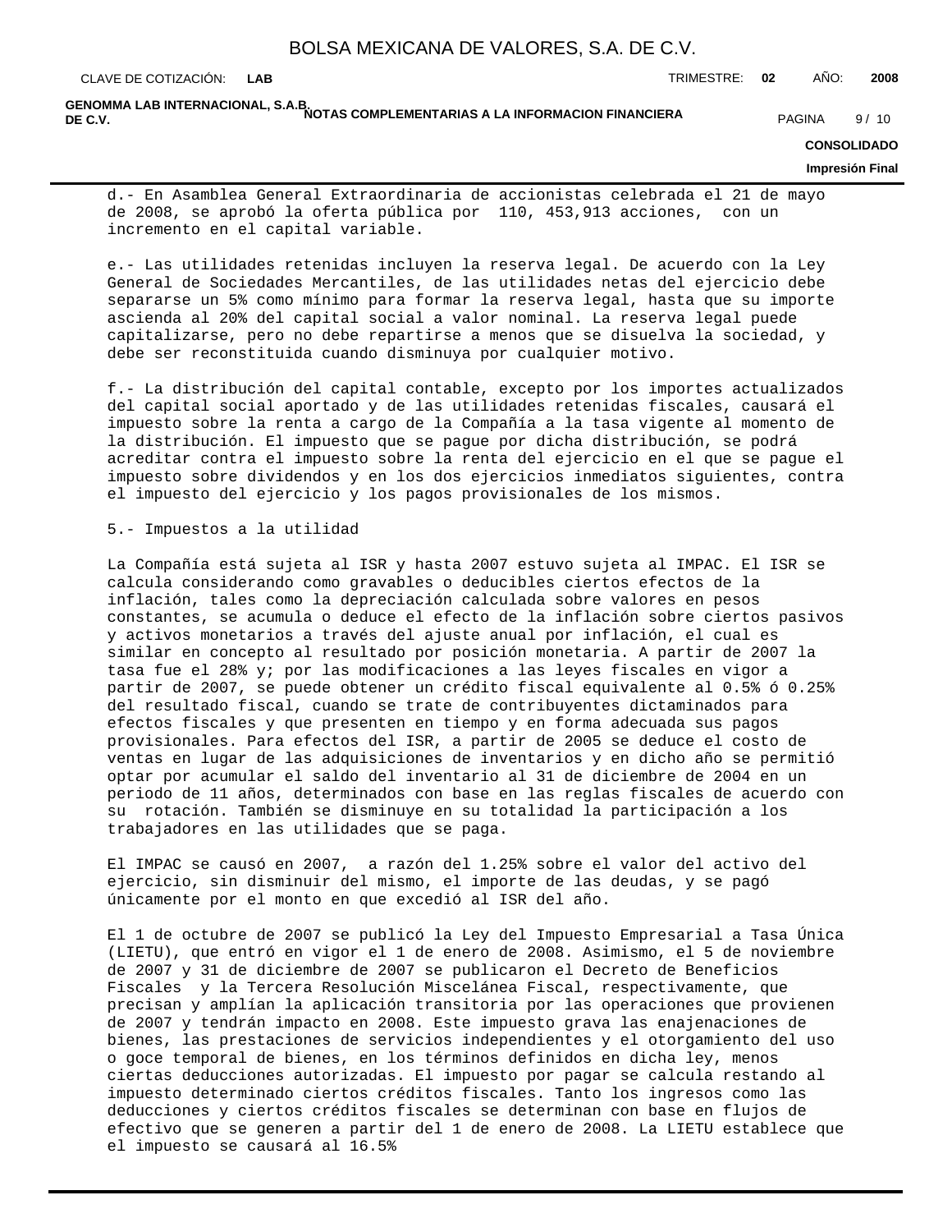d.- En Asamblea General Extraordinaria de accionistas celebrada el 21 de mayo de 2008, se aprobó la oferta pública por 110, 453,913 acciones, con un incremento en el capital variable.

e.- Las utilidades retenidas incluyen la reserva legal. De acuerdo con la Ley General de Sociedades Mercantiles, de las utilidades netas del ejercicio debe separarse un 5% como mínimo para formar la reserva legal, hasta que su importe ascienda al 20% del capital social a valor nominal. La reserva legal puede capitalizarse, pero no debe repartirse a menos que se disuelva la sociedad, y debe ser reconstituida cuando disminuya por cualquier motivo.

f.- La distribución del capital contable, excepto por los importes actualizados del capital social aportado y de las utilidades retenidas fiscales, causará el impuesto sobre la renta a cargo de la Compañía a la tasa vigente al momento de la distribución. El impuesto que se pague por dicha distribución, se podrá acreditar contra el impuesto sobre la renta del ejercicio en el que se pague el impuesto sobre dividendos y en los dos ejercicios inmediatos siguientes, contra el impuesto del ejercicio y los pagos provisionales de los mismos.

5.- Impuestos a la utilidad

La Compañía está sujeta al ISR y hasta 2007 estuvo sujeta al IMPAC. El ISR se calcula considerando como gravables o deducibles ciertos efectos de la inflación, tales como la depreciación calculada sobre valores en pesos constantes, se acumula o deduce el efecto de la inflación sobre ciertos pasivos y activos monetarios a través del ajuste anual por inflación, el cual es similar en concepto al resultado por posición monetaria. A partir de 2007 la tasa fue el 28% y; por las modificaciones a las leyes fiscales en vigor a partir de 2007, se puede obtener un crédito fiscal equivalente al 0.5% ó 0.25% del resultado fiscal, cuando se trate de contribuyentes dictaminados para efectos fiscales y que presenten en tiempo y en forma adecuada sus pagos provisionales. Para efectos del ISR, a partir de 2005 se deduce el costo de ventas en lugar de las adquisiciones de inventarios y en dicho año se permitió optar por acumular el saldo del inventario al 31 de diciembre de 2004 en un periodo de 11 años, determinados con base en las reglas fiscales de acuerdo con su rotación. También se disminuye en su totalidad la participación a los trabajadores en las utilidades que se paga.

El IMPAC se causó en 2007, a razón del 1.25% sobre el valor del activo del ejercicio, sin disminuir del mismo, el importe de las deudas, y se pagó únicamente por el monto en que excedió al ISR del año.

El 1 de octubre de 2007 se publicó la Ley del Impuesto Empresarial a Tasa Única (LIETU), que entró en vigor el 1 de enero de 2008. Asimismo, el 5 de noviembre de 2007 y 31 de diciembre de 2007 se publicaron el Decreto de Beneficios Fiscales y la Tercera Resolución Miscelánea Fiscal, respectivamente, que precisan y amplían la aplicación transitoria por las operaciones que provienen de 2007 y tendrán impacto en 2008. Este impuesto grava las enajenaciones de bienes, las prestaciones de servicios independientes y el otorgamiento del uso o goce temporal de bienes, en los términos definidos en dicha ley, menos ciertas deducciones autorizadas. El impuesto por pagar se calcula restando al impuesto determinado ciertos créditos fiscales. Tanto los ingresos como las deducciones y ciertos créditos fiscales se determinan con base en flujos de efectivo que se generen a partir del 1 de enero de 2008. La LIETU establece que el impuesto se causará al 16.5%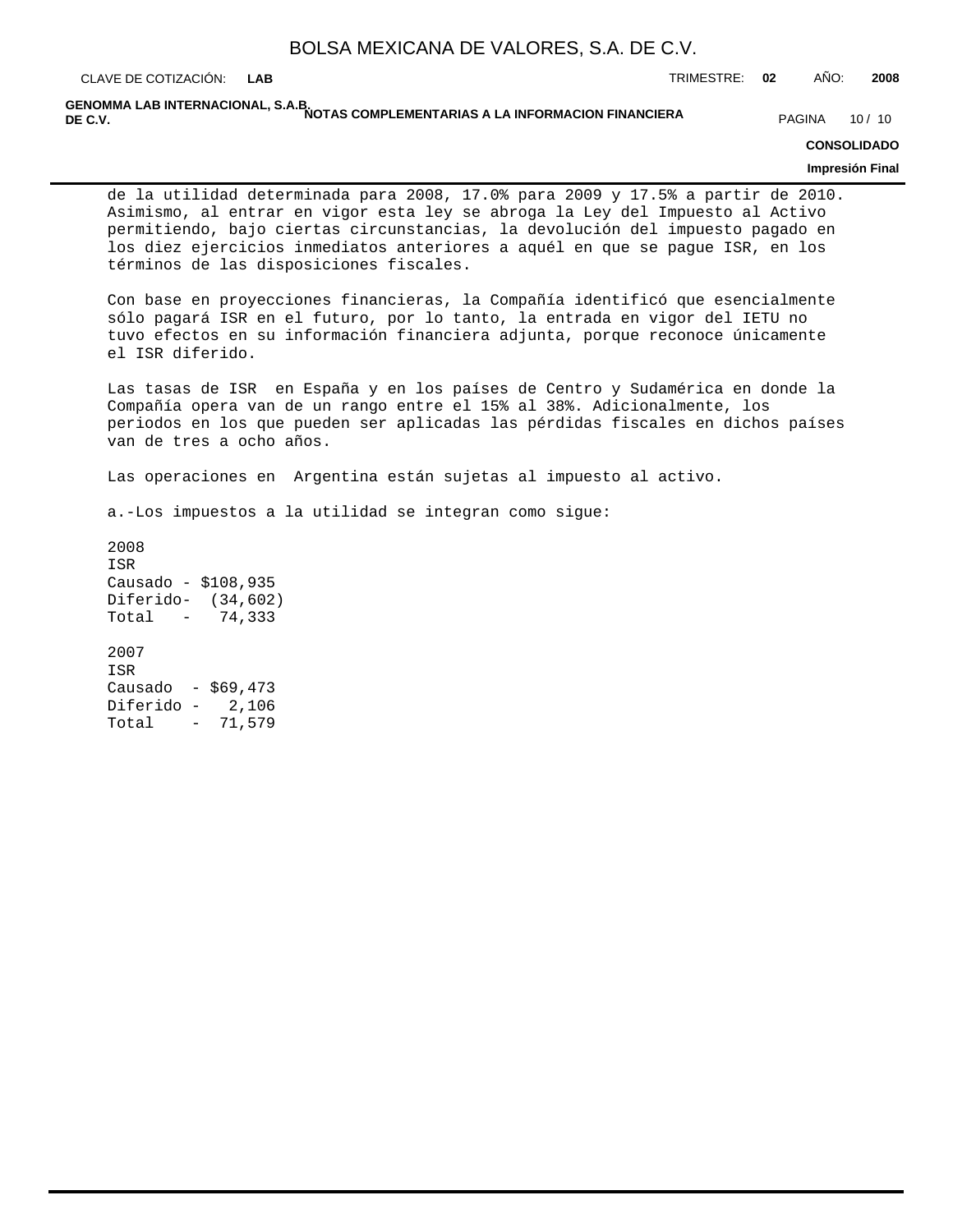de la utilidad determinada para 2008, 17.0% para 2009 y 17.5% a partir de 2010. Asimismo, al entrar en vigor esta ley se abroga la Ley del Impuesto al Activo permitiendo, bajo ciertas circunstancias, la devolución del impuesto pagado en los diez ejercicios inmediatos anteriores a aquél en que se pague ISR, en los términos de las disposiciones fiscales.

Con base en proyecciones financieras, la Compañía identificó que esencialmente sólo pagará ISR en el futuro, por lo tanto, la entrada en vigor del IETU no tuvo efectos en su información financiera adjunta, porque reconoce únicamente el ISR diferido.

Las tasas de ISR en España y en los países de Centro y Sudamérica en donde la Compañía opera van de un rango entre el 15% al 38%. Adicionalmente, los periodos en los que pueden ser aplicadas las pérdidas fiscales en dichos países van de tres a ocho años.

Las operaciones en Argentina están sujetas al impuesto al activo.

a.-Los impuestos a la utilidad se integran como sigue:

2008
ISR
Causado - $108,935
Diferido- (34,602)
Total - 74,333

2007
ISR
Causado - $69,473
Diferido - 2,106
Total - 71,579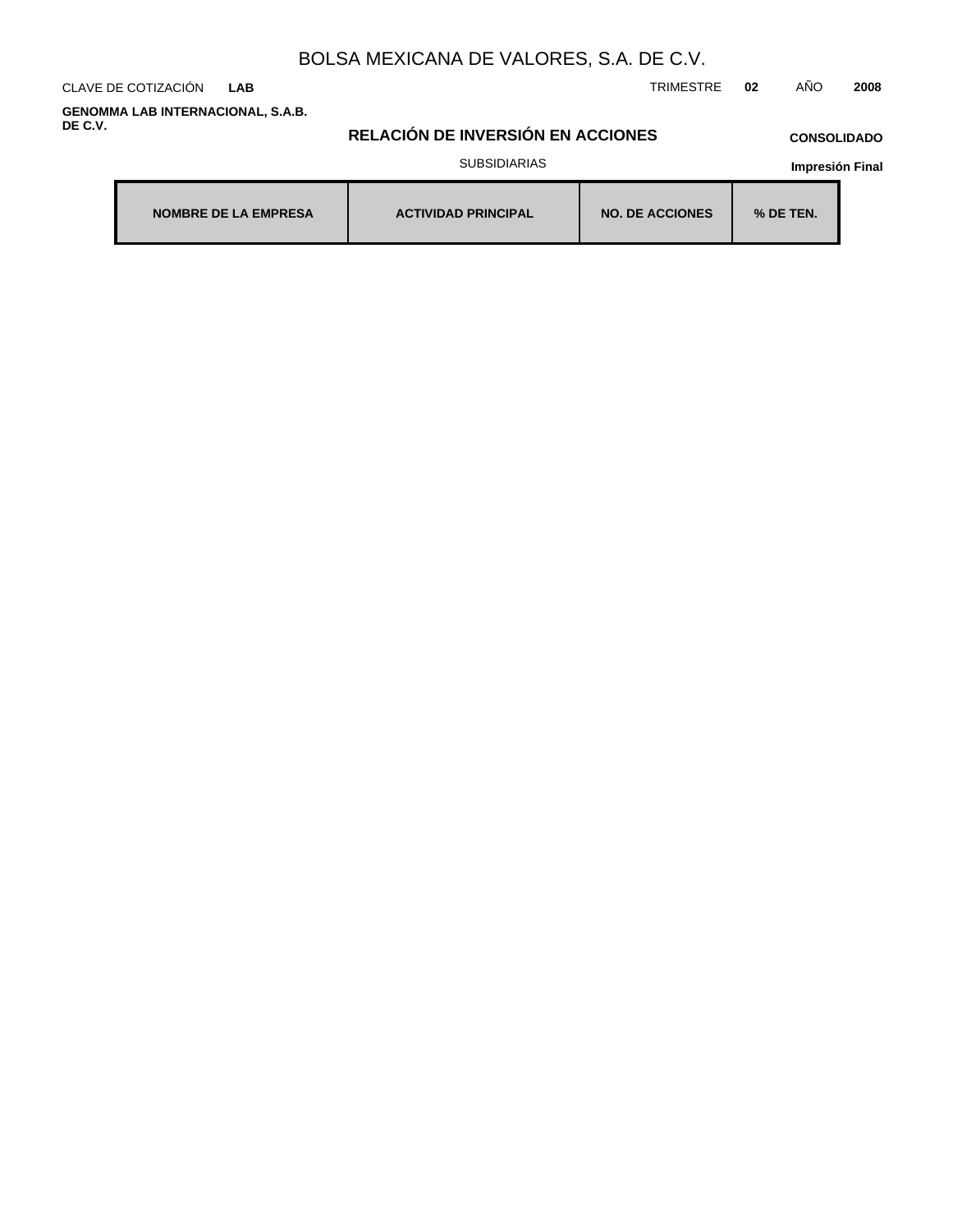# BOLSA MEXICANA DE VALORES, S.A. DE C.V.

CLAVE DE COTIZACIÓN **LAB**

TRIMESTRE **02** AÑO **2008**

**GENOMMA LAB INTERNACIONAL, S.A.B. DE C.V.**

## RELACIÓN DE INVERSIÓN EN ACCIONES

**CONSOLIDADO**

SUBSIDIARIAS

**Impresión Final**

| NOMBRE DE LA EMPRESA | ACTIVIDAD PRINCIPAL | NO. DE ACCIONES | % DE TEN. |
|---|---|---|---|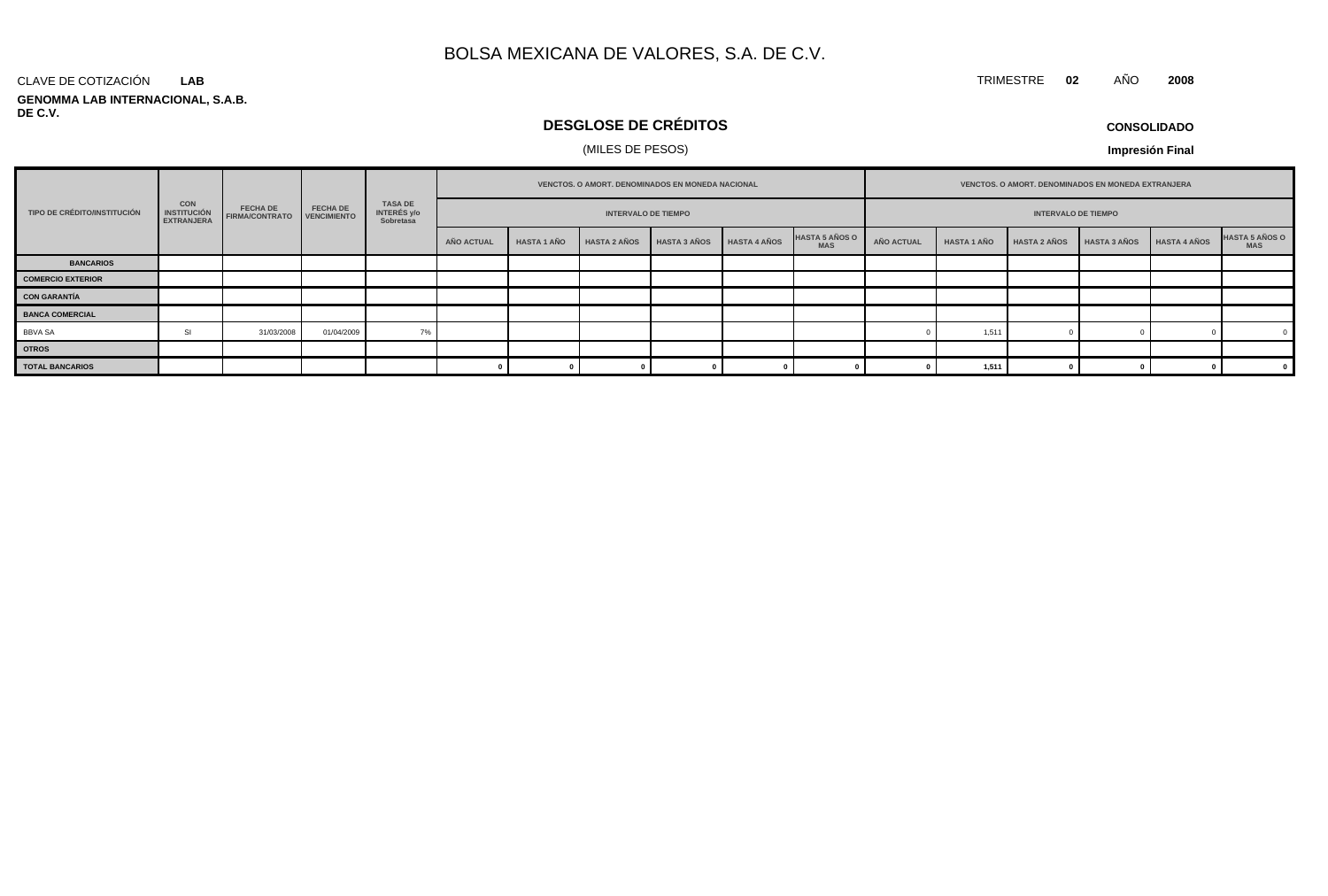# BOLSA MEXICANA DE VALORES, S.A. DE C.V.

CLAVE DE COTIZACIÓN **LAB**

TRIMESTRE **02** AÑO **2008**

**GENOMMA LAB INTERNACIONAL, S.A.B. DE C.V.**

## DESGLOSE DE CRÉDITOS

(MILES DE PESOS)

**CONSOLIDADO**

**Impresión Final**

| TIPO DE CRÉDITO/INSTITUCIÓN | CON INSTITUCIÓN EXTRANJERA | FECHA DE FIRMA/CONTRATO | FECHA DE VENCIMIENTO | TASA DE INTERÉS y/o Sobretasa | VENCTOS. O AMORT. DENOMINADOS EN MONEDA NACIONAL | | | | | | VENCTOS. O AMORT. DENOMINADOS EN MONEDA EXTRANJERA | | | | | |
|---|---|---|---|---|---|---|---|---|---|---|---|---|---|---|---|---|
| | | | | | INTERVALO DE TIEMPO | | | | | | INTERVALO DE TIEMPO | | | | | |
| | | | | | AÑO ACTUAL | HASTA 1 AÑO | HASTA 2 AÑOS | HASTA 3 AÑOS | HASTA 4 AÑOS | HASTA 5 AÑOS O MAS | AÑO ACTUAL | HASTA 1 AÑO | HASTA 2 AÑOS | HASTA 3 AÑOS | HASTA 4 AÑOS | HASTA 5 AÑOS O MAS |
| **BANCARIOS** | | | | | | | | | | | | | | | | |
| **COMERCIO EXTERIOR** | | | | | | | | | | | | | | | | |
| **CON GARANTÍA** | | | | | | | | | | | | | | | | |
| **BANCA COMERCIAL** | | | | | | | | | | | | | | | | |
| BBVA SA | SI | 31/03/2008 | 01/04/2009 | 7% | | | | | | | 0 | 1,511 | 0 | 0 | 0 | 0 |
| **OTROS** | | | | | | | | | | | | | | | | |
| **TOTAL BANCARIOS** | | | | | **0** | **0** | **0** | **0** | **0** | **0** | **0** | **1,511** | **0** | **0** | **0** | **0** |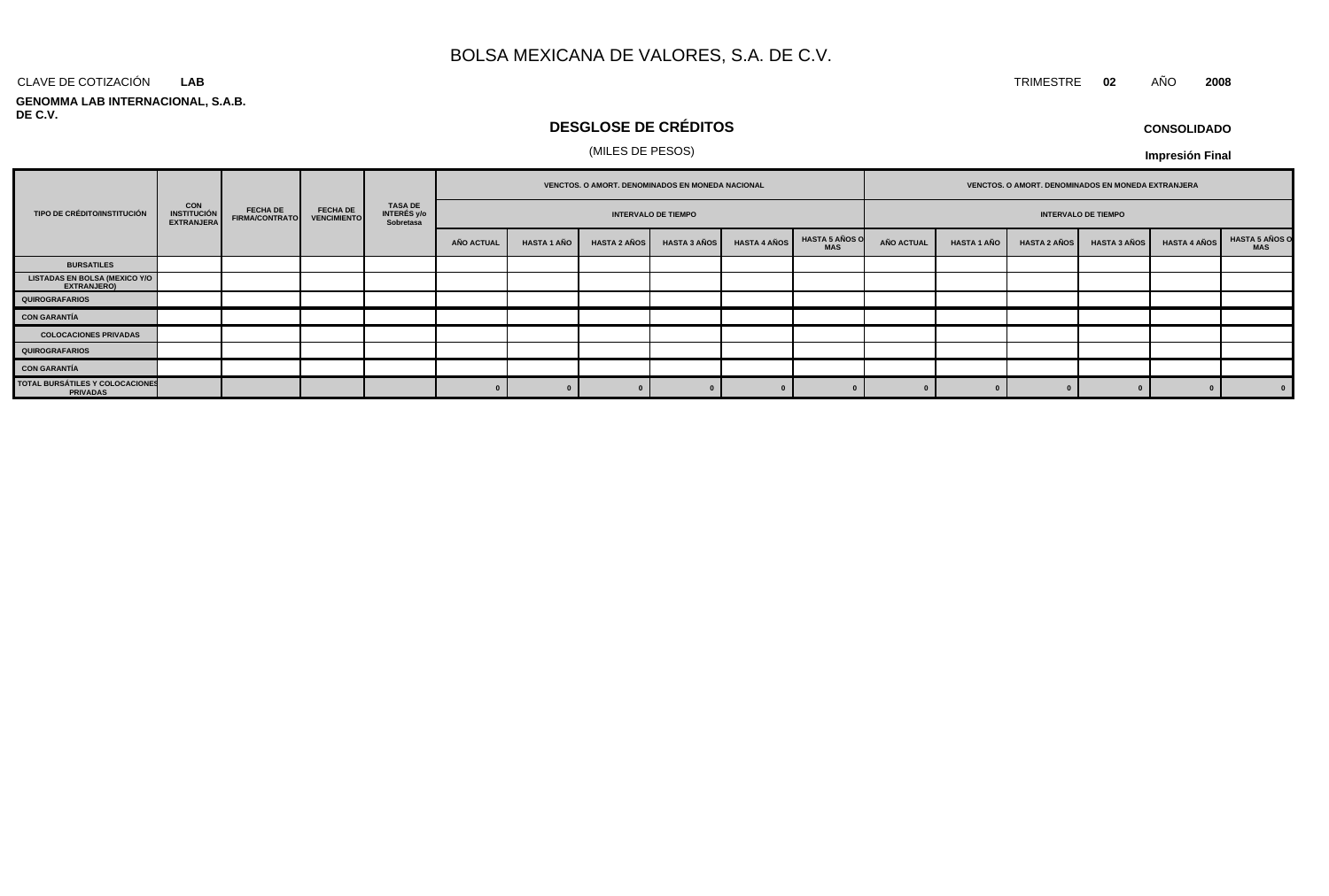# BOLSA MEXICANA DE VALORES, S.A. DE C.V.

CLAVE DE COTIZACIÓN **LAB**

TRIMESTRE **02** AÑO **2008**

**GENOMMA LAB INTERNACIONAL, S.A.B. DE C.V.**

## DESGLOSE DE CRÉDITOS

(MILES DE PESOS)

**CONSOLIDADO**

**Impresión Final**

| TIPO DE CRÉDITO/INSTITUCIÓN | CON INSTITUCIÓN EXTRANJERA | FECHA DE FIRMA/CONTRATO | FECHA DE VENCIMIENTO | TASA DE INTERÉS y/o Sobretasa | VENCTOS. O AMORT. DENOMINADOS EN MONEDA NACIONAL | | | | | | VENCTOS. O AMORT. DENOMINADOS EN MONEDA EXTRANJERA | | | | | |
|---|---|---|---|---|---|---|---|---|---|---|---|---|---|---|---|---|
| | | | | | INTERVALO DE TIEMPO | | | | | | INTERVALO DE TIEMPO | | | | | |
| | | | | | AÑO ACTUAL | HASTA 1 AÑO | HASTA 2 AÑOS | HASTA 3 AÑOS | HASTA 4 AÑOS | HASTA 5 AÑOS O MAS | AÑO ACTUAL | HASTA 1 AÑO | HASTA 2 AÑOS | HASTA 3 AÑOS | HASTA 4 AÑOS | HASTA 5 AÑOS O MAS |
| BURSATILES | | | | | | | | | | | | | | | | |
| LISTADAS EN BOLSA (MEXICO Y/O EXTRANJERO) | | | | | | | | | | | | | | | | |
| QUIROGRAFARIOS | | | | | | | | | | | | | | | | |
| CON GARANTÍA | | | | | | | | | | | | | | | | |
| COLOCACIONES PRIVADAS | | | | | | | | | | | | | | | | |
| QUIROGRAFARIOS | | | | | | | | | | | | | | | | |
| CON GARANTÍA | | | | | | | | | | | | | | | | |
| TOTAL BURSÁTILES Y COLOCACIONES PRIVADAS | | | | | 0 | 0 | 0 | 0 | 0 | 0 | 0 | 0 | 0 | 0 | 0 | 0 |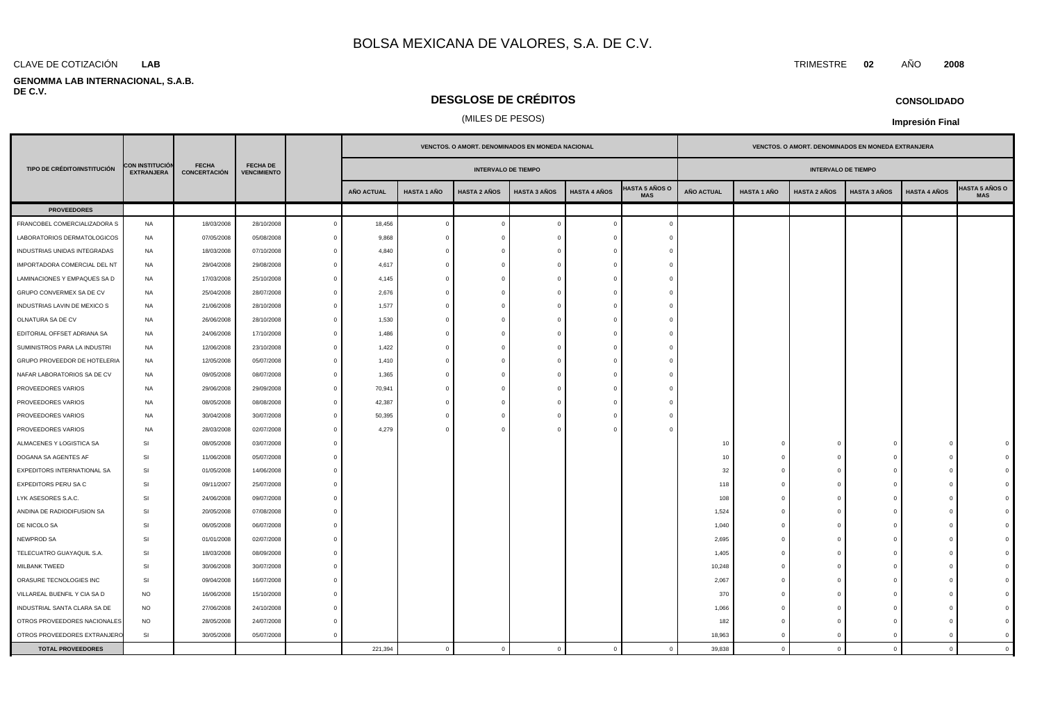# BOLSA MEXICANA DE VALORES, S.A. DE C.V.

CLAVE DE COTIZACIÓN **LAB**

TRIMESTRE **02** AÑO **2008**

**GENOMMA LAB INTERNACIONAL, S.A.B. DE C.V.**

## DESGLOSE DE CRÉDITOS

(MILES DE PESOS)

**CONSOLIDADO**

**Impresión Final**

| TIPO DE CRÉDITO/INSTITUCIÓN | CON INSTITUCIÓN EXTRANJERA | FECHA CONCERTACIÓN | FECHA DE VENCIMIENTO | | VENCTOS. O AMORT. DENOMINADOS EN MONEDA NACIONAL | | | | | | VENCTOS. O AMORT. DENOMINADOS EN MONEDA EXTRANJERA | | | | | |
|---|---|---|---|---|---|---|---|---|---|---|---|---|---|---|---|---|
| | | | | | INTERVALO DE TIEMPO | | | | | | INTERVALO DE TIEMPO | | | | | |
| | | | | | AÑO ACTUAL | HASTA 1 AÑO | HASTA 2 AÑOS | HASTA 3 AÑOS | HASTA 4 AÑOS | HASTA 5 AÑOS O MAS | AÑO ACTUAL | HASTA 1 AÑO | HASTA 2 AÑOS | HASTA 3 AÑOS | HASTA 4 AÑOS | HASTA 5 AÑOS O MAS |
| **PROVEEDORES** | | | | | | | | | | | | | | | | |
| FRANCOBEL COMERCIALIZADORA S | NA | 18/03/2008 | 28/10/2008 | 0 | 18,456 | 0 | 0 | 0 | 0 | 0 | | | | | | |
| LABORATORIOS DERMATOLOGICOS | NA | 07/05/2008 | 05/08/2008 | 0 | 9,868 | 0 | 0 | 0 | 0 | 0 | | | | | | |
| INDUSTRIAS UNIDAS INTEGRADAS | NA | 18/03/2008 | 07/10/2008 | 0 | 4,840 | 0 | 0 | 0 | 0 | 0 | | | | | | |
| IMPORTADORA COMERCIAL DEL NT | NA | 29/04/2008 | 29/08/2008 | 0 | 4,617 | 0 | 0 | 0 | 0 | 0 | | | | | | |
| LAMINACIONES Y EMPAQUES SA D | NA | 17/03/2008 | 25/10/2008 | 0 | 4,145 | 0 | 0 | 0 | 0 | 0 | | | | | | |
| GRUPO CONVERMEX SA DE CV | NA | 25/04/2008 | 28/07/2008 | 0 | 2,676 | 0 | 0 | 0 | 0 | 0 | | | | | | |
| INDUSTRIAS LAVIN DE MEXICO S | NA | 21/06/2008 | 28/10/2008 | 0 | 1,577 | 0 | 0 | 0 | 0 | 0 | | | | | | |
| OLNATURA SA DE CV | NA | 26/06/2008 | 28/10/2008 | 0 | 1,530 | 0 | 0 | 0 | 0 | 0 | | | | | | |
| EDITORIAL OFFSET ADRIANA SA | NA | 24/06/2008 | 17/10/2008 | 0 | 1,486 | 0 | 0 | 0 | 0 | 0 | | | | | | |
| SUMINISTROS PARA LA INDUSTRI | NA | 12/06/2008 | 23/10/2008 | 0 | 1,422 | 0 | 0 | 0 | 0 | 0 | | | | | | |
| GRUPO PROVEEDOR DE HOTELERIA | NA | 12/05/2008 | 05/07/2008 | 0 | 1,410 | 0 | 0 | 0 | 0 | 0 | | | | | | |
| NAFAR LABORATORIOS SA DE CV | NA | 09/05/2008 | 08/07/2008 | 0 | 1,365 | 0 | 0 | 0 | 0 | 0 | | | | | | |
| PROVEEDORES VARIOS | NA | 29/06/2008 | 29/09/2008 | 0 | 70,941 | 0 | 0 | 0 | 0 | 0 | | | | | | |
| PROVEEDORES VARIOS | NA | 08/05/2008 | 08/08/2008 | 0 | 42,387 | 0 | 0 | 0 | 0 | 0 | | | | | | |
| PROVEEDORES VARIOS | NA | 30/04/2008 | 30/07/2008 | 0 | 50,395 | 0 | 0 | 0 | 0 | 0 | | | | | | |
| PROVEEDORES VARIOS | NA | 28/03/2008 | 02/07/2008 | 0 | 4,279 | 0 | 0 | 0 | 0 | 0 | | | | | | |
| ALMACENES Y LOGISTICA SA | SI | 08/05/2008 | 03/07/2008 | 0 | | | | | | | 10 | 0 | 0 | 0 | 0 | 0 |
| DOGANA SA AGENTES AF | SI | 11/06/2008 | 05/07/2008 | 0 | | | | | | | 10 | 0 | 0 | 0 | 0 | 0 |
| EXPEDITORS INTERNATIONAL SA | SI | 01/05/2008 | 14/06/2008 | 0 | | | | | | | 32 | 0 | 0 | 0 | 0 | 0 |
| EXPEDITORS PERU SA C | SI | 09/11/2007 | 25/07/2008 | 0 | | | | | | | 118 | 0 | 0 | 0 | 0 | 0 |
| LYK ASESORES S.A.C. | SI | 24/06/2008 | 09/07/2008 | 0 | | | | | | | 108 | 0 | 0 | 0 | 0 | 0 |
| ANDINA DE RADIODIFUSION SA | SI | 20/05/2008 | 07/08/2008 | 0 | | | | | | | 1,524 | 0 | 0 | 0 | 0 | 0 |
| DE NICOLO SA | SI | 06/05/2008 | 06/07/2008 | 0 | | | | | | | 1,040 | 0 | 0 | 0 | 0 | 0 |
| NEWPROD SA | SI | 01/01/2008 | 02/07/2008 | 0 | | | | | | | 2,695 | 0 | 0 | 0 | 0 | 0 |
| TELECUATRO GUAYAQUIL S.A. | SI | 18/03/2008 | 08/09/2008 | 0 | | | | | | | 1,405 | 0 | 0 | 0 | 0 | 0 |
| MILBANK TWEED | SI | 30/06/2008 | 30/07/2008 | 0 | | | | | | | 10,248 | 0 | 0 | 0 | 0 | 0 |
| ORASURE TECNOLOGIES INC | SI | 09/04/2008 | 16/07/2008 | 0 | | | | | | | 2,067 | 0 | 0 | 0 | 0 | 0 |
| VILLAREAL BUENFIL Y CIA SA D | NO | 16/06/2008 | 15/10/2008 | 0 | | | | | | | 370 | 0 | 0 | 0 | 0 | 0 |
| INDUSTRIAL SANTA CLARA SA DE | NO | 27/06/2008 | 24/10/2008 | 0 | | | | | | | 1,066 | 0 | 0 | 0 | 0 | 0 |
| OTROS PROVEEDORES NACIONALES | NO | 28/05/2008 | 24/07/2008 | 0 | | | | | | | 182 | 0 | 0 | 0 | 0 | 0 |
| OTROS PROVEEDORES EXTRANJERO | SI | 30/05/2008 | 05/07/2008 | 0 | | | | | | | 18,963 | 0 | 0 | 0 | 0 | 0 |
| **TOTAL PROVEEDORES** | | | | | 221,394 | 0 | 0 | 0 | 0 | 0 | 39,838 | 0 | 0 | 0 | 0 | 0 |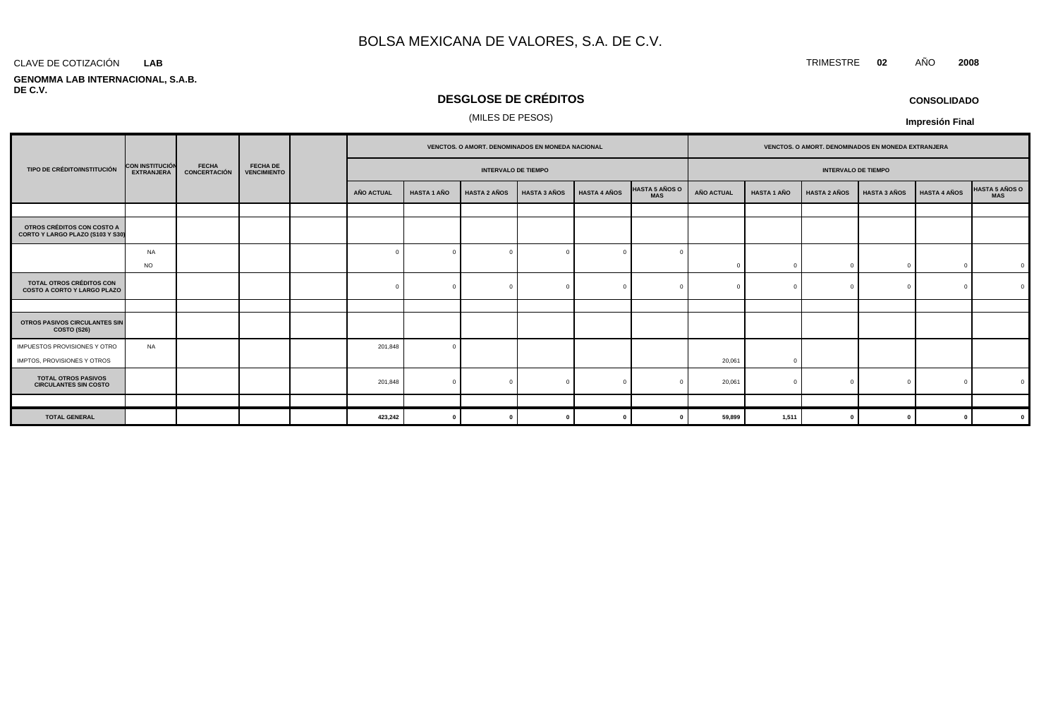# BOLSA MEXICANA DE VALORES, S.A. DE C.V.

CLAVE DE COTIZACIÓN **LAB**

TRIMESTRE **02** AÑO **2008**

**GENOMMA LAB INTERNACIONAL, S.A.B. DE C.V.**

## DESGLOSE DE CRÉDITOS

(MILES DE PESOS)

**CONSOLIDADO**

**Impresión Final**

| TIPO DE CRÉDITO/INSTITUCIÓN | CON INSTITUCIÓN EXTRANJERA | FECHA CONCERTACIÓN | FECHA DE VENCIMIENTO | | VENCTOS. O AMORT. DENOMINADOS EN MONEDA NACIONAL | | | | | | VENCTOS. O AMORT. DENOMINADOS EN MONEDA EXTRANJERA | | | | | |
|---|---|---|---|---|---|---|---|---|---|---|---|---|---|---|---|---|
| | | | | | INTERVALO DE TIEMPO | | | | | | INTERVALO DE TIEMPO | | | | | |
| | | | | | AÑO ACTUAL | HASTA 1 AÑO | HASTA 2 AÑOS | HASTA 3 AÑOS | HASTA 4 AÑOS | HASTA 5 AÑOS O MAS | AÑO ACTUAL | HASTA 1 AÑO | HASTA 2 AÑOS | HASTA 3 AÑOS | HASTA 4 AÑOS | HASTA 5 AÑOS O MAS |
| | | | | | | | | | | | | | | | | |
| **OTROS CRÉDITOS CON COSTO A CORTO Y LARGO PLAZO (S103 Y S30)** | | | | | | | | | | | | | | | | |
| | NA | | | | 0 | 0 | 0 | 0 | 0 | 0 | | | | | | |
| | NO | | | | | | | | | | 0 | 0 | 0 | 0 | 0 | 0 |
| **TOTAL OTROS CRÉDITOS CON COSTO A CORTO Y LARGO PLAZO** | | | | | 0 | 0 | 0 | 0 | 0 | 0 | 0 | 0 | 0 | 0 | 0 | 0 |
| | | | | | | | | | | | | | | | | |
| **OTROS PASIVOS CIRCULANTES SIN COSTO (S26)** | | | | | | | | | | | | | | | | |
| IMPUESTOS PROVISIONES Y OTRO | NA | | | | 201,848 | 0 | | | | | | | | | | |
| IMPTOS, PROVISIONES Y OTROS | | | | | | | | | | | 20,061 | 0 | | | | |
| **TOTAL OTROS PASIVOS CIRCULANTES SIN COSTO** | | | | | 201,848 | 0 | 0 | 0 | 0 | 0 | 20,061 | 0 | 0 | 0 | 0 | 0 |
| | | | | | | | | | | | | | | | | |
| **TOTAL GENERAL** | | | | | **423,242** | **0** | **0** | **0** | **0** | **0** | **59,899** | **1,511** | **0** | **0** | **0** | **0** |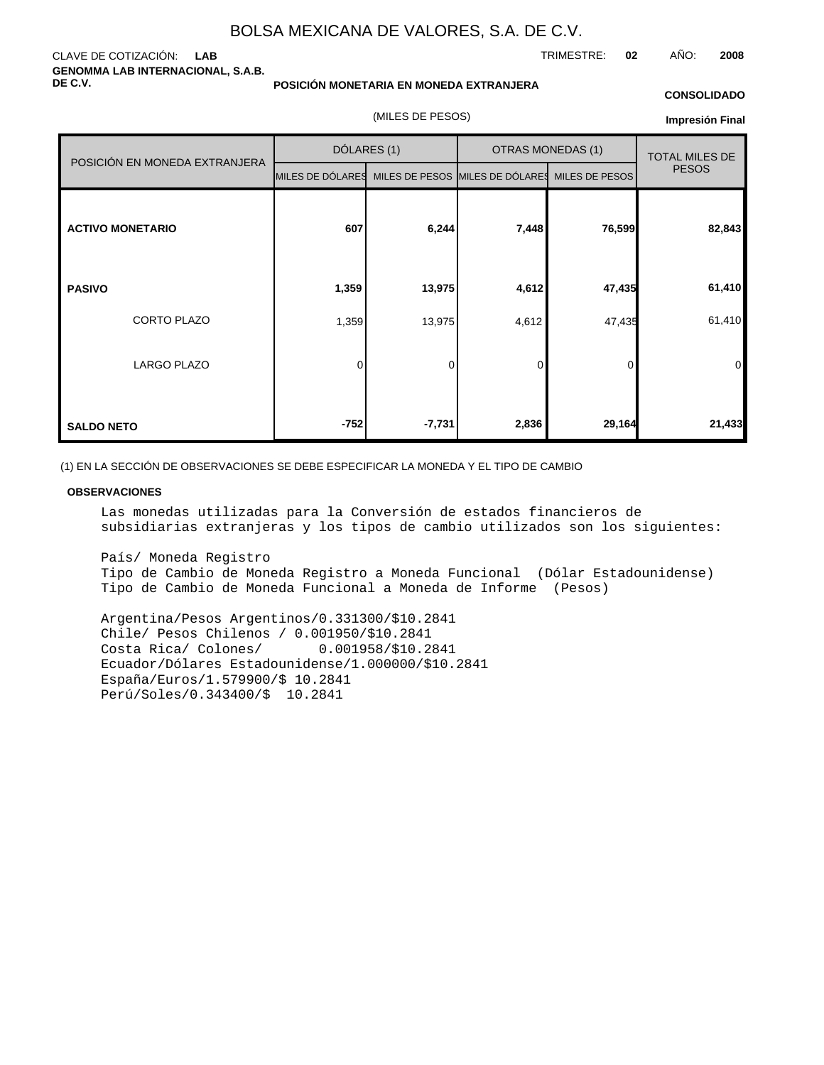# BOLSA MEXICANA DE VALORES, S.A. DE C.V.

CLAVE DE COTIZACIÓN: **LAB**

TRIMESTRE: **02** AÑO: **2008**

**GENOMMA LAB INTERNACIONAL, S.A.B. DE C.V.**

**POSICIÓN MONETARIA EN MONEDA EXTRANJERA**

(MILES DE PESOS)

**CONSOLIDADO**

**Impresión Final**

| POSICIÓN EN MONEDA EXTRANJERA | DÓLARES (1) | | OTRAS MONEDAS (1) | | TOTAL MILES DE PESOS |
|---|---|---|---|---|---|
| | MILES DE DÓLARES | MILES DE PESOS | MILES DE DÓLARES | MILES DE PESOS | |
| **ACTIVO MONETARIO** | **607** | **6,244** | **7,448** | **76,599** | **82,843** |
| **PASIVO** | **1,359** | **13,975** | **4,612** | **47,435** | **61,410** |
| CORTO PLAZO | 1,359 | 13,975 | 4,612 | 47,435 | 61,410 |
| LARGO PLAZO | 0 | 0 | 0 | 0 | 0 |
| **SALDO NETO** | **-752** | **-7,731** | **2,836** | **29,164** | **21,433** |

(1) EN LA SECCIÓN DE OBSERVACIONES SE DEBE ESPECIFICAR LA MONEDA Y EL TIPO DE CAMBIO

**OBSERVACIONES**

Las monedas utilizadas para la Conversión de estados financieros de subsidiarias extranjeras y los tipos de cambio utilizados son los siguientes:

País/ Moneda Registro
Tipo de Cambio de Moneda Registro a Moneda Funcional (Dólar Estadounidense)
Tipo de Cambio de Moneda Funcional a Moneda de Informe (Pesos)

Argentina/Pesos Argentinos/0.331300/$10.2841
Chile/ Pesos Chilenos / 0.001950/$10.2841
Costa Rica/ Colones/ 0.001958/$10.2841
Ecuador/Dólares Estadounidense/1.000000/$10.2841
España/Euros/1.579900/$ 10.2841
Perú/Soles/0.343400/$ 10.2841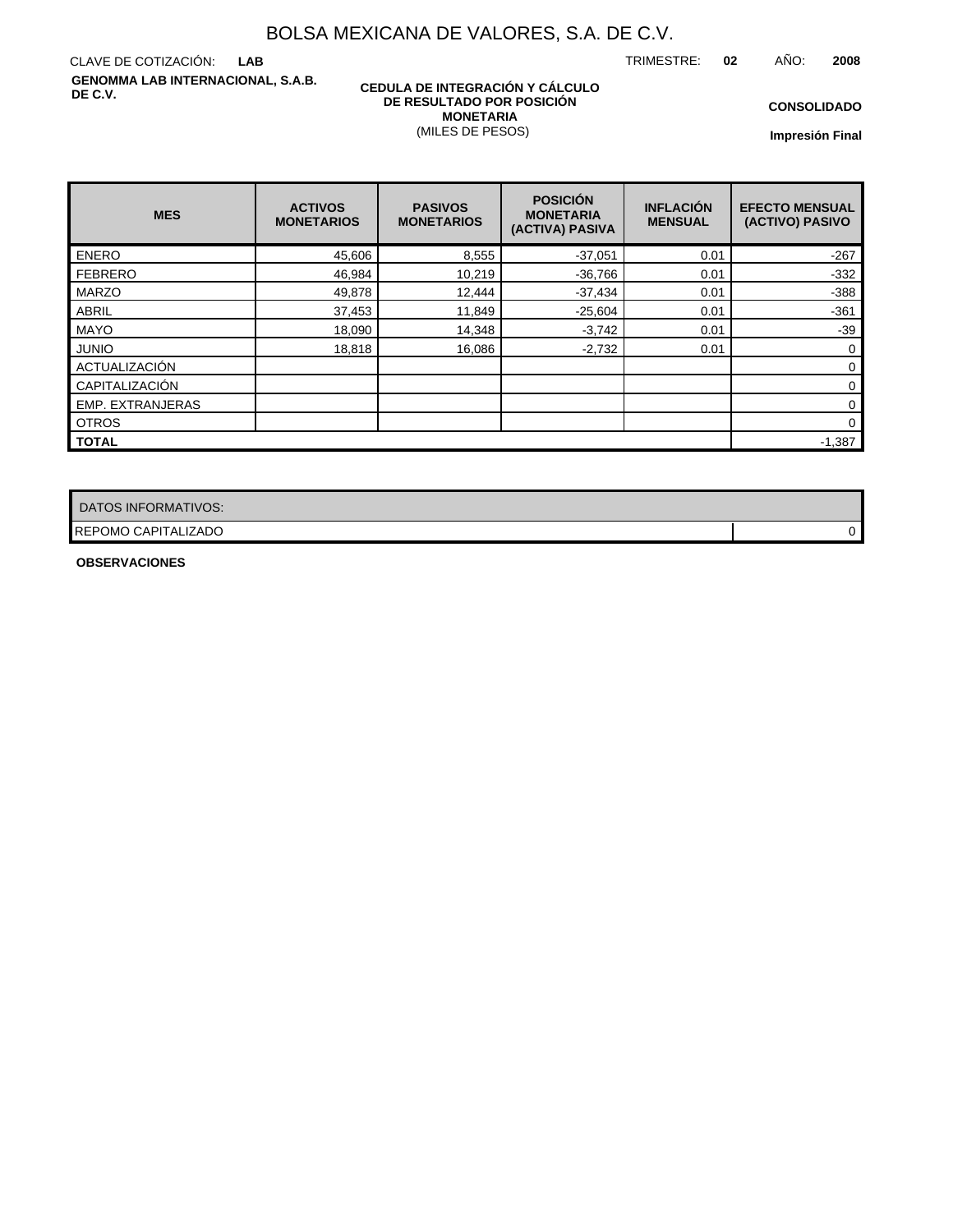# BOLSA MEXICANA DE VALORES, S.A. DE C.V.

CLAVE DE COTIZACIÓN: **LAB**

TRIMESTRE: **02** AÑO: **2008**

**GENOMMA LAB INTERNACIONAL, S.A.B. DE C.V.**

**CEDULA DE INTEGRACIÓN Y CÁLCULO DE RESULTADO POR POSICIÓN MONETARIA**
(MILES DE PESOS)

**CONSOLIDADO**

**Impresión Final**

| MES | ACTIVOS MONETARIOS | PASIVOS MONETARIOS | POSICIÓN MONETARIA (ACTIVA) PASIVA | INFLACIÓN MENSUAL | EFECTO MENSUAL (ACTIVO) PASIVO |
|---|---|---|---|---|---|
| ENERO | 45,606 | 8,555 | -37,051 | 0.01 | -267 |
| FEBRERO | 46,984 | 10,219 | -36,766 | 0.01 | -332 |
| MARZO | 49,878 | 12,444 | -37,434 | 0.01 | -388 |
| ABRIL | 37,453 | 11,849 | -25,604 | 0.01 | -361 |
| MAYO | 18,090 | 14,348 | -3,742 | 0.01 | -39 |
| JUNIO | 18,818 | 16,086 | -2,732 | 0.01 | 0 |
| ACTUALIZACIÓN | | | | | 0 |
| CAPITALIZACIÓN | | | | | 0 |
| EMP. EXTRANJERAS | | | | | 0 |
| OTROS | | | | | 0 |
| **TOTAL** | | | | | -1,387 |

| DATOS INFORMATIVOS: | |
|---|---|
| REPOMO CAPITALIZADO | 0 |

**OBSERVACIONES**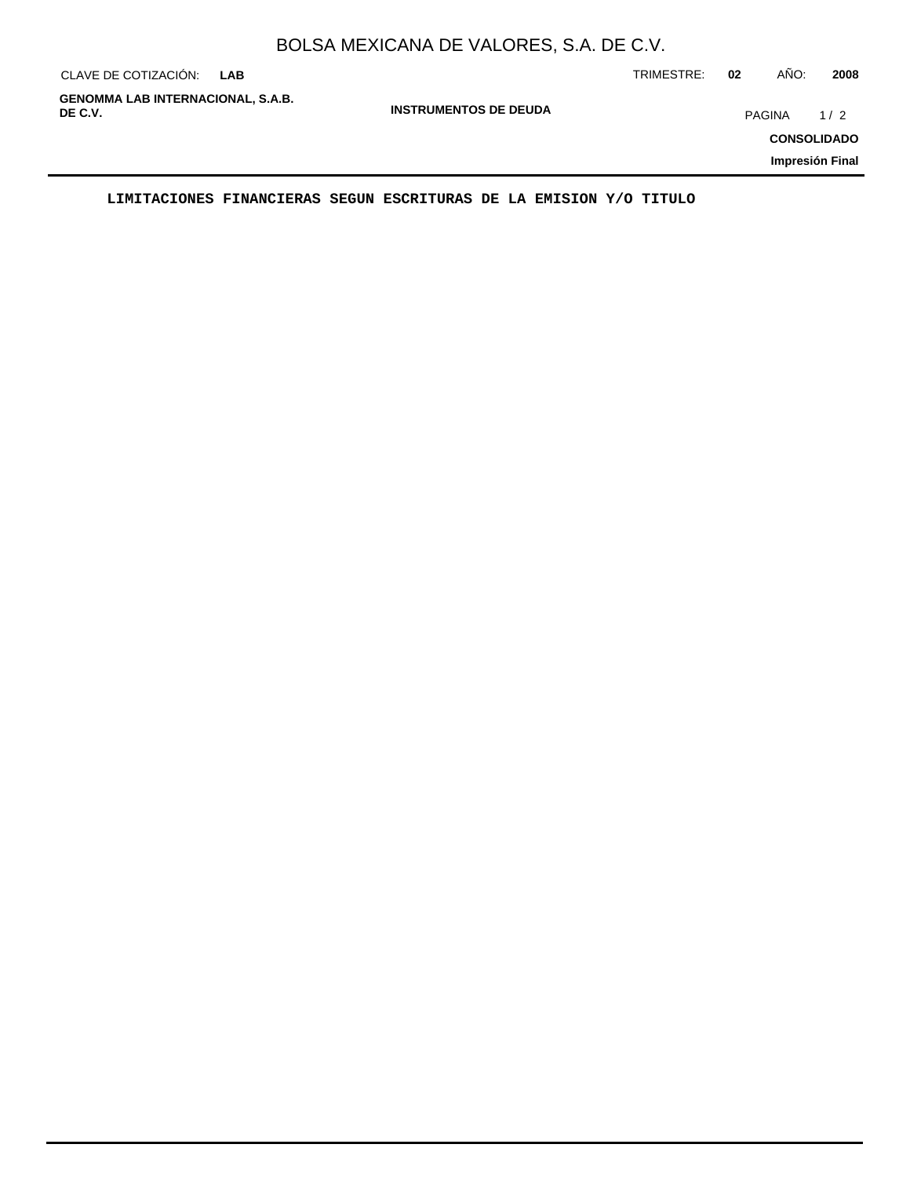**LIMITACIONES FINANCIERAS SEGUN ESCRITURAS DE LA EMISION Y/O TITULO**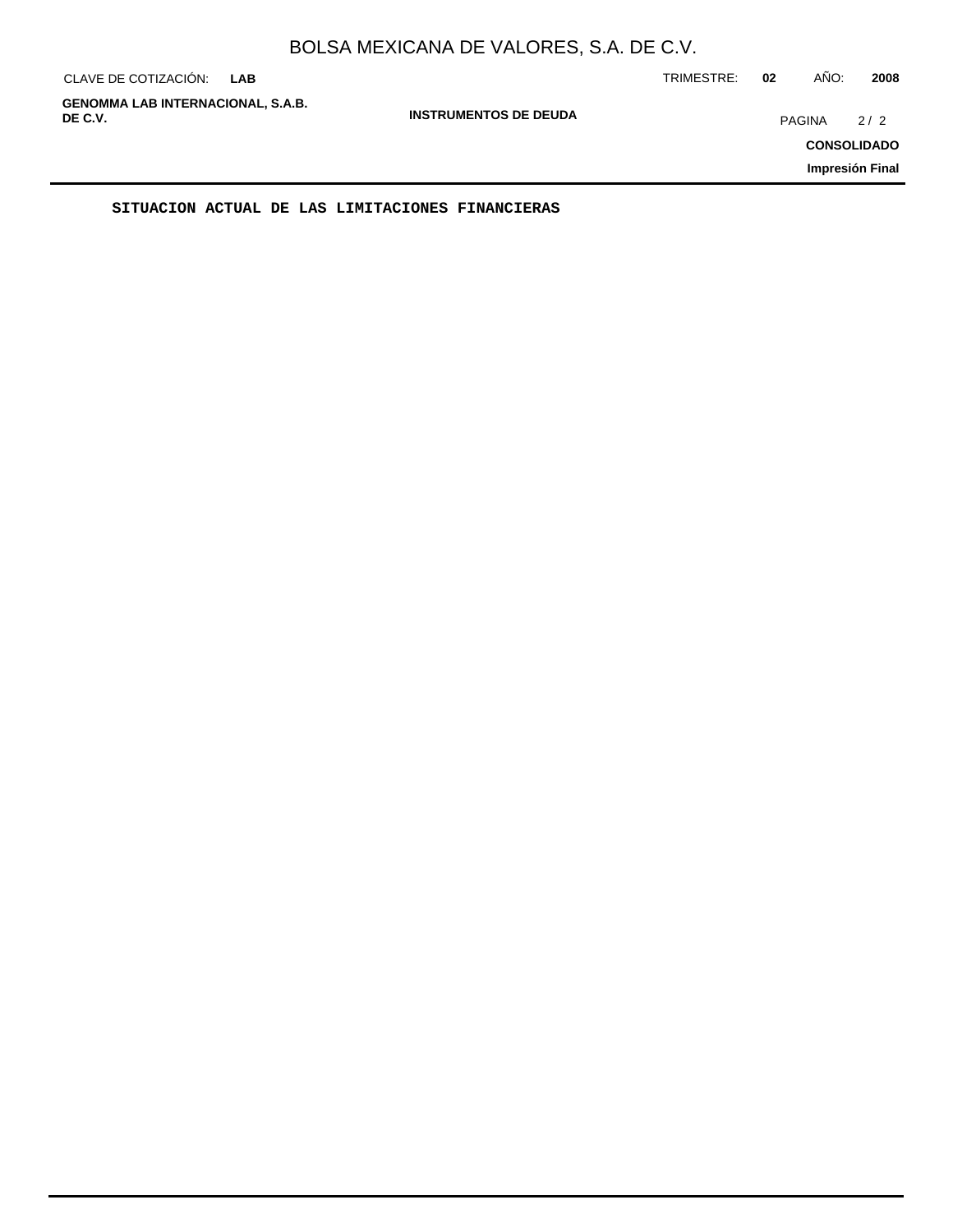**SITUACION ACTUAL DE LAS LIMITACIONES FINANCIERAS**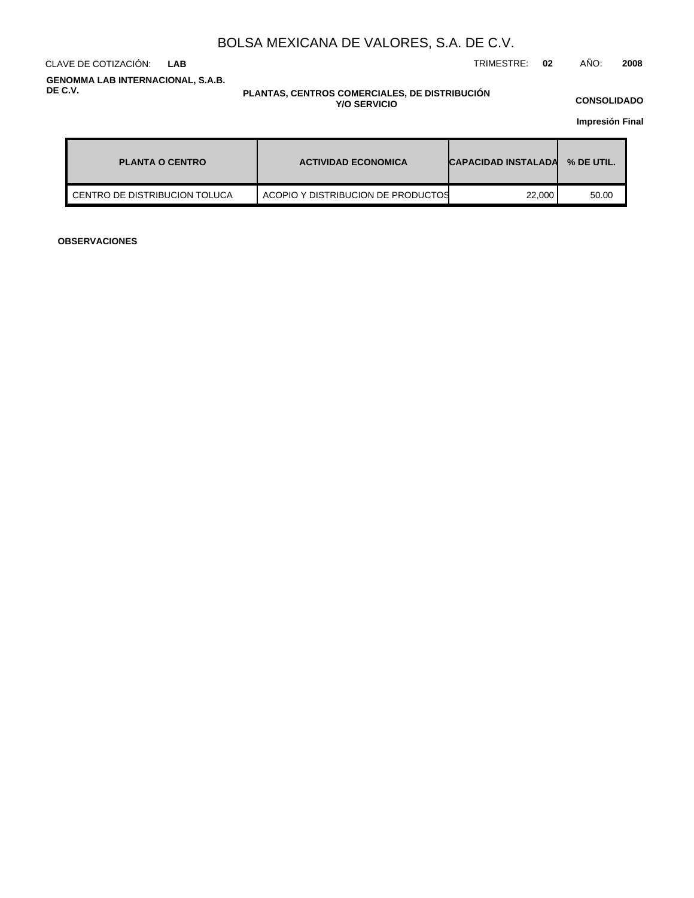# BOLSA MEXICANA DE VALORES, S.A. DE C.V.

CLAVE DE COTIZACIÓN: **LAB**

TRIMESTRE: **02** AÑO: **2008**

**GENOMMA LAB INTERNACIONAL, S.A.B. DE C.V.**

**PLANTAS, CENTROS COMERCIALES, DE DISTRIBUCIÓN Y/O SERVICIO**

**CONSOLIDADO**

**Impresión Final**

| PLANTA O CENTRO | ACTIVIDAD ECONOMICA | CAPACIDAD INSTALADA | % DE UTIL. |
|---|---|---|---|
| CENTRO DE DISTRIBUCION TOLUCA | ACOPIO Y DISTRIBUCION DE PRODUCTOS | 22,000 | 50.00 |

**OBSERVACIONES**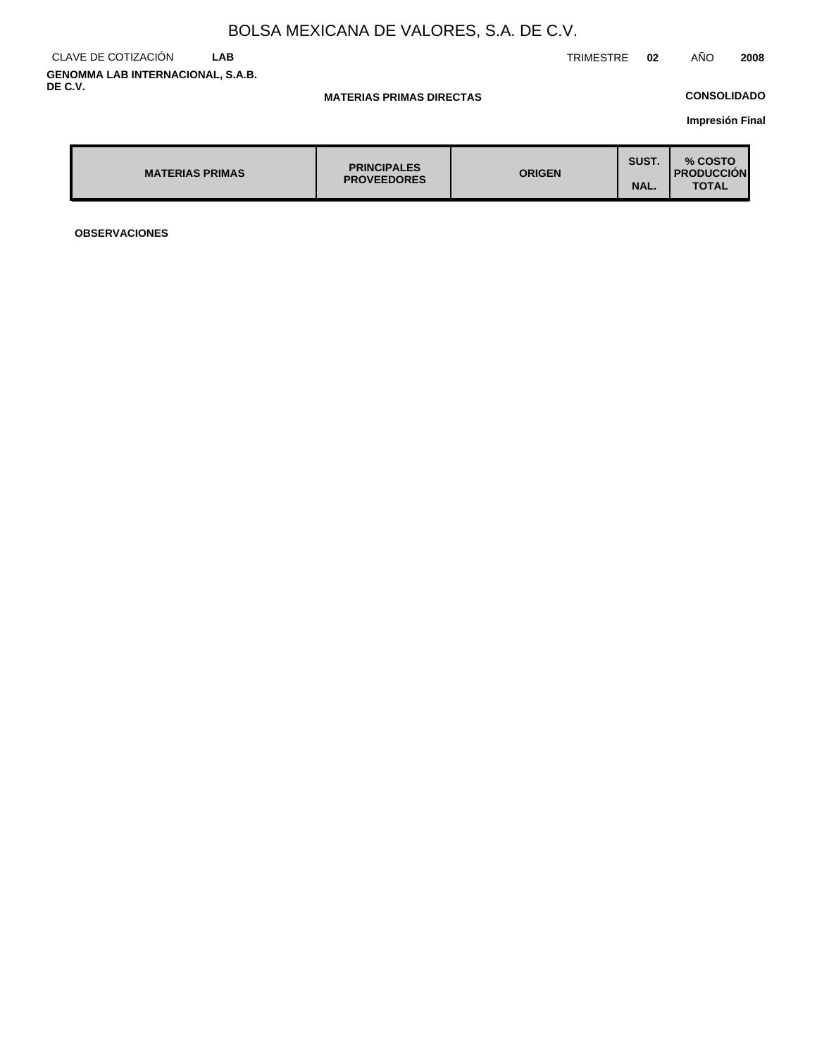# BOLSA MEXICANA DE VALORES, S.A. DE C.V.

CLAVE DE COTIZACIÓN **LAB**

TRIMESTRE **02** AÑO **2008**

**GENOMMA LAB INTERNACIONAL, S.A.B. DE C.V.**

**MATERIAS PRIMAS DIRECTAS**

**CONSOLIDADO**

**Impresión Final**

| MATERIAS PRIMAS | PRINCIPALES PROVEEDORES | ORIGEN | SUST. NAL. | % COSTO PRODUCCIÓN TOTAL |
|---|---|---|---|---|

**OBSERVACIONES**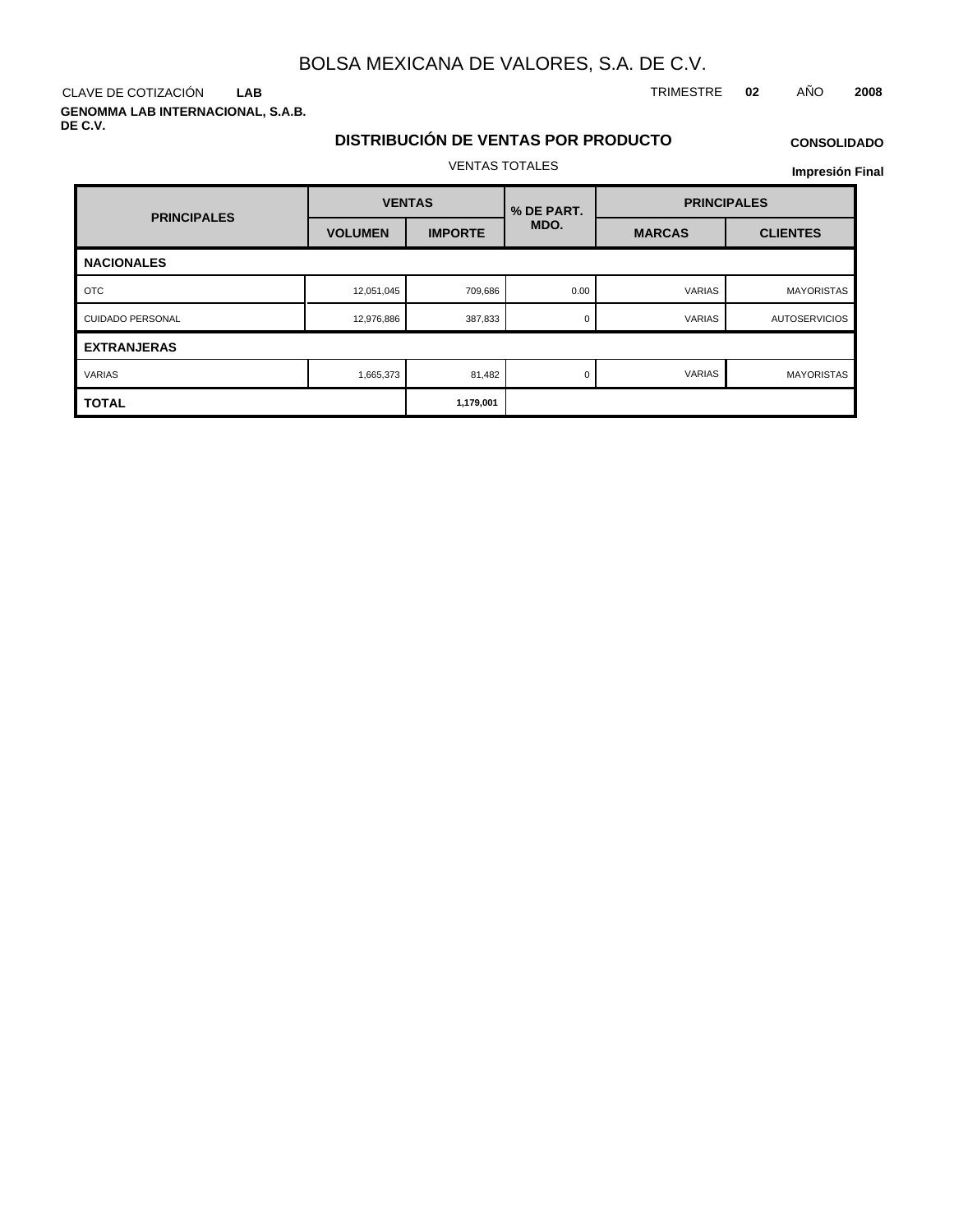# BOLSA MEXICANA DE VALORES, S.A. DE C.V.

CLAVE DE COTIZACIÓN **LAB**

TRIMESTRE **02** AÑO **2008**

**GENOMMA LAB INTERNACIONAL, S.A.B. DE C.V.**

## DISTRIBUCIÓN DE VENTAS POR PRODUCTO

**CONSOLIDADO**

VENTAS TOTALES

**Impresión Final**

| PRINCIPALES | VENTAS | | % DE PART. MDO. | PRINCIPALES | |
|---|---|---|---|---|---|
| | VOLUMEN | IMPORTE | | MARCAS | CLIENTES |
| **NACIONALES** | | | | | |
| OTC | 12,051,045 | 709,686 | 0.00 | VARIAS | MAYORISTAS |
| CUIDADO PERSONAL | 12,976,886 | 387,833 | 0 | VARIAS | AUTOSERVICIOS |
| **EXTRANJERAS** | | | | | |
| VARIAS | 1,665,373 | 81,482 | 0 | VARIAS | MAYORISTAS |
| **TOTAL** | | 1,179,001 | | | |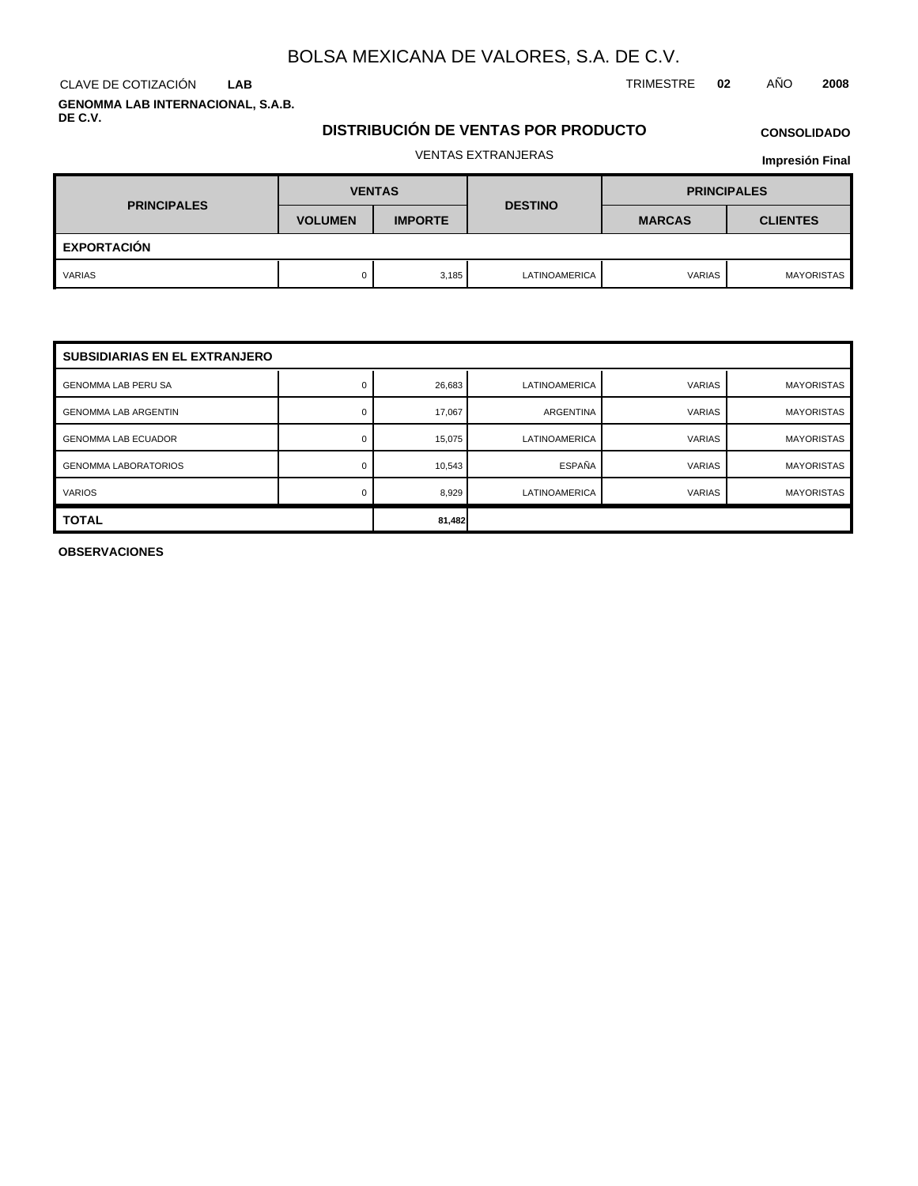# BOLSA MEXICANA DE VALORES, S.A. DE C.V.

CLAVE DE COTIZACIÓN **LAB**

TRIMESTRE **02** AÑO **2008**

**GENOMMA LAB INTERNACIONAL, S.A.B. DE C.V.**

## DISTRIBUCIÓN DE VENTAS POR PRODUCTO

**CONSOLIDADO**

VENTAS EXTRANJERAS

**Impresión Final**

| PRINCIPALES | VENTAS | | DESTINO | PRINCIPALES | |
|---|---|---|---|---|---|
| | VOLUMEN | IMPORTE | | MARCAS | CLIENTES |
| **EXPORTACIÓN** | | | | | |
| VARIAS | 0 | 3,185 | LATINOAMERICA | VARIAS | MAYORISTAS |
| **SUBSIDIARIAS EN EL EXTRANJERO** | | | | | |
| GENOMMA LAB PERU SA | 0 | 26,683 | LATINOAMERICA | VARIAS | MAYORISTAS |
| GENOMMA LAB ARGENTIN | 0 | 17,067 | ARGENTINA | VARIAS | MAYORISTAS |
| GENOMMA LAB ECUADOR | 0 | 15,075 | LATINOAMERICA | VARIAS | MAYORISTAS |
| GENOMMA LABORATORIOS | 0 | 10,543 | ESPAÑA | VARIAS | MAYORISTAS |
| VARIOS | 0 | 8,929 | LATINOAMERICA | VARIAS | MAYORISTAS |
| **TOTAL** | | **81,482** | | | |

**OBSERVACIONES**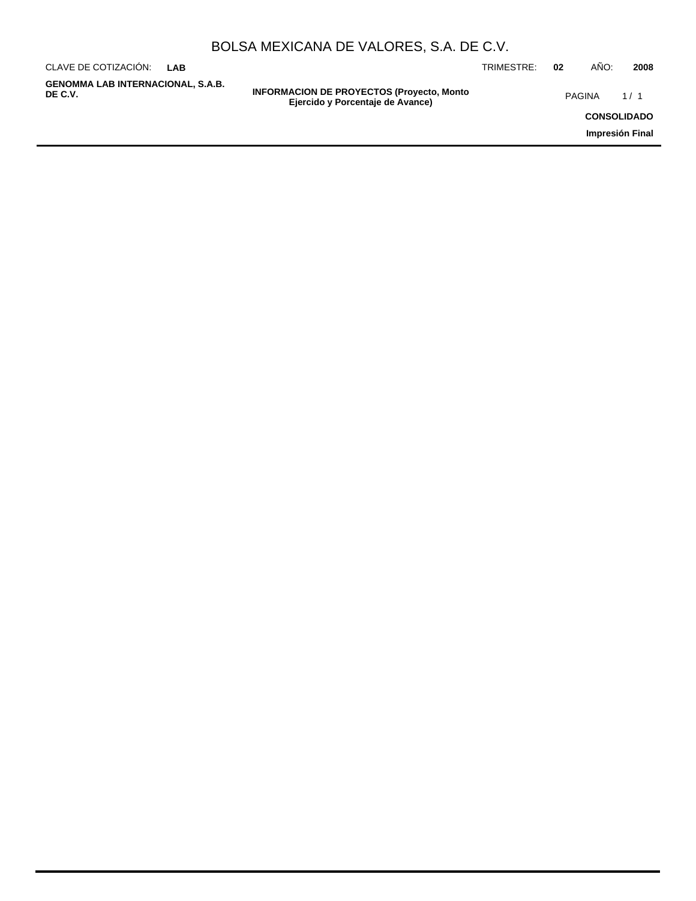# INFORMACION DE PROYECTOS (Proyecto, Monto Ejercido y Porcentaje de Avance)

**CONSOLIDADO**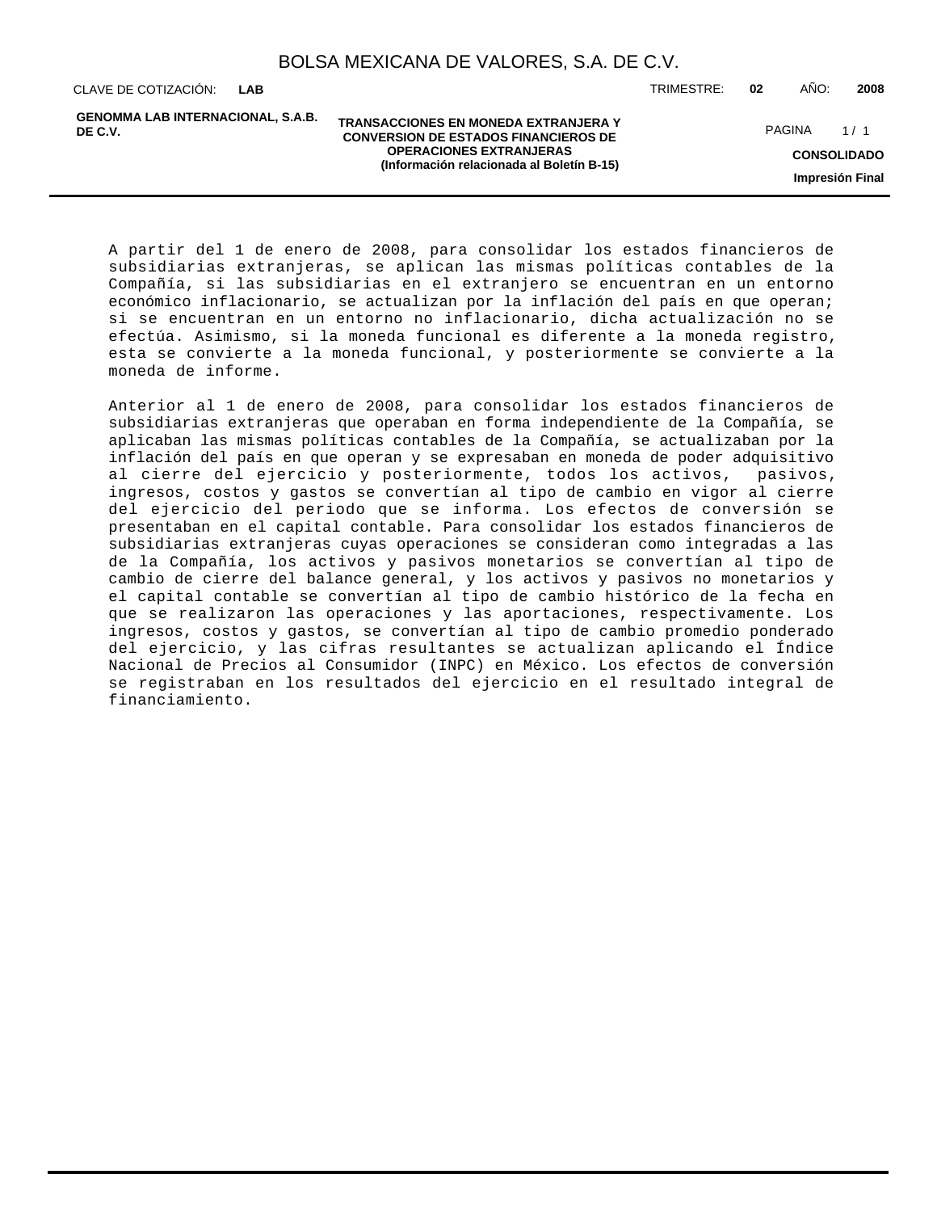A partir del 1 de enero de 2008, para consolidar los estados financieros de subsidiarias extranjeras, se aplican las mismas políticas contables de la Compañía, si las subsidiarias en el extranjero se encuentran en un entorno económico inflacionario, se actualizan por la inflación del país en que operan; si se encuentran en un entorno no inflacionario, dicha actualización no se efectúa. Asimismo, si la moneda funcional es diferente a la moneda registro, esta se convierte a la moneda funcional, y posteriormente se convierte a la moneda de informe.

Anterior al 1 de enero de 2008, para consolidar los estados financieros de subsidiarias extranjeras que operaban en forma independiente de la Compañía, se aplicaban las mismas políticas contables de la Compañía, se actualizaban por la inflación del país en que operan y se expresaban en moneda de poder adquisitivo al cierre del ejercicio y posteriormente, todos los activos, pasivos, ingresos, costos y gastos se convertían al tipo de cambio en vigor al cierre del ejercicio del periodo que se informa. Los efectos de conversión se presentaban en el capital contable. Para consolidar los estados financieros de subsidiarias extranjeras cuyas operaciones se consideran como integradas a las de la Compañía, los activos y pasivos monetarios se convertían al tipo de cambio de cierre del balance general, y los activos y pasivos no monetarios y el capital contable se convertían al tipo de cambio histórico de la fecha en que se realizaron las operaciones y las aportaciones, respectivamente. Los ingresos, costos y gastos, se convertían al tipo de cambio promedio ponderado del ejercicio, y las cifras resultantes se actualizan aplicando el Índice Nacional de Precios al Consumidor (INPC) en México. Los efectos de conversión se registraban en los resultados del ejercicio en el resultado integral de financiamiento.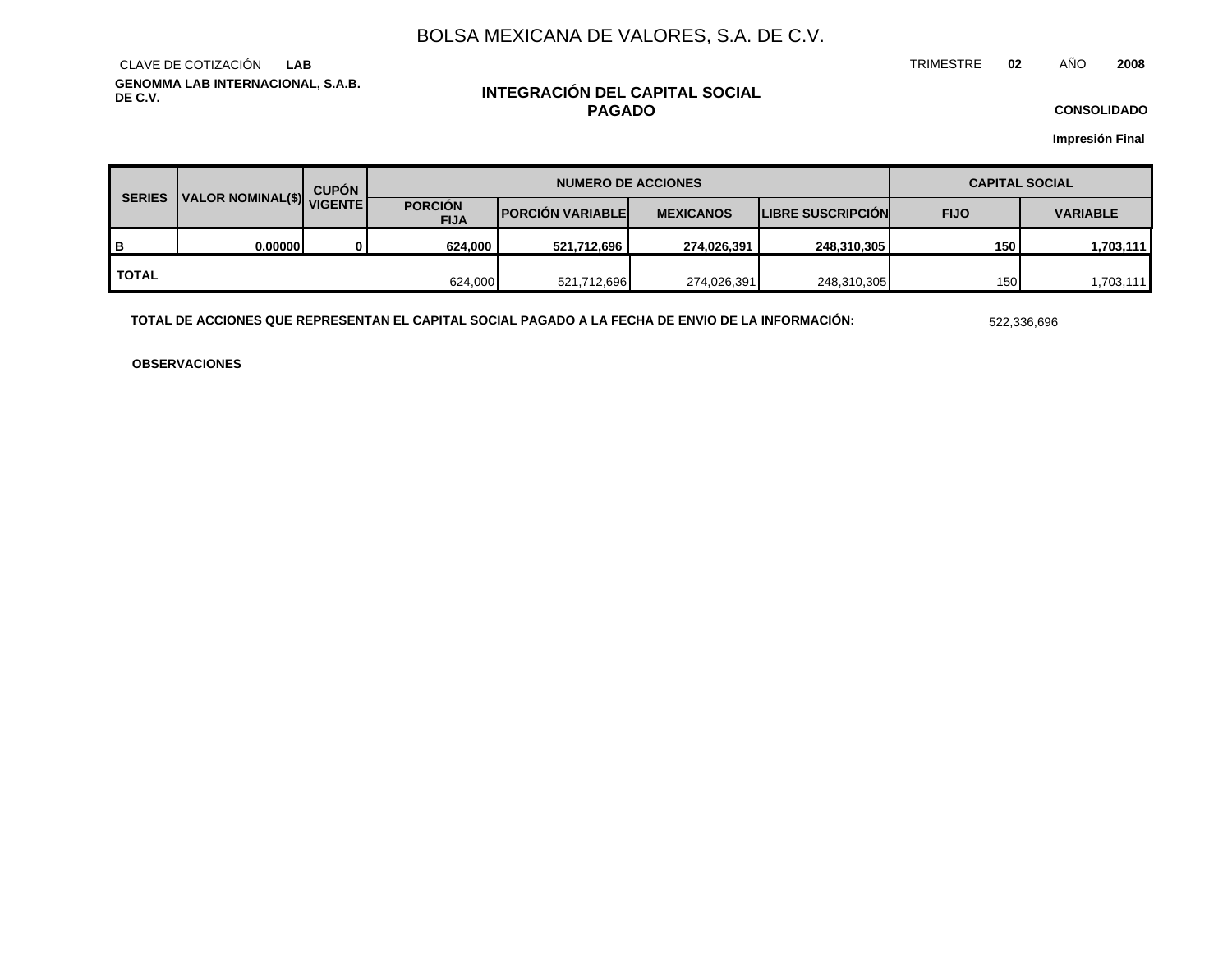BOLSA MEXICANA DE VALORES, S.A. DE C.V.

CLAVE DE COTIZACIÓN **LAB**

TRIMESTRE **02** AÑO **2008**

**GENOMMA LAB INTERNACIONAL, S.A.B. DE C.V.**

## INTEGRACIÓN DEL CAPITAL SOCIAL PAGADO

**CONSOLIDADO**

**Impresión Final**

| SERIES | VALOR NOMINAL($) | CUPÓN VIGENTE | NUMERO DE ACCIONES | | | | CAPITAL SOCIAL | |
|---|---|---|---|---|---|---|---|---|
| | | | PORCIÓN FIJA | PORCIÓN VARIABLE | MEXICANOS | LIBRE SUSCRIPCIÓN | FIJO | VARIABLE |
| **B** | **0.00000** | **0** | **624,000** | **521,712,696** | **274,026,391** | **248,310,305** | **150** | **1,703,111** |
| **TOTAL** | | | 624,000 | 521,712,696 | 274,026,391 | 248,310,305 | 150 | 1,703,111 |

**TOTAL DE ACCIONES QUE REPRESENTAN EL CAPITAL SOCIAL PAGADO A LA FECHA DE ENVIO DE LA INFORMACIÓN:** 522,336,696

**OBSERVACIONES**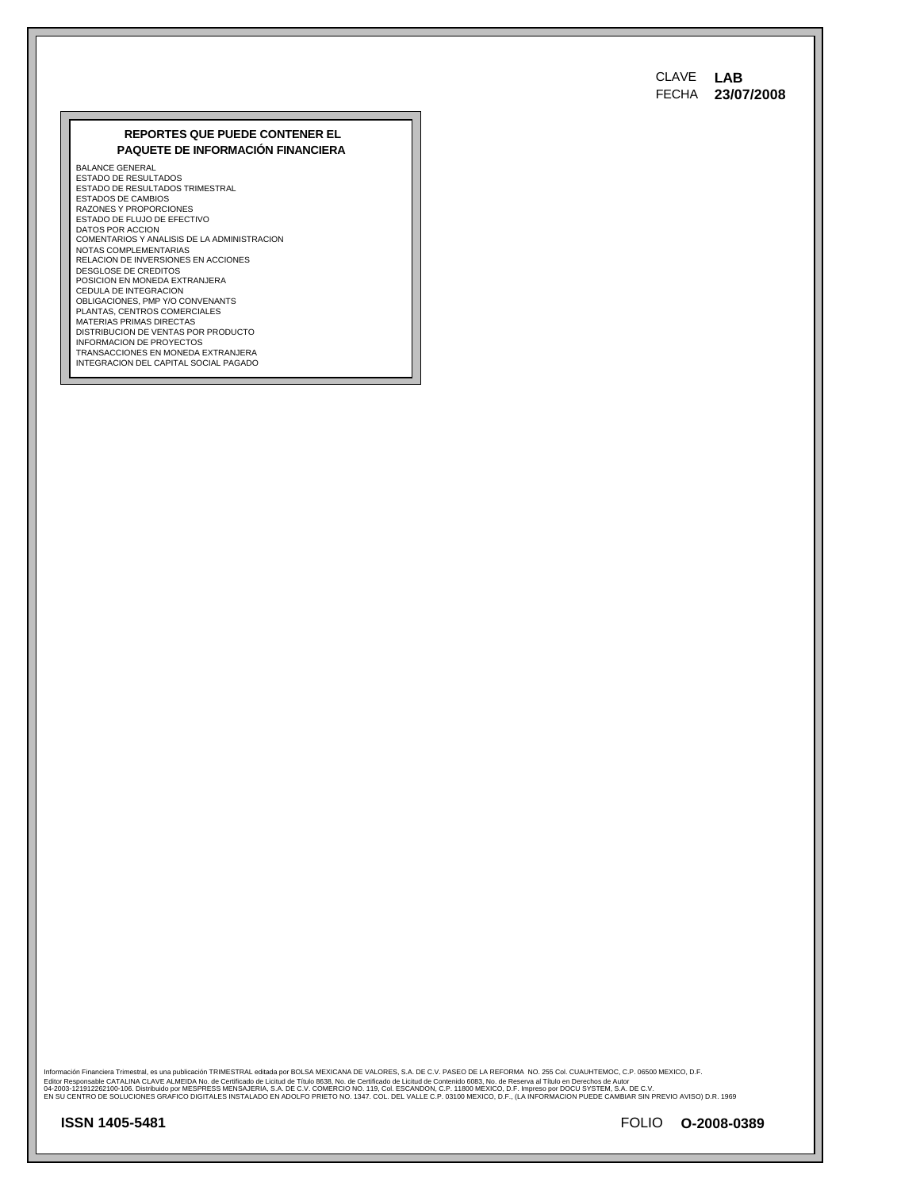CLAVE **LAB**
FECHA **23/07/2008**

**REPORTES QUE PUEDE CONTENER EL PAQUETE DE INFORMACIÓN FINANCIERA**

BALANCE GENERAL
ESTADO DE RESULTADOS
ESTADO DE RESULTADOS TRIMESTRAL
ESTADOS DE CAMBIOS
RAZONES Y PROPORCIONES
ESTADO DE FLUJO DE EFECTIVO
DATOS POR ACCION
COMENTARIOS Y ANALISIS DE LA ADMINISTRACION
NOTAS COMPLEMENTARIAS
RELACION DE INVERSIONES EN ACCIONES
DESGLOSE DE CREDITOS
POSICION EN MONEDA EXTRANJERA
CEDULA DE INTEGRACION
OBLIGACIONES, PMP Y/O CONVENANTS
PLANTAS, CENTROS COMERCIALES
MATERIAS PRIMAS DIRECTAS
DISTRIBUCION DE VENTAS POR PRODUCTO
INFORMACION DE PROYECTOS
TRANSACCIONES EN MONEDA EXTRANJERA
INTEGRACION DEL CAPITAL SOCIAL PAGADO

Información Financiera Trimestral, es una publicación TRIMESTRAL editada por BOLSA MEXICANA DE VALORES, S.A. DE C.V. PASEO DE LA REFORMA NO. 255 Col. CUAUHTEMOC, C.P. 06500 MEXICO, D.F.
Editor Responsable CATALINA CLAVE ALMEIDA No. de Certificado de Licitud de Título 8638, No. de Certificado de Licitud de Contenido 6083, No. de Reserva al Título en Derechos de Autor 04-2003-121912262100-106. Distribuido por MESPRESS MENSAJERIA, S.A. DE C.V. COMERCIO NO. 119, Col. ESCANDON, C.P. 11800 MEXICO, D.F. Impreso por DOCU SYSTEM, S.A. DE C.V. EN SU CENTRO DE SOLUCIONES GRAFICO DIGITALES INSTALADO EN ADOLFO PRIETO NO. 1347. COL. DEL VALLE C.P. 03100 MEXICO, D.F., (LA INFORMACION PUEDE CAMBIAR SIN PREVIO AVISO) D.R. 1969

**ISSN 1405-5481**

FOLIO **O-2008-0389**